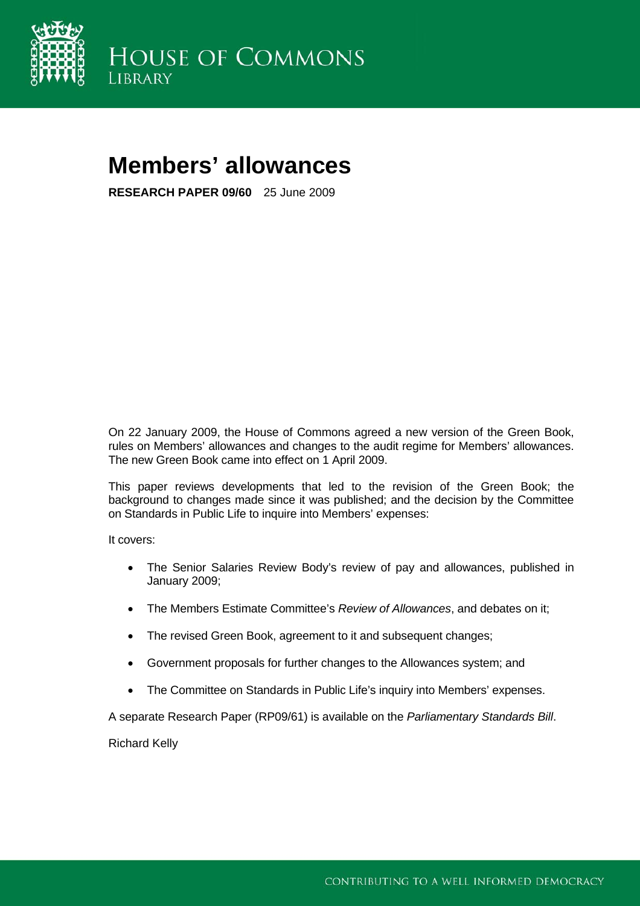HOUSE OF COMMONS
LIBRARY

# Members' allowances

**RESEARCH PAPER 09/60** 25 June 2009

On 22 January 2009, the House of Commons agreed a new version of the Green Book, rules on Members' allowances and changes to the audit regime for Members' allowances. The new Green Book came into effect on 1 April 2009.

This paper reviews developments that led to the revision of the Green Book; the background to changes made since it was published; and the decision by the Committee on Standards in Public Life to inquire into Members' expenses:

It covers:

- The Senior Salaries Review Body's review of pay and allowances, published in January 2009;
- The Members Estimate Committee's *Review of Allowances*, and debates on it;
- The revised Green Book, agreement to it and subsequent changes;
- Government proposals for further changes to the Allowances system; and
- The Committee on Standards in Public Life's inquiry into Members' expenses.

A separate Research Paper (RP09/61) is available on the *Parliamentary Standards Bill*.

Richard Kelly

CONTRIBUTING TO A WELL INFORMED DEMOCRACY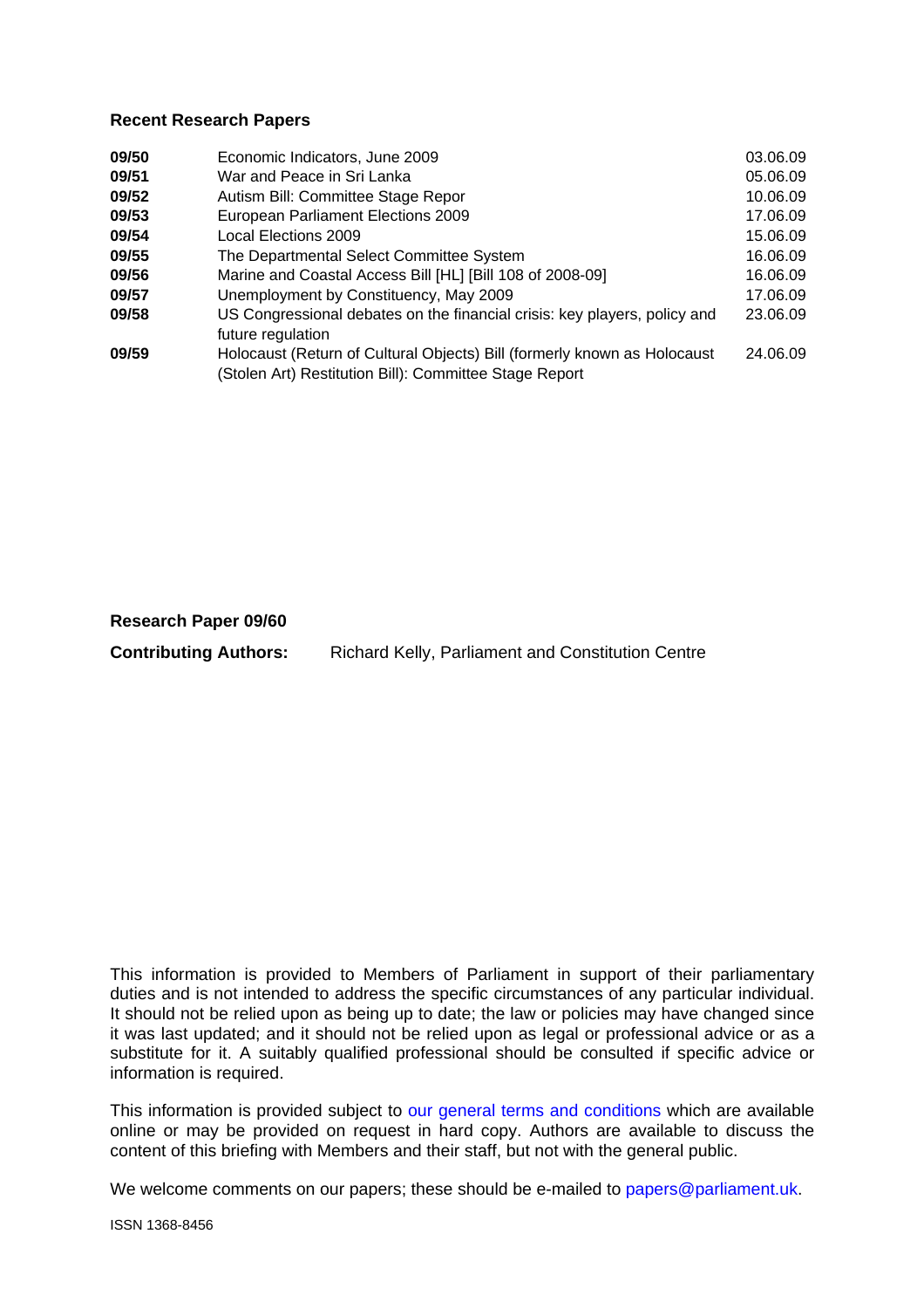**Recent Research Papers**

| | | |
|---|---|---|
| **09/50** | Economic Indicators, June 2009 | 03.06.09 |
| **09/51** | War and Peace in Sri Lanka | 05.06.09 |
| **09/52** | Autism Bill: Committee Stage Repor | 10.06.09 |
| **09/53** | European Parliament Elections 2009 | 17.06.09 |
| **09/54** | Local Elections 2009 | 15.06.09 |
| **09/55** | The Departmental Select Committee System | 16.06.09 |
| **09/56** | Marine and Coastal Access Bill [HL] [Bill 108 of 2008-09] | 16.06.09 |
| **09/57** | Unemployment by Constituency, May 2009 | 17.06.09 |
| **09/58** | US Congressional debates on the financial crisis: key players, policy and future regulation | 23.06.09 |
| **09/59** | Holocaust (Return of Cultural Objects) Bill (formerly known as Holocaust (Stolen Art) Restitution Bill): Committee Stage Report | 24.06.09 |

**Research Paper 09/60**

**Contributing Authors:** Richard Kelly, Parliament and Constitution Centre

This information is provided to Members of Parliament in support of their parliamentary duties and is not intended to address the specific circumstances of any particular individual. It should not be relied upon as being up to date; the law or policies may have changed since it was last updated; and it should not be relied upon as legal or professional advice or as a substitute for it. A suitably qualified professional should be consulted if specific advice or information is required.

This information is provided subject to our general terms and conditions which are available online or may be provided on request in hard copy. Authors are available to discuss the content of this briefing with Members and their staff, but not with the general public.

We welcome comments on our papers; these should be e-mailed to papers@parliament.uk.

ISSN 1368-8456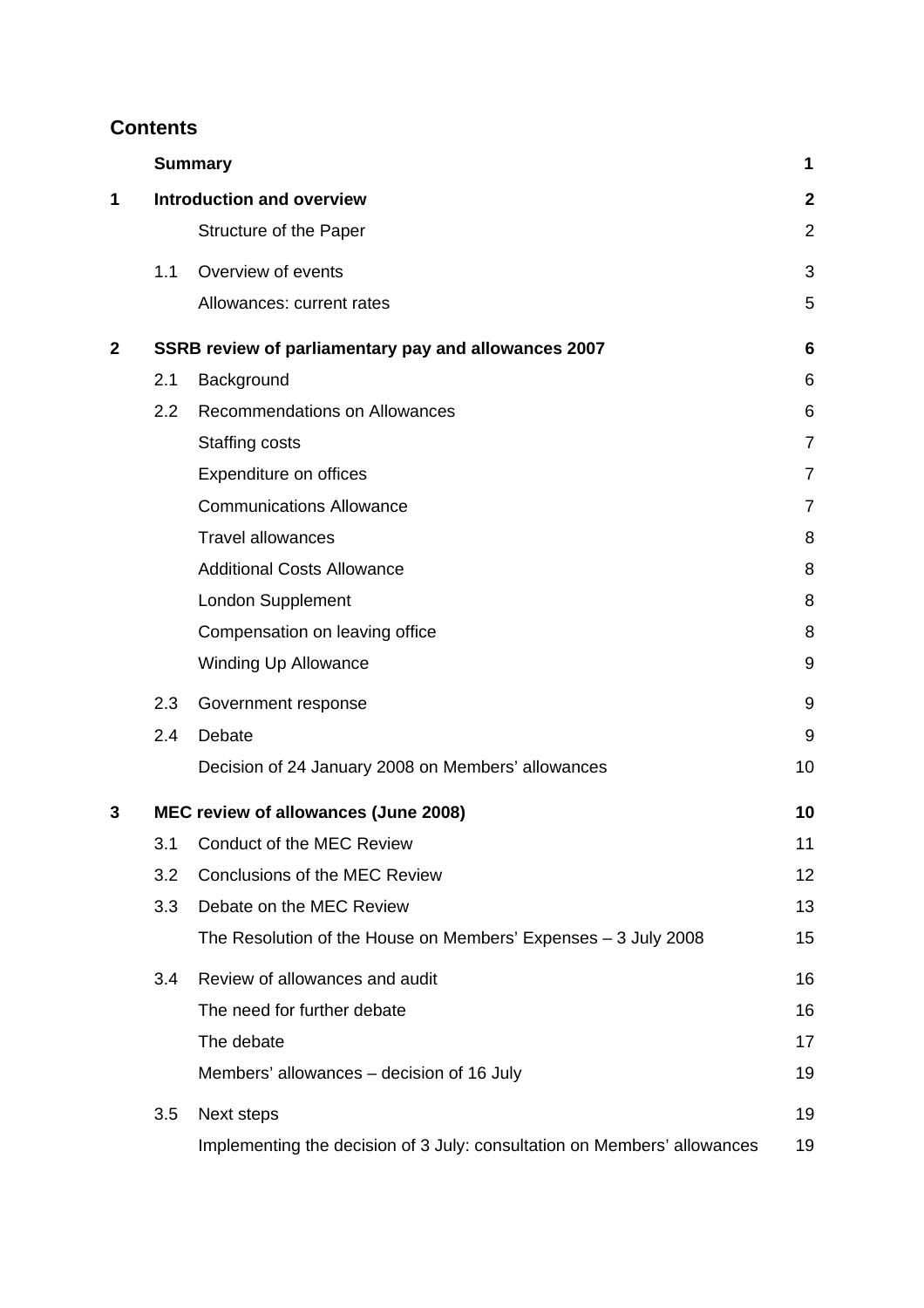## Contents

| | | | |
|---|---|---|---|
| | **Summary** | | **1** |
| **1** | **Introduction and overview** | | **2** |
| | | Structure of the Paper | 2 |
| | 1.1 | Overview of events | 3 |
| | | Allowances: current rates | 5 |
| **2** | **SSRB review of parliamentary pay and allowances 2007** | | **6** |
| | 2.1 | Background | 6 |
| | 2.2 | Recommendations on Allowances | 6 |
| | | Staffing costs | 7 |
| | | Expenditure on offices | 7 |
| | | Communications Allowance | 7 |
| | | Travel allowances | 8 |
| | | Additional Costs Allowance | 8 |
| | | London Supplement | 8 |
| | | Compensation on leaving office | 8 |
| | | Winding Up Allowance | 9 |
| | 2.3 | Government response | 9 |
| | 2.4 | Debate | 9 |
| | | Decision of 24 January 2008 on Members' allowances | 10 |
| **3** | **MEC review of allowances (June 2008)** | | **10** |
| | 3.1 | Conduct of the MEC Review | 11 |
| | 3.2 | Conclusions of the MEC Review | 12 |
| | 3.3 | Debate on the MEC Review | 13 |
| | | The Resolution of the House on Members' Expenses – 3 July 2008 | 15 |
| | 3.4 | Review of allowances and audit | 16 |
| | | The need for further debate | 16 |
| | | The debate | 17 |
| | | Members' allowances – decision of 16 July | 19 |
| | 3.5 | Next steps | 19 |
| | | Implementing the decision of 3 July: consultation on Members' allowances | 19 |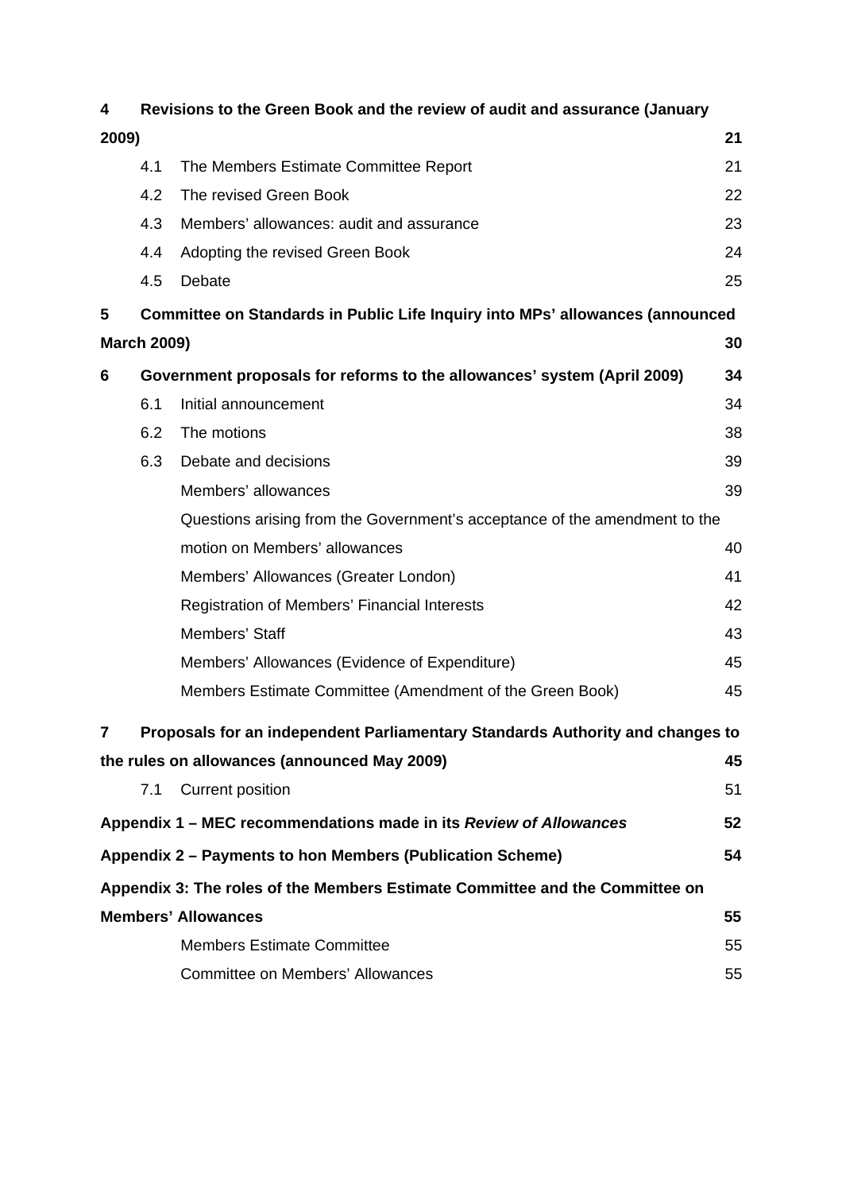| | | | |
|---|---|---|---|
| **4** | **Revisions to the Green Book and the review of audit and assurance (January 2009)** | | **21** |
| | 4.1 | The Members Estimate Committee Report | 21 |
| | 4.2 | The revised Green Book | 22 |
| | 4.3 | Members' allowances: audit and assurance | 23 |
| | 4.4 | Adopting the revised Green Book | 24 |
| | 4.5 | Debate | 25 |
| **5** | **Committee on Standards in Public Life Inquiry into MPs' allowances (announced March 2009)** | | **30** |
| **6** | **Government proposals for reforms to the allowances' system (April 2009)** | | **34** |
| | 6.1 | Initial announcement | 34 |
| | 6.2 | The motions | 38 |
| | 6.3 | Debate and decisions | 39 |
| | | Members' allowances | 39 |
| | | Questions arising from the Government's acceptance of the amendment to the motion on Members' allowances | 40 |
| | | Members' Allowances (Greater London) | 41 |
| | | Registration of Members' Financial Interests | 42 |
| | | Members' Staff | 43 |
| | | Members' Allowances (Evidence of Expenditure) | 45 |
| | | Members Estimate Committee (Amendment of the Green Book) | 45 |
| **7** | **Proposals for an independent Parliamentary Standards Authority and changes to the rules on allowances (announced May 2009)** | | **45** |
| | 7.1 | Current position | 51 |
| **Appendix 1 – MEC recommendations made in its *Review of Allowances*** | | | **52** |
| **Appendix 2 – Payments to hon Members (Publication Scheme)** | | | **54** |
| **Appendix 3: The roles of the Members Estimate Committee and the Committee on Members' Allowances** | | | **55** |
| | | Members Estimate Committee | 55 |
| | | Committee on Members' Allowances | 55 |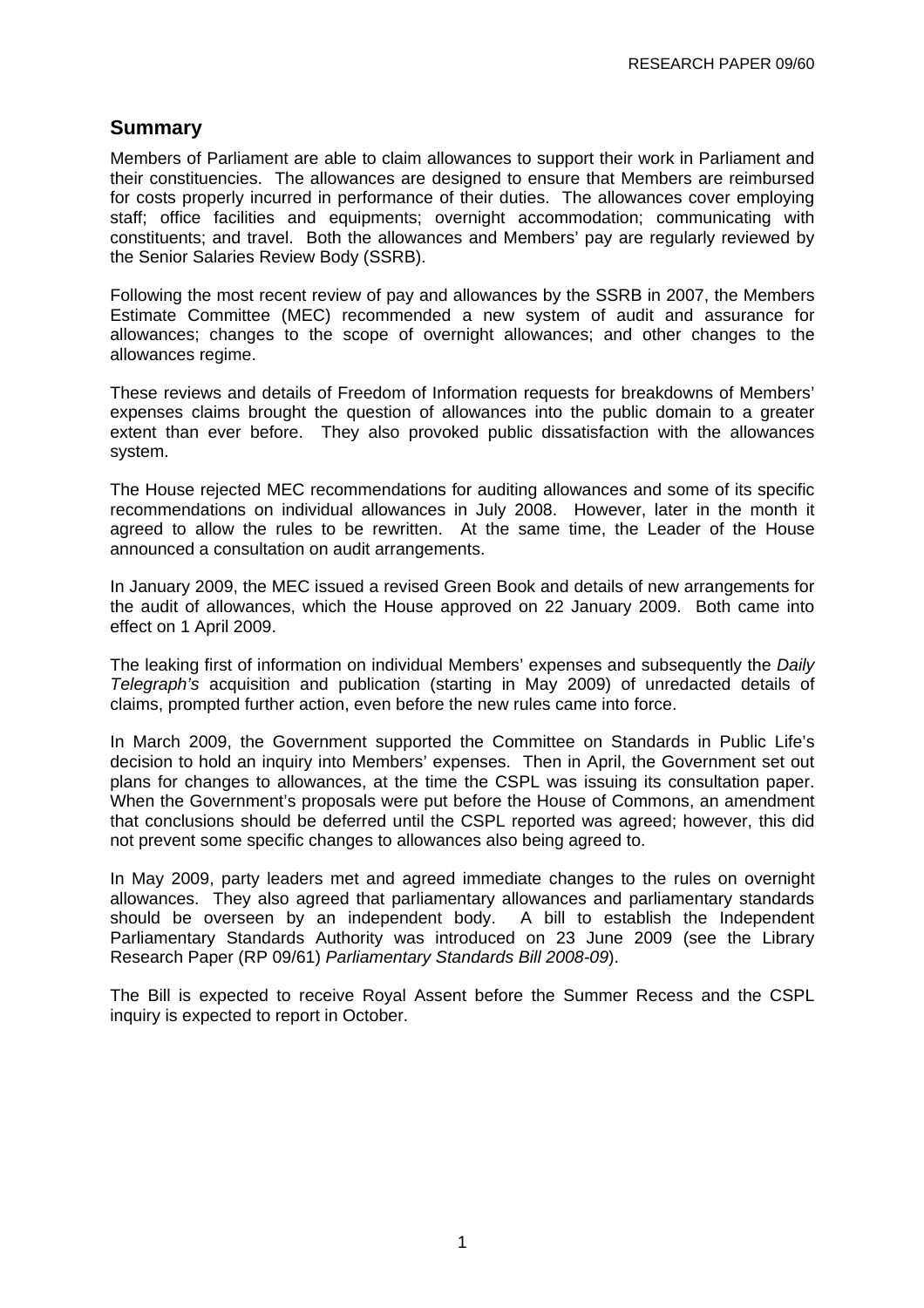## Summary

Members of Parliament are able to claim allowances to support their work in Parliament and their constituencies. The allowances are designed to ensure that Members are reimbursed for costs properly incurred in performance of their duties. The allowances cover employing staff; office facilities and equipments; overnight accommodation; communicating with constituents; and travel. Both the allowances and Members' pay are regularly reviewed by the Senior Salaries Review Body (SSRB).

Following the most recent review of pay and allowances by the SSRB in 2007, the Members Estimate Committee (MEC) recommended a new system of audit and assurance for allowances; changes to the scope of overnight allowances; and other changes to the allowances regime.

These reviews and details of Freedom of Information requests for breakdowns of Members' expenses claims brought the question of allowances into the public domain to a greater extent than ever before. They also provoked public dissatisfaction with the allowances system.

The House rejected MEC recommendations for auditing allowances and some of its specific recommendations on individual allowances in July 2008. However, later in the month it agreed to allow the rules to be rewritten. At the same time, the Leader of the House announced a consultation on audit arrangements.

In January 2009, the MEC issued a revised Green Book and details of new arrangements for the audit of allowances, which the House approved on 22 January 2009. Both came into effect on 1 April 2009.

The leaking first of information on individual Members' expenses and subsequently the *Daily Telegraph's* acquisition and publication (starting in May 2009) of unredacted details of claims, prompted further action, even before the new rules came into force.

In March 2009, the Government supported the Committee on Standards in Public Life's decision to hold an inquiry into Members' expenses. Then in April, the Government set out plans for changes to allowances, at the time the CSPL was issuing its consultation paper. When the Government's proposals were put before the House of Commons, an amendment that conclusions should be deferred until the CSPL reported was agreed; however, this did not prevent some specific changes to allowances also being agreed to.

In May 2009, party leaders met and agreed immediate changes to the rules on overnight allowances. They also agreed that parliamentary allowances and parliamentary standards should be overseen by an independent body. A bill to establish the Independent Parliamentary Standards Authority was introduced on 23 June 2009 (see the Library Research Paper (RP 09/61) *Parliamentary Standards Bill 2008-09*).

The Bill is expected to receive Royal Assent before the Summer Recess and the CSPL inquiry is expected to report in October.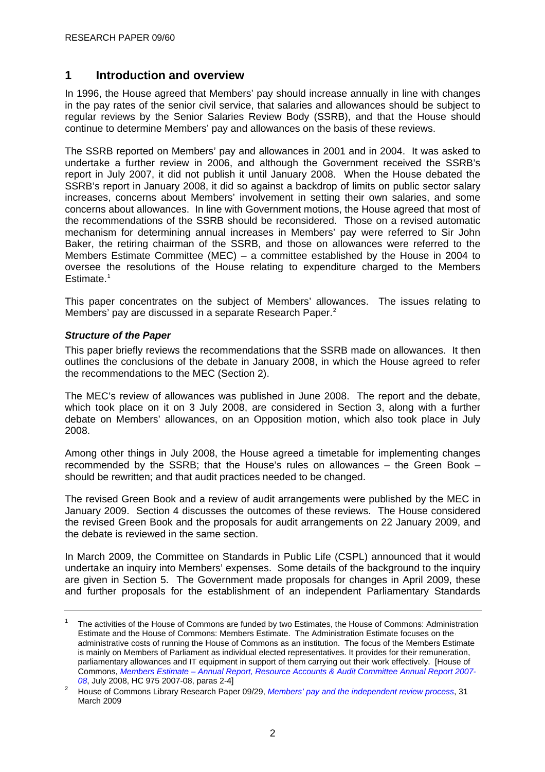# 1 Introduction and overview

In 1996, the House agreed that Members' pay should increase annually in line with changes in the pay rates of the senior civil service, that salaries and allowances should be subject to regular reviews by the Senior Salaries Review Body (SSRB), and that the House should continue to determine Members' pay and allowances on the basis of these reviews.

The SSRB reported on Members' pay and allowances in 2001 and in 2004. It was asked to undertake a further review in 2006, and although the Government received the SSRB's report in July 2007, it did not publish it until January 2008. When the House debated the SSRB's report in January 2008, it did so against a backdrop of limits on public sector salary increases, concerns about Members' involvement in setting their own salaries, and some concerns about allowances. In line with Government motions, the House agreed that most of the recommendations of the SSRB should be reconsidered. Those on a revised automatic mechanism for determining annual increases in Members' pay were referred to Sir John Baker, the retiring chairman of the SSRB, and those on allowances were referred to the Members Estimate Committee (MEC) – a committee established by the House in 2004 to oversee the resolutions of the House relating to expenditure charged to the Members Estimate.[1]

This paper concentrates on the subject of Members' allowances. The issues relating to Members' pay are discussed in a separate Research Paper.[2]

### *Structure of the Paper*

This paper briefly reviews the recommendations that the SSRB made on allowances. It then outlines the conclusions of the debate in January 2008, in which the House agreed to refer the recommendations to the MEC (Section 2).

The MEC's review of allowances was published in June 2008. The report and the debate, which took place on it on 3 July 2008, are considered in Section 3, along with a further debate on Members' allowances, on an Opposition motion, which also took place in July 2008.

Among other things in July 2008, the House agreed a timetable for implementing changes recommended by the SSRB; that the House's rules on allowances – the Green Book – should be rewritten; and that audit practices needed to be changed.

The revised Green Book and a review of audit arrangements were published by the MEC in January 2009. Section 4 discusses the outcomes of these reviews. The House considered the revised Green Book and the proposals for audit arrangements on 22 January 2009, and the debate is reviewed in the same section.

In March 2009, the Committee on Standards in Public Life (CSPL) announced that it would undertake an inquiry into Members' expenses. Some details of the background to the inquiry are given in Section 5. The Government made proposals for changes in April 2009, these and further proposals for the establishment of an independent Parliamentary Standards

---

[1] The activities of the House of Commons are funded by two Estimates, the House of Commons: Administration Estimate and the House of Commons: Members Estimate. The Administration Estimate focuses on the administrative costs of running the House of Commons as an institution. The focus of the Members Estimate is mainly on Members of Parliament as individual elected representatives. It provides for their remuneration, parliamentary allowances and IT equipment in support of them carrying out their work effectively. [House of Commons, *Members Estimate – Annual Report, Resource Accounts & Audit Committee Annual Report 2007-08*, July 2008, HC 975 2007-08, paras 2-4]

[2] House of Commons Library Research Paper 09/29, *Members' pay and the independent review process*, 31 March 2009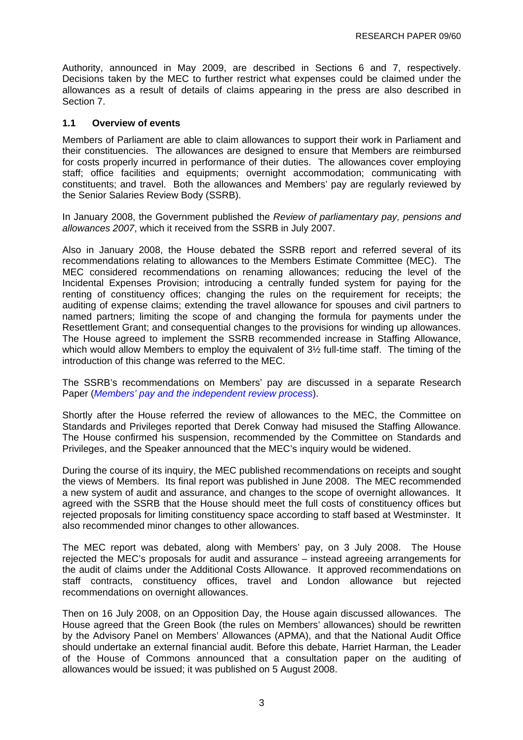Authority, announced in May 2009, are described in Sections 6 and 7, respectively. Decisions taken by the MEC to further restrict what expenses could be claimed under the allowances as a result of details of claims appearing in the press are also described in Section 7.

### 1.1 Overview of events

Members of Parliament are able to claim allowances to support their work in Parliament and their constituencies. The allowances are designed to ensure that Members are reimbursed for costs properly incurred in performance of their duties. The allowances cover employing staff; office facilities and equipments; overnight accommodation; communicating with constituents; and travel. Both the allowances and Members' pay are regularly reviewed by the Senior Salaries Review Body (SSRB).

In January 2008, the Government published the *Review of parliamentary pay, pensions and allowances 2007*, which it received from the SSRB in July 2007.

Also in January 2008, the House debated the SSRB report and referred several of its recommendations relating to allowances to the Members Estimate Committee (MEC). The MEC considered recommendations on renaming allowances; reducing the level of the Incidental Expenses Provision; introducing a centrally funded system for paying for the renting of constituency offices; changing the rules on the requirement for receipts; the auditing of expense claims; extending the travel allowance for spouses and civil partners to named partners; limiting the scope of and changing the formula for payments under the Resettlement Grant; and consequential changes to the provisions for winding up allowances. The House agreed to implement the SSRB recommended increase in Staffing Allowance, which would allow Members to employ the equivalent of 3½ full-time staff. The timing of the introduction of this change was referred to the MEC.

The SSRB's recommendations on Members' pay are discussed in a separate Research Paper (*Members' pay and the independent review process*).

Shortly after the House referred the review of allowances to the MEC, the Committee on Standards and Privileges reported that Derek Conway had misused the Staffing Allowance. The House confirmed his suspension, recommended by the Committee on Standards and Privileges, and the Speaker announced that the MEC's inquiry would be widened.

During the course of its inquiry, the MEC published recommendations on receipts and sought the views of Members. Its final report was published in June 2008. The MEC recommended a new system of audit and assurance, and changes to the scope of overnight allowances. It agreed with the SSRB that the House should meet the full costs of constituency offices but rejected proposals for limiting constituency space according to staff based at Westminster. It also recommended minor changes to other allowances.

The MEC report was debated, along with Members' pay, on 3 July 2008. The House rejected the MEC's proposals for audit and assurance – instead agreeing arrangements for the audit of claims under the Additional Costs Allowance. It approved recommendations on staff contracts, constituency offices, travel and London allowance but rejected recommendations on overnight allowances.

Then on 16 July 2008, on an Opposition Day, the House again discussed allowances. The House agreed that the Green Book (the rules on Members' allowances) should be rewritten by the Advisory Panel on Members' Allowances (APMA), and that the National Audit Office should undertake an external financial audit. Before this debate, Harriet Harman, the Leader of the House of Commons announced that a consultation paper on the auditing of allowances would be issued; it was published on 5 August 2008.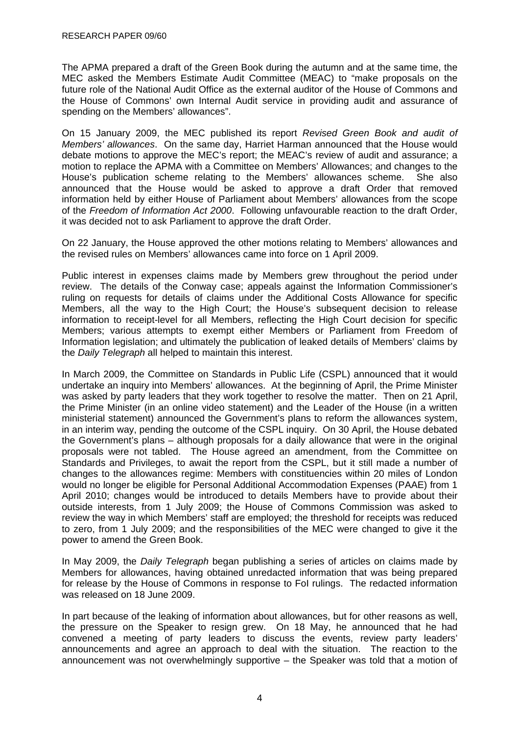The APMA prepared a draft of the Green Book during the autumn and at the same time, the MEC asked the Members Estimate Audit Committee (MEAC) to "make proposals on the future role of the National Audit Office as the external auditor of the House of Commons and the House of Commons' own Internal Audit service in providing audit and assurance of spending on the Members' allowances".

On 15 January 2009, the MEC published its report *Revised Green Book and audit of Members' allowances*. On the same day, Harriet Harman announced that the House would debate motions to approve the MEC's report; the MEAC's review of audit and assurance; a motion to replace the APMA with a Committee on Members' Allowances; and changes to the House's publication scheme relating to the Members' allowances scheme. She also announced that the House would be asked to approve a draft Order that removed information held by either House of Parliament about Members' allowances from the scope of the *Freedom of Information Act 2000*. Following unfavourable reaction to the draft Order, it was decided not to ask Parliament to approve the draft Order.

On 22 January, the House approved the other motions relating to Members' allowances and the revised rules on Members' allowances came into force on 1 April 2009.

Public interest in expenses claims made by Members grew throughout the period under review. The details of the Conway case; appeals against the Information Commissioner's ruling on requests for details of claims under the Additional Costs Allowance for specific Members, all the way to the High Court; the House's subsequent decision to release information to receipt-level for all Members, reflecting the High Court decision for specific Members; various attempts to exempt either Members or Parliament from Freedom of Information legislation; and ultimately the publication of leaked details of Members' claims by the *Daily Telegraph* all helped to maintain this interest.

In March 2009, the Committee on Standards in Public Life (CSPL) announced that it would undertake an inquiry into Members' allowances. At the beginning of April, the Prime Minister was asked by party leaders that they work together to resolve the matter. Then on 21 April, the Prime Minister (in an online video statement) and the Leader of the House (in a written ministerial statement) announced the Government's plans to reform the allowances system, in an interim way, pending the outcome of the CSPL inquiry. On 30 April, the House debated the Government's plans – although proposals for a daily allowance that were in the original proposals were not tabled. The House agreed an amendment, from the Committee on Standards and Privileges, to await the report from the CSPL, but it still made a number of changes to the allowances regime: Members with constituencies within 20 miles of London would no longer be eligible for Personal Additional Accommodation Expenses (PAAE) from 1 April 2010; changes would be introduced to details Members have to provide about their outside interests, from 1 July 2009; the House of Commons Commission was asked to review the way in which Members' staff are employed; the threshold for receipts was reduced to zero, from 1 July 2009; and the responsibilities of the MEC were changed to give it the power to amend the Green Book.

In May 2009, the *Daily Telegraph* began publishing a series of articles on claims made by Members for allowances, having obtained unredacted information that was being prepared for release by the House of Commons in response to FoI rulings. The redacted information was released on 18 June 2009.

In part because of the leaking of information about allowances, but for other reasons as well, the pressure on the Speaker to resign grew. On 18 May, he announced that he had convened a meeting of party leaders to discuss the events, review party leaders' announcements and agree an approach to deal with the situation. The reaction to the announcement was not overwhelmingly supportive – the Speaker was told that a motion of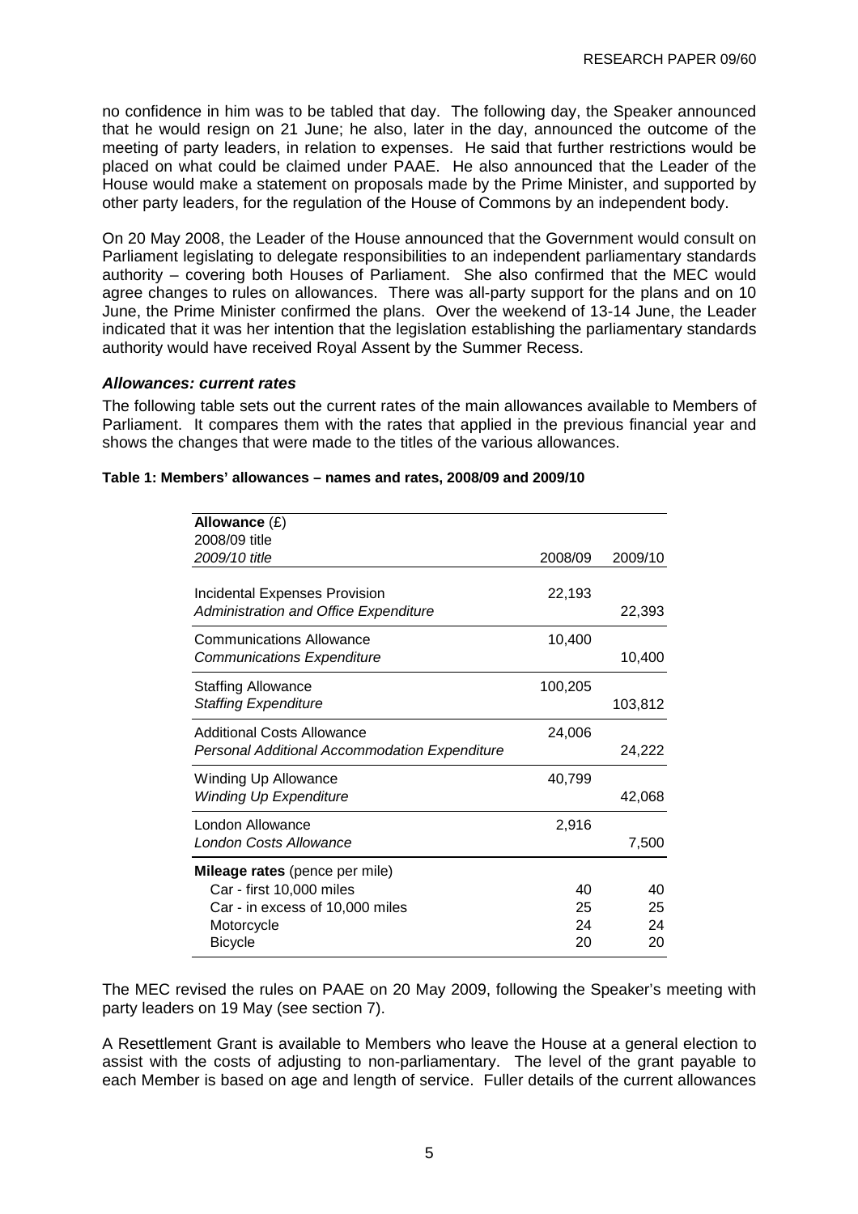no confidence in him was to be tabled that day. The following day, the Speaker announced that he would resign on 21 June; he also, later in the day, announced the outcome of the meeting of party leaders, in relation to expenses. He said that further restrictions would be placed on what could be claimed under PAAE. He also announced that the Leader of the House would make a statement on proposals made by the Prime Minister, and supported by other party leaders, for the regulation of the House of Commons by an independent body.

On 20 May 2008, the Leader of the House announced that the Government would consult on Parliament legislating to delegate responsibilities to an independent parliamentary standards authority – covering both Houses of Parliament. She also confirmed that the MEC would agree changes to rules on allowances. There was all-party support for the plans and on 10 June, the Prime Minister confirmed the plans. Over the weekend of 13-14 June, the Leader indicated that it was her intention that the legislation establishing the parliamentary standards authority would have received Royal Assent by the Summer Recess.

### *Allowances: current rates*

The following table sets out the current rates of the main allowances available to Members of Parliament. It compares them with the rates that applied in the previous financial year and shows the changes that were made to the titles of the various allowances.

**Table 1: Members' allowances – names and rates, 2008/09 and 2009/10**

| **Allowance** (£)<br>2008/09 title<br>*2009/10 title* | 2008/09 | 2009/10 |
|---|---|---|
| Incidental Expenses Provision | 22,193 | |
| *Administration and Office Expenditure* | | 22,393 |
| Communications Allowance | 10,400 | |
| *Communications Expenditure* | | 10,400 |
| Staffing Allowance | 100,205 | |
| *Staffing Expenditure* | | 103,812 |
| Additional Costs Allowance | 24,006 | |
| *Personal Additional Accommodation Expenditure* | | 24,222 |
| Winding Up Allowance | 40,799 | |
| *Winding Up Expenditure* | | 42,068 |
| London Allowance | 2,916 | |
| *London Costs Allowance* | | 7,500 |
| **Mileage rates** (pence per mile) | | |
| Car - first 10,000 miles | 40 | 40 |
| Car - in excess of 10,000 miles | 25 | 25 |
| Motorcycle | 24 | 24 |
| Bicycle | 20 | 20 |

The MEC revised the rules on PAAE on 20 May 2009, following the Speaker's meeting with party leaders on 19 May (see section 7).

A Resettlement Grant is available to Members who leave the House at a general election to assist with the costs of adjusting to non-parliamentary. The level of the grant payable to each Member is based on age and length of service. Fuller details of the current allowances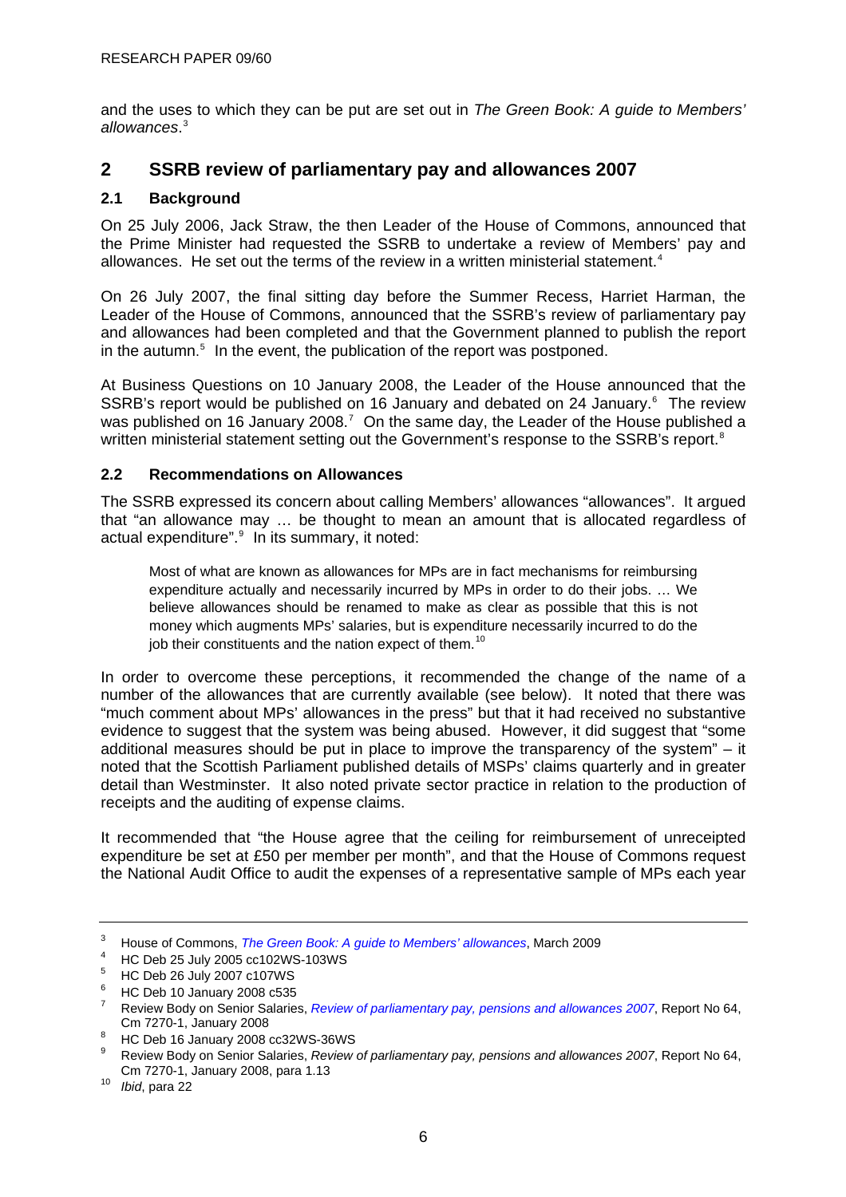and the uses to which they can be put are set out in *The Green Book: A guide to Members' allowances*.[3]

## 2 SSRB review of parliamentary pay and allowances 2007

### 2.1 Background

On 25 July 2006, Jack Straw, the then Leader of the House of Commons, announced that the Prime Minister had requested the SSRB to undertake a review of Members' pay and allowances. He set out the terms of the review in a written ministerial statement.[4]

On 26 July 2007, the final sitting day before the Summer Recess, Harriet Harman, the Leader of the House of Commons, announced that the SSRB's review of parliamentary pay and allowances had been completed and that the Government planned to publish the report in the autumn.[5] In the event, the publication of the report was postponed.

At Business Questions on 10 January 2008, the Leader of the House announced that the SSRB's report would be published on 16 January and debated on 24 January.[6] The review was published on 16 January 2008.[7] On the same day, the Leader of the House published a written ministerial statement setting out the Government's response to the SSRB's report.[8]

### 2.2 Recommendations on Allowances

The SSRB expressed its concern about calling Members' allowances "allowances". It argued that "an allowance may … be thought to mean an amount that is allocated regardless of actual expenditure".[9] In its summary, it noted:

> Most of what are known as allowances for MPs are in fact mechanisms for reimbursing expenditure actually and necessarily incurred by MPs in order to do their jobs. … We believe allowances should be renamed to make as clear as possible that this is not money which augments MPs' salaries, but is expenditure necessarily incurred to do the job their constituents and the nation expect of them.[10]

In order to overcome these perceptions, it recommended the change of the name of a number of the allowances that are currently available (see below). It noted that there was "much comment about MPs' allowances in the press" but that it had received no substantive evidence to suggest that the system was being abused. However, it did suggest that "some additional measures should be put in place to improve the transparency of the system" – it noted that the Scottish Parliament published details of MSPs' claims quarterly and in greater detail than Westminster. It also noted private sector practice in relation to the production of receipts and the auditing of expense claims.

It recommended that "the House agree that the ceiling for reimbursement of unreceipted expenditure be set at £50 per member per month", and that the House of Commons request the National Audit Office to audit the expenses of a representative sample of MPs each year

---

3 House of Commons, *The Green Book: A guide to Members' allowances*, March 2009

4 HC Deb 25 July 2005 cc102WS-103WS

5 HC Deb 26 July 2007 c107WS

6 HC Deb 10 January 2008 c535

7 Review Body on Senior Salaries, *Review of parliamentary pay, pensions and allowances 2007*, Report No 64, Cm 7270-1, January 2008

8 HC Deb 16 January 2008 cc32WS-36WS

9 Review Body on Senior Salaries, *Review of parliamentary pay, pensions and allowances 2007*, Report No 64, Cm 7270-1, January 2008, para 1.13

10 *Ibid*, para 22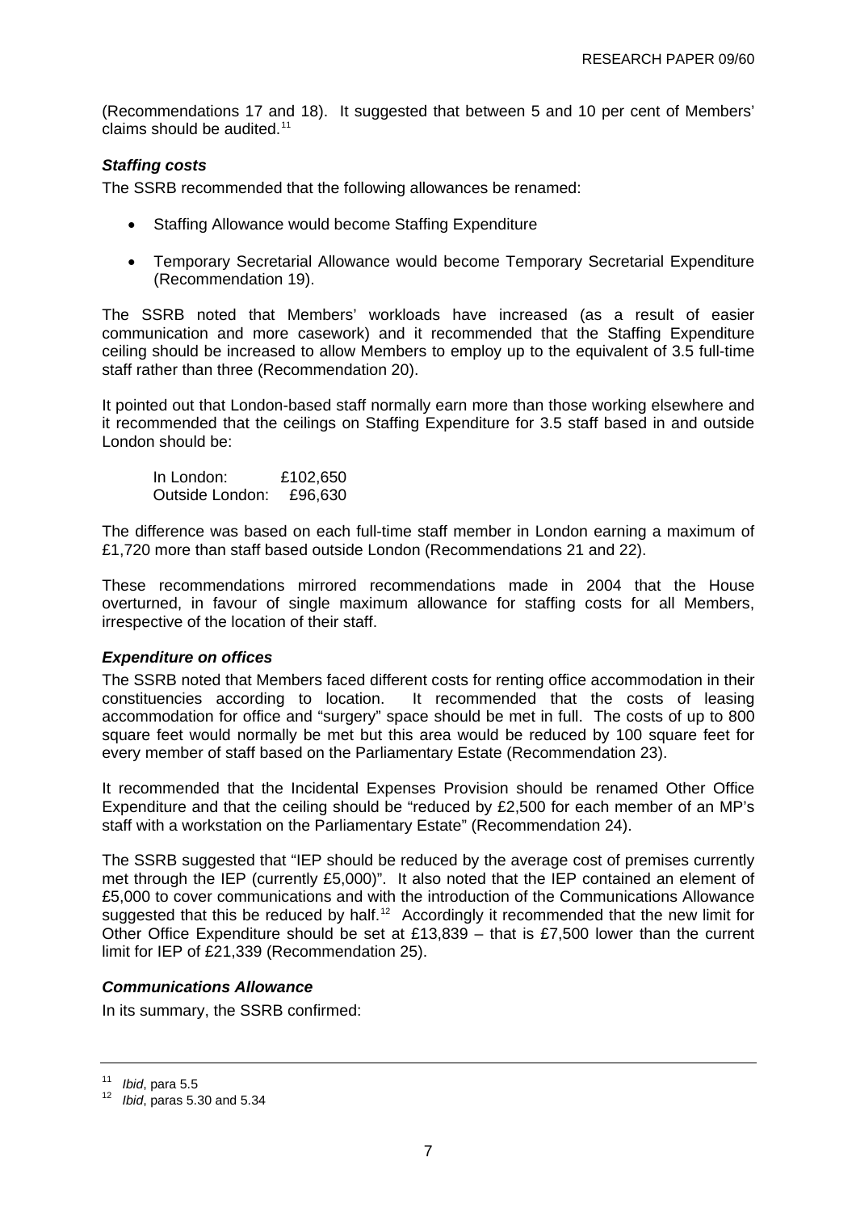(Recommendations 17 and 18). It suggested that between 5 and 10 per cent of Members' claims should be audited.[11]

### *Staffing costs*

The SSRB recommended that the following allowances be renamed:

- Staffing Allowance would become Staffing Expenditure
- Temporary Secretarial Allowance would become Temporary Secretarial Expenditure (Recommendation 19).

The SSRB noted that Members' workloads have increased (as a result of easier communication and more casework) and it recommended that the Staffing Expenditure ceiling should be increased to allow Members to employ up to the equivalent of 3.5 full-time staff rather than three (Recommendation 20).

It pointed out that London-based staff normally earn more than those working elsewhere and it recommended that the ceilings on Staffing Expenditure for 3.5 staff based in and outside London should be:

| | |
|---|---|
| In London: | £102,650 |
| Outside London: | £96,630 |

The difference was based on each full-time staff member in London earning a maximum of £1,720 more than staff based outside London (Recommendations 21 and 22).

These recommendations mirrored recommendations made in 2004 that the House overturned, in favour of single maximum allowance for staffing costs for all Members, irrespective of the location of their staff.

### *Expenditure on offices*

The SSRB noted that Members faced different costs for renting office accommodation in their constituencies according to location. It recommended that the costs of leasing accommodation for office and "surgery" space should be met in full. The costs of up to 800 square feet would normally be met but this area would be reduced by 100 square feet for every member of staff based on the Parliamentary Estate (Recommendation 23).

It recommended that the Incidental Expenses Provision should be renamed Other Office Expenditure and that the ceiling should be "reduced by £2,500 for each member of an MP's staff with a workstation on the Parliamentary Estate" (Recommendation 24).

The SSRB suggested that "IEP should be reduced by the average cost of premises currently met through the IEP (currently £5,000)". It also noted that the IEP contained an element of £5,000 to cover communications and with the introduction of the Communications Allowance suggested that this be reduced by half.[12] Accordingly it recommended that the new limit for Other Office Expenditure should be set at £13,839 – that is £7,500 lower than the current limit for IEP of £21,339 (Recommendation 25).

### *Communications Allowance*

In its summary, the SSRB confirmed:

---

[11] *Ibid*, para 5.5

[12] *Ibid*, paras 5.30 and 5.34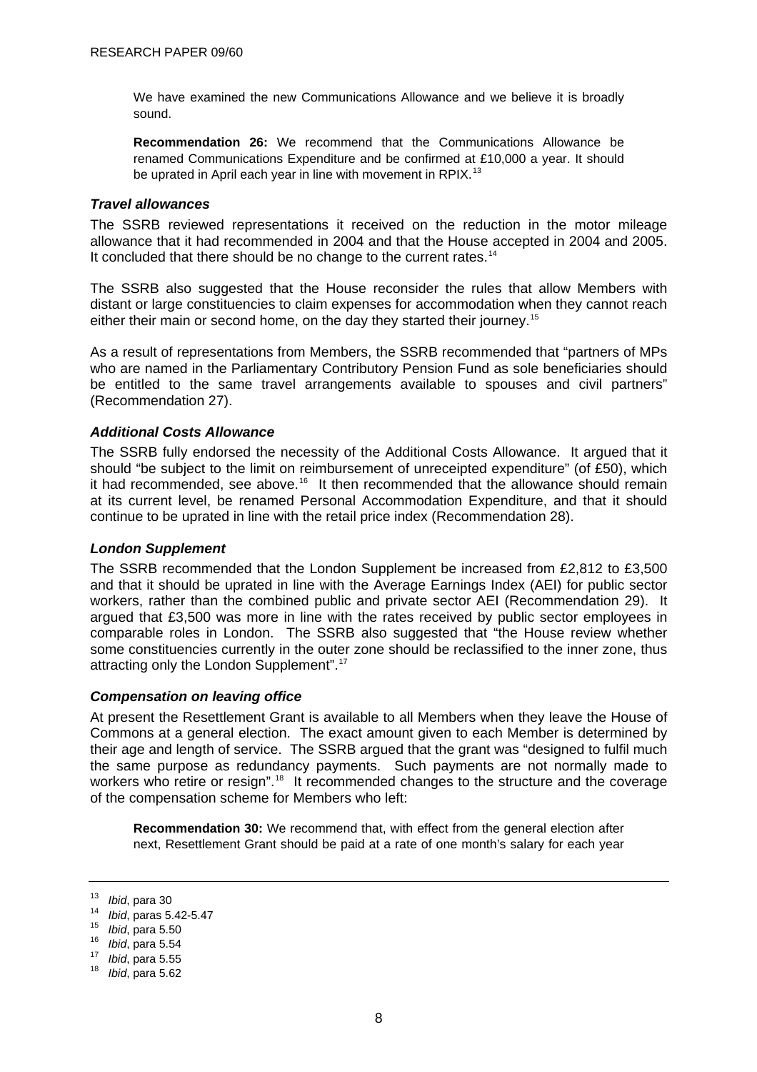> We have examined the new Communications Allowance and we believe it is broadly sound.
>
> **Recommendation 26:** We recommend that the Communications Allowance be renamed Communications Expenditure and be confirmed at £10,000 a year. It should be uprated in April each year in line with movement in RPIX.[13]

### *Travel allowances*

The SSRB reviewed representations it received on the reduction in the motor mileage allowance that it had recommended in 2004 and that the House accepted in 2004 and 2005. It concluded that there should be no change to the current rates.[14]

The SSRB also suggested that the House reconsider the rules that allow Members with distant or large constituencies to claim expenses for accommodation when they cannot reach either their main or second home, on the day they started their journey.[15]

As a result of representations from Members, the SSRB recommended that "partners of MPs who are named in the Parliamentary Contributory Pension Fund as sole beneficiaries should be entitled to the same travel arrangements available to spouses and civil partners" (Recommendation 27).

### *Additional Costs Allowance*

The SSRB fully endorsed the necessity of the Additional Costs Allowance. It argued that it should "be subject to the limit on reimbursement of unreceipted expenditure" (of £50), which it had recommended, see above.[16] It then recommended that the allowance should remain at its current level, be renamed Personal Accommodation Expenditure, and that it should continue to be uprated in line with the retail price index (Recommendation 28).

### *London Supplement*

The SSRB recommended that the London Supplement be increased from £2,812 to £3,500 and that it should be uprated in line with the Average Earnings Index (AEI) for public sector workers, rather than the combined public and private sector AEI (Recommendation 29). It argued that £3,500 was more in line with the rates received by public sector employees in comparable roles in London. The SSRB also suggested that "the House review whether some constituencies currently in the outer zone should be reclassified to the inner zone, thus attracting only the London Supplement".[17]

### *Compensation on leaving office*

At present the Resettlement Grant is available to all Members when they leave the House of Commons at a general election. The exact amount given to each Member is determined by their age and length of service. The SSRB argued that the grant was "designed to fulfil much the same purpose as redundancy payments. Such payments are not normally made to workers who retire or resign".[18] It recommended changes to the structure and the coverage of the compensation scheme for Members who left:

> **Recommendation 30:** We recommend that, with effect from the general election after next, Resettlement Grant should be paid at a rate of one month's salary for each year

---

[13] *Ibid*, para 30

[14] *Ibid*, paras 5.42-5.47

[15] *Ibid*, para 5.50

[16] *Ibid*, para 5.54

[17] *Ibid*, para 5.55

[18] *Ibid*, para 5.62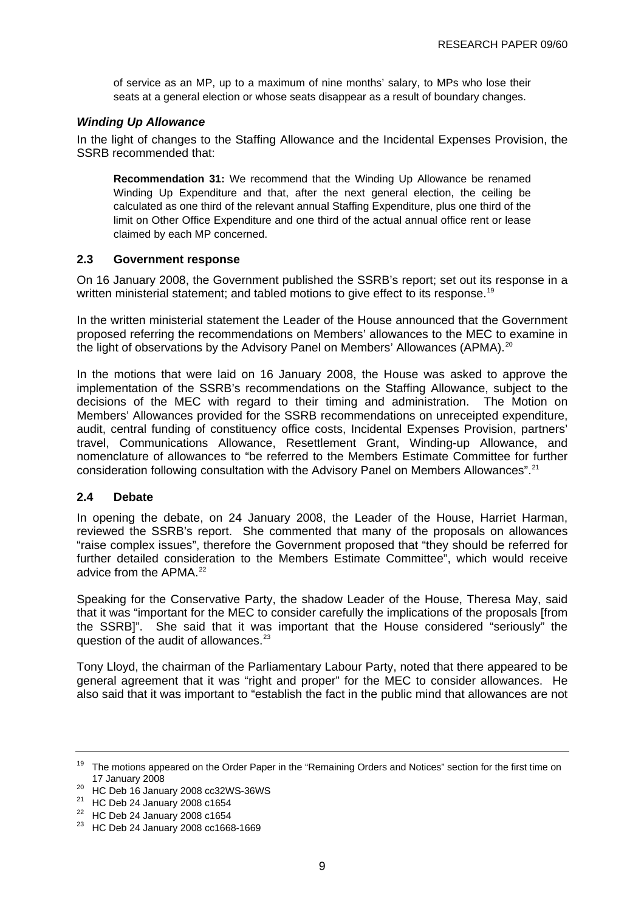of service as an MP, up to a maximum of nine months' salary, to MPs who lose their seats at a general election or whose seats disappear as a result of boundary changes.

***Winding Up Allowance***

In the light of changes to the Staffing Allowance and the Incidental Expenses Provision, the SSRB recommended that:

> **Recommendation 31:** We recommend that the Winding Up Allowance be renamed Winding Up Expenditure and that, after the next general election, the ceiling be calculated as one third of the relevant annual Staffing Expenditure, plus one third of the limit on Other Office Expenditure and one third of the actual annual office rent or lease claimed by each MP concerned.

### 2.3 Government response

On 16 January 2008, the Government published the SSRB's report; set out its response in a written ministerial statement; and tabled motions to give effect to its response.[19]

In the written ministerial statement the Leader of the House announced that the Government proposed referring the recommendations on Members' allowances to the MEC to examine in the light of observations by the Advisory Panel on Members' Allowances (APMA).[20]

In the motions that were laid on 16 January 2008, the House was asked to approve the implementation of the SSRB's recommendations on the Staffing Allowance, subject to the decisions of the MEC with regard to their timing and administration. The Motion on Members' Allowances provided for the SSRB recommendations on unreceipted expenditure, audit, central funding of constituency office costs, Incidental Expenses Provision, partners' travel, Communications Allowance, Resettlement Grant, Winding-up Allowance, and nomenclature of allowances to "be referred to the Members Estimate Committee for further consideration following consultation with the Advisory Panel on Members Allowances".[21]

### 2.4 Debate

In opening the debate, on 24 January 2008, the Leader of the House, Harriet Harman, reviewed the SSRB's report. She commented that many of the proposals on allowances "raise complex issues", therefore the Government proposed that "they should be referred for further detailed consideration to the Members Estimate Committee", which would receive advice from the APMA.[22]

Speaking for the Conservative Party, the shadow Leader of the House, Theresa May, said that it was "important for the MEC to consider carefully the implications of the proposals [from the SSRB]". She said that it was important that the House considered "seriously" the question of the audit of allowances.[23]

Tony Lloyd, the chairman of the Parliamentary Labour Party, noted that there appeared to be general agreement that it was "right and proper" for the MEC to consider allowances. He also said that it was important to "establish the fact in the public mind that allowances are not

---

[19] The motions appeared on the Order Paper in the "Remaining Orders and Notices" section for the first time on 17 January 2008

[20] HC Deb 16 January 2008 cc32WS-36WS

[21] HC Deb 24 January 2008 c1654

[22] HC Deb 24 January 2008 c1654

[23] HC Deb 24 January 2008 cc1668-1669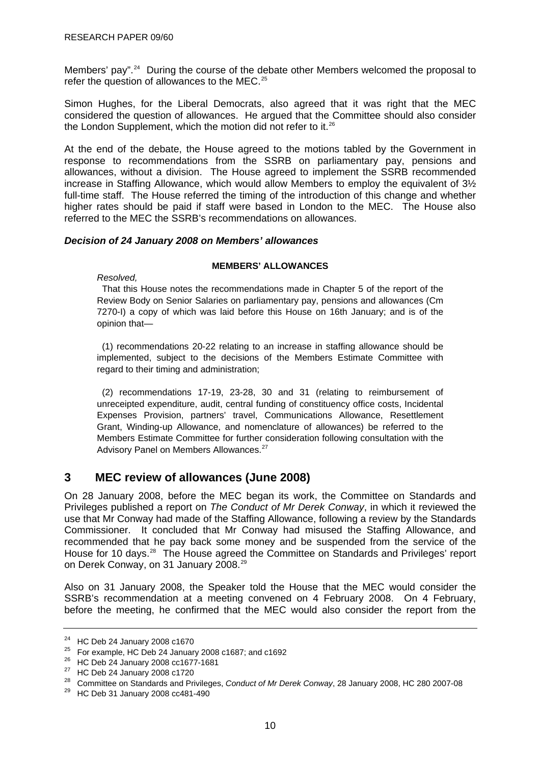Members' pay".[24] During the course of the debate other Members welcomed the proposal to refer the question of allowances to the MEC.[25]

Simon Hughes, for the Liberal Democrats, also agreed that it was right that the MEC considered the question of allowances. He argued that the Committee should also consider the London Supplement, which the motion did not refer to it.[26]

At the end of the debate, the House agreed to the motions tabled by the Government in response to recommendations from the SSRB on parliamentary pay, pensions and allowances, without a division. The House agreed to implement the SSRB recommended increase in Staffing Allowance, which would allow Members to employ the equivalent of 3½ full-time staff. The House referred the timing of the introduction of this change and whether higher rates should be paid if staff were based in London to the MEC. The House also referred to the MEC the SSRB's recommendations on allowances.

### *Decision of 24 January 2008 on Members' allowances*

> **MEMBERS' ALLOWANCES**
>
> *Resolved,*
>
> That this House notes the recommendations made in Chapter 5 of the report of the Review Body on Senior Salaries on parliamentary pay, pensions and allowances (Cm 7270-I) a copy of which was laid before this House on 16th January; and is of the opinion that—
>
> (1) recommendations 20-22 relating to an increase in staffing allowance should be implemented, subject to the decisions of the Members Estimate Committee with regard to their timing and administration;
>
> (2) recommendations 17-19, 23-28, 30 and 31 (relating to reimbursement of unreceipted expenditure, audit, central funding of constituency office costs, Incidental Expenses Provision, partners' travel, Communications Allowance, Resettlement Grant, Winding-up Allowance, and nomenclature of allowances) be referred to the Members Estimate Committee for further consideration following consultation with the Advisory Panel on Members Allowances.[27]

## 3 MEC review of allowances (June 2008)

On 28 January 2008, before the MEC began its work, the Committee on Standards and Privileges published a report on *The Conduct of Mr Derek Conway*, in which it reviewed the use that Mr Conway had made of the Staffing Allowance, following a review by the Standards Commissioner. It concluded that Mr Conway had misused the Staffing Allowance, and recommended that he pay back some money and be suspended from the service of the House for 10 days.[28] The House agreed the Committee on Standards and Privileges' report on Derek Conway, on 31 January 2008.[29]

Also on 31 January 2008, the Speaker told the House that the MEC would consider the SSRB's recommendation at a meeting convened on 4 February 2008. On 4 February, before the meeting, he confirmed that the MEC would also consider the report from the

---

[24] HC Deb 24 January 2008 c1670

[25] For example, HC Deb 24 January 2008 c1687; and c1692

[26] HC Deb 24 January 2008 cc1677-1681

[27] HC Deb 24 January 2008 c1720

[28] Committee on Standards and Privileges, *Conduct of Mr Derek Conway*, 28 January 2008, HC 280 2007-08

[29] HC Deb 31 January 2008 cc481-490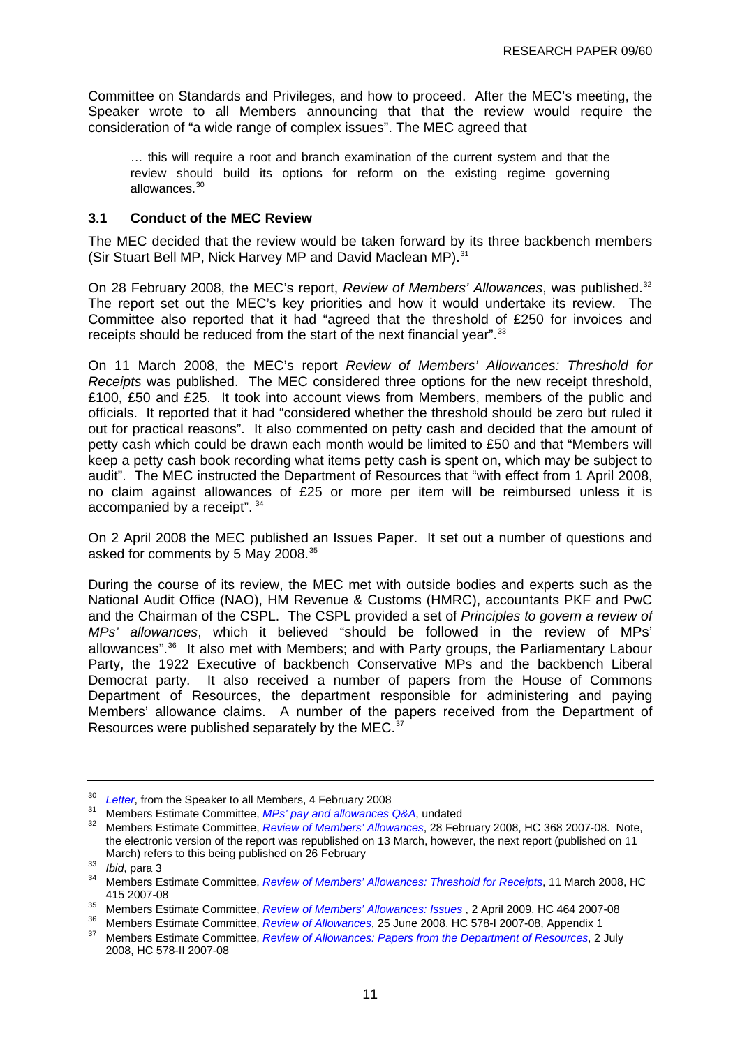Committee on Standards and Privileges, and how to proceed. After the MEC's meeting, the Speaker wrote to all Members announcing that that the review would require the consideration of "a wide range of complex issues". The MEC agreed that

> … this will require a root and branch examination of the current system and that the review should build its options for reform on the existing regime governing allowances.[30]

### 3.1 Conduct of the MEC Review

The MEC decided that the review would be taken forward by its three backbench members (Sir Stuart Bell MP, Nick Harvey MP and David Maclean MP).[31]

On 28 February 2008, the MEC's report, *Review of Members' Allowances*, was published.[32] The report set out the MEC's key priorities and how it would undertake its review. The Committee also reported that it had "agreed that the threshold of £250 for invoices and receipts should be reduced from the start of the next financial year".[33]

On 11 March 2008, the MEC's report *Review of Members' Allowances: Threshold for Receipts* was published. The MEC considered three options for the new receipt threshold, £100, £50 and £25. It took into account views from Members, members of the public and officials. It reported that it had "considered whether the threshold should be zero but ruled it out for practical reasons". It also commented on petty cash and decided that the amount of petty cash which could be drawn each month would be limited to £50 and that "Members will keep a petty cash book recording what items petty cash is spent on, which may be subject to audit". The MEC instructed the Department of Resources that "with effect from 1 April 2008, no claim against allowances of £25 or more per item will be reimbursed unless it is accompanied by a receipt". [34]

On 2 April 2008 the MEC published an Issues Paper. It set out a number of questions and asked for comments by 5 May 2008.[35]

During the course of its review, the MEC met with outside bodies and experts such as the National Audit Office (NAO), HM Revenue & Customs (HMRC), accountants PKF and PwC and the Chairman of the CSPL. The CSPL provided a set of *Principles to govern a review of MPs' allowances*, which it believed "should be followed in the review of MPs' allowances".[36] It also met with Members; and with Party groups, the Parliamentary Labour Party, the 1922 Executive of backbench Conservative MPs and the backbench Liberal Democrat party. It also received a number of papers from the House of Commons Department of Resources, the department responsible for administering and paying Members' allowance claims. A number of the papers received from the Department of Resources were published separately by the MEC.[37]

---

[30] *Letter*, from the Speaker to all Members, 4 February 2008

[31] Members Estimate Committee, *MPs' pay and allowances Q&A*, undated

[32] Members Estimate Committee, *Review of Members' Allowances*, 28 February 2008, HC 368 2007-08. Note, the electronic version of the report was republished on 13 March, however, the next report (published on 11 March) refers to this being published on 26 February

[33] *Ibid*, para 3

[34] Members Estimate Committee, *Review of Members' Allowances: Threshold for Receipts*, 11 March 2008, HC 415 2007-08

[35] Members Estimate Committee, *Review of Members' Allowances: Issues* , 2 April 2009, HC 464 2007-08

[36] Members Estimate Committee, *Review of Allowances*, 25 June 2008, HC 578-I 2007-08, Appendix 1

[37] Members Estimate Committee, *Review of Allowances: Papers from the Department of Resources*, 2 July 2008, HC 578-II 2007-08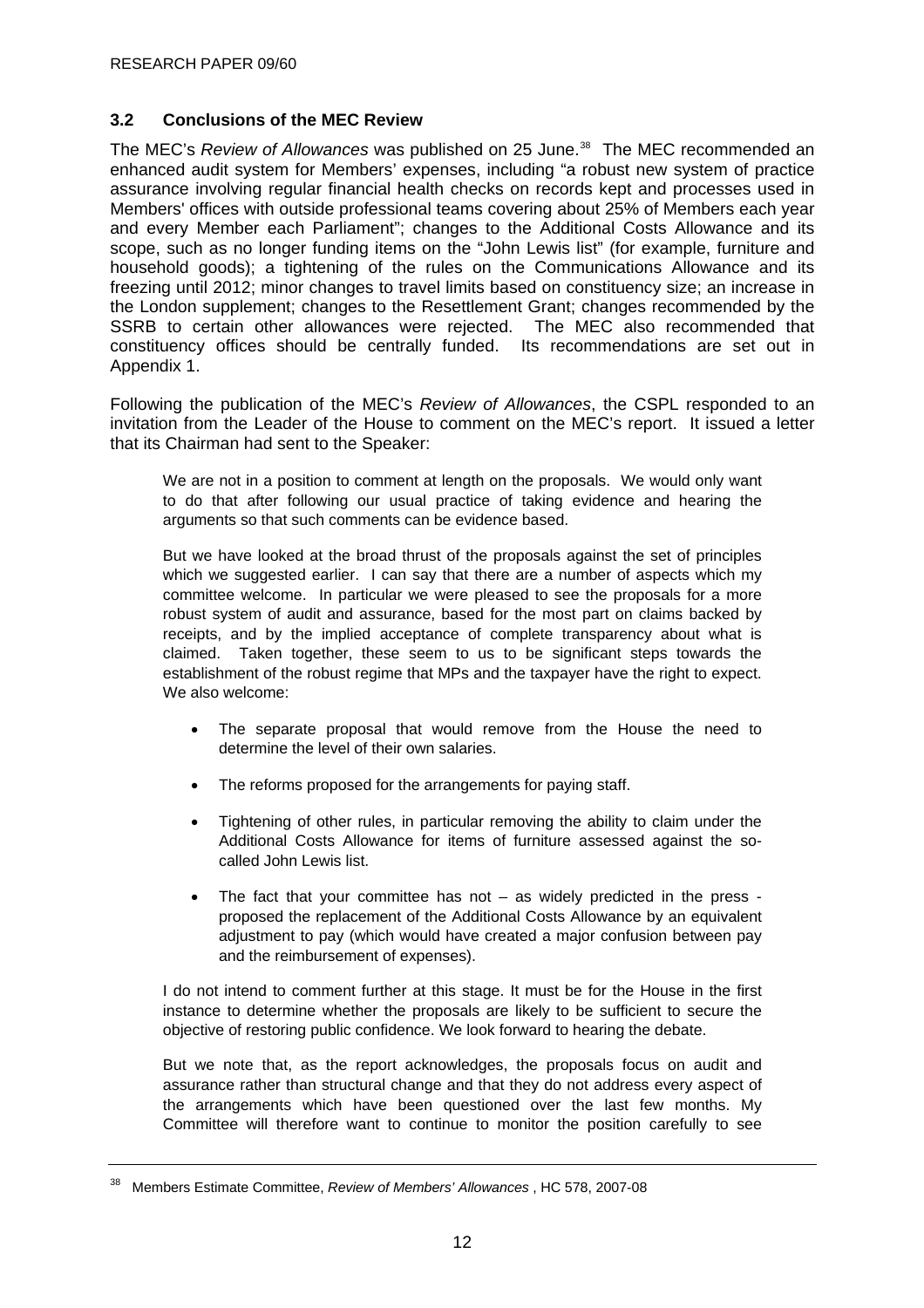### 3.2 Conclusions of the MEC Review

The MEC's *Review of Allowances* was published on 25 June.[38] The MEC recommended an enhanced audit system for Members' expenses, including "a robust new system of practice assurance involving regular financial health checks on records kept and processes used in Members' offices with outside professional teams covering about 25% of Members each year and every Member each Parliament"; changes to the Additional Costs Allowance and its scope, such as no longer funding items on the "John Lewis list" (for example, furniture and household goods); a tightening of the rules on the Communications Allowance and its freezing until 2012; minor changes to travel limits based on constituency size; an increase in the London supplement; changes to the Resettlement Grant; changes recommended by the SSRB to certain other allowances were rejected. The MEC also recommended that constituency offices should be centrally funded. Its recommendations are set out in Appendix 1.

Following the publication of the MEC's *Review of Allowances*, the CSPL responded to an invitation from the Leader of the House to comment on the MEC's report. It issued a letter that its Chairman had sent to the Speaker:

> We are not in a position to comment at length on the proposals. We would only want to do that after following our usual practice of taking evidence and hearing the arguments so that such comments can be evidence based.
>
> But we have looked at the broad thrust of the proposals against the set of principles which we suggested earlier. I can say that there are a number of aspects which my committee welcome. In particular we were pleased to see the proposals for a more robust system of audit and assurance, based for the most part on claims backed by receipts, and by the implied acceptance of complete transparency about what is claimed. Taken together, these seem to us to be significant steps towards the establishment of the robust regime that MPs and the taxpayer have the right to expect. We also welcome:
>
> - The separate proposal that would remove from the House the need to determine the level of their own salaries.
> - The reforms proposed for the arrangements for paying staff.
> - Tightening of other rules, in particular removing the ability to claim under the Additional Costs Allowance for items of furniture assessed against the so-called John Lewis list.
> - The fact that your committee has not – as widely predicted in the press - proposed the replacement of the Additional Costs Allowance by an equivalent adjustment to pay (which would have created a major confusion between pay and the reimbursement of expenses).
>
> I do not intend to comment further at this stage. It must be for the House in the first instance to determine whether the proposals are likely to be sufficient to secure the objective of restoring public confidence. We look forward to hearing the debate.
>
> But we note that, as the report acknowledges, the proposals focus on audit and assurance rather than structural change and that they do not address every aspect of the arrangements which have been questioned over the last few months. My Committee will therefore want to continue to monitor the position carefully to see

[38] Members Estimate Committee, *Review of Members' Allowances* , HC 578, 2007-08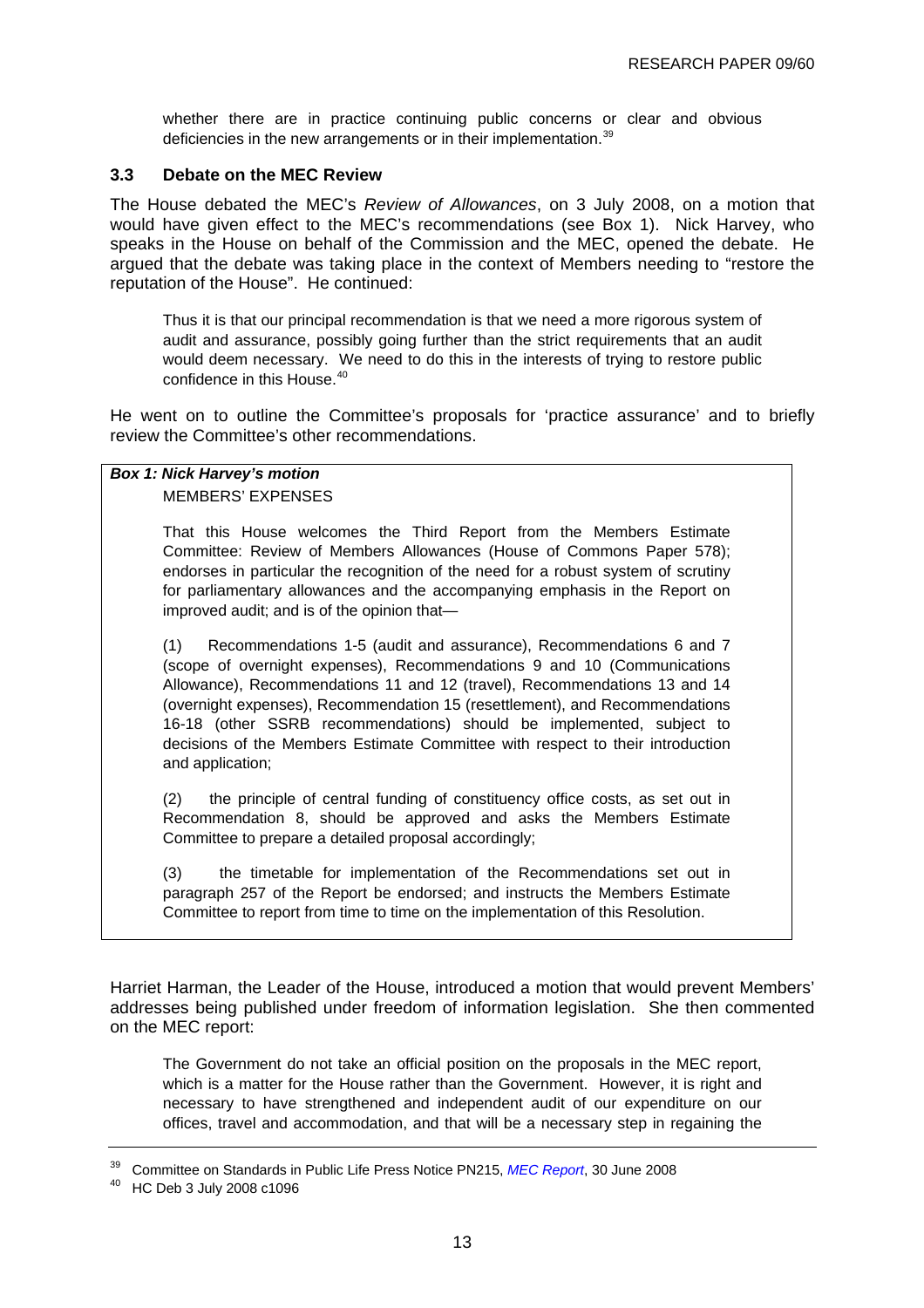whether there are in practice continuing public concerns or clear and obvious deficiencies in the new arrangements or in their implementation.[39]

### 3.3 Debate on the MEC Review

The House debated the MEC's *Review of Allowances*, on 3 July 2008, on a motion that would have given effect to the MEC's recommendations (see Box 1). Nick Harvey, who speaks in the House on behalf of the Commission and the MEC, opened the debate. He argued that the debate was taking place in the context of Members needing to "restore the reputation of the House". He continued:

> Thus it is that our principal recommendation is that we need a more rigorous system of audit and assurance, possibly going further than the strict requirements that an audit would deem necessary. We need to do this in the interests of trying to restore public confidence in this House.[40]

He went on to outline the Committee's proposals for 'practice assurance' and to briefly review the Committee's other recommendations.

***Box 1: Nick Harvey's motion***

MEMBERS' EXPENSES

That this House welcomes the Third Report from the Members Estimate Committee: Review of Members Allowances (House of Commons Paper 578); endorses in particular the recognition of the need for a robust system of scrutiny for parliamentary allowances and the accompanying emphasis in the Report on improved audit; and is of the opinion that—

(1) Recommendations 1-5 (audit and assurance), Recommendations 6 and 7 (scope of overnight expenses), Recommendations 9 and 10 (Communications Allowance), Recommendations 11 and 12 (travel), Recommendations 13 and 14 (overnight expenses), Recommendation 15 (resettlement), and Recommendations 16-18 (other SSRB recommendations) should be implemented, subject to decisions of the Members Estimate Committee with respect to their introduction and application;

(2) the principle of central funding of constituency office costs, as set out in Recommendation 8, should be approved and asks the Members Estimate Committee to prepare a detailed proposal accordingly;

(3) the timetable for implementation of the Recommendations set out in paragraph 257 of the Report be endorsed; and instructs the Members Estimate Committee to report from time to time on the implementation of this Resolution.

Harriet Harman, the Leader of the House, introduced a motion that would prevent Members' addresses being published under freedom of information legislation. She then commented on the MEC report:

> The Government do not take an official position on the proposals in the MEC report, which is a matter for the House rather than the Government. However, it is right and necessary to have strengthened and independent audit of our expenditure on our offices, travel and accommodation, and that will be a necessary step in regaining the

---

[39] Committee on Standards in Public Life Press Notice PN215, *MEC Report*, 30 June 2008

[40] HC Deb 3 July 2008 c1096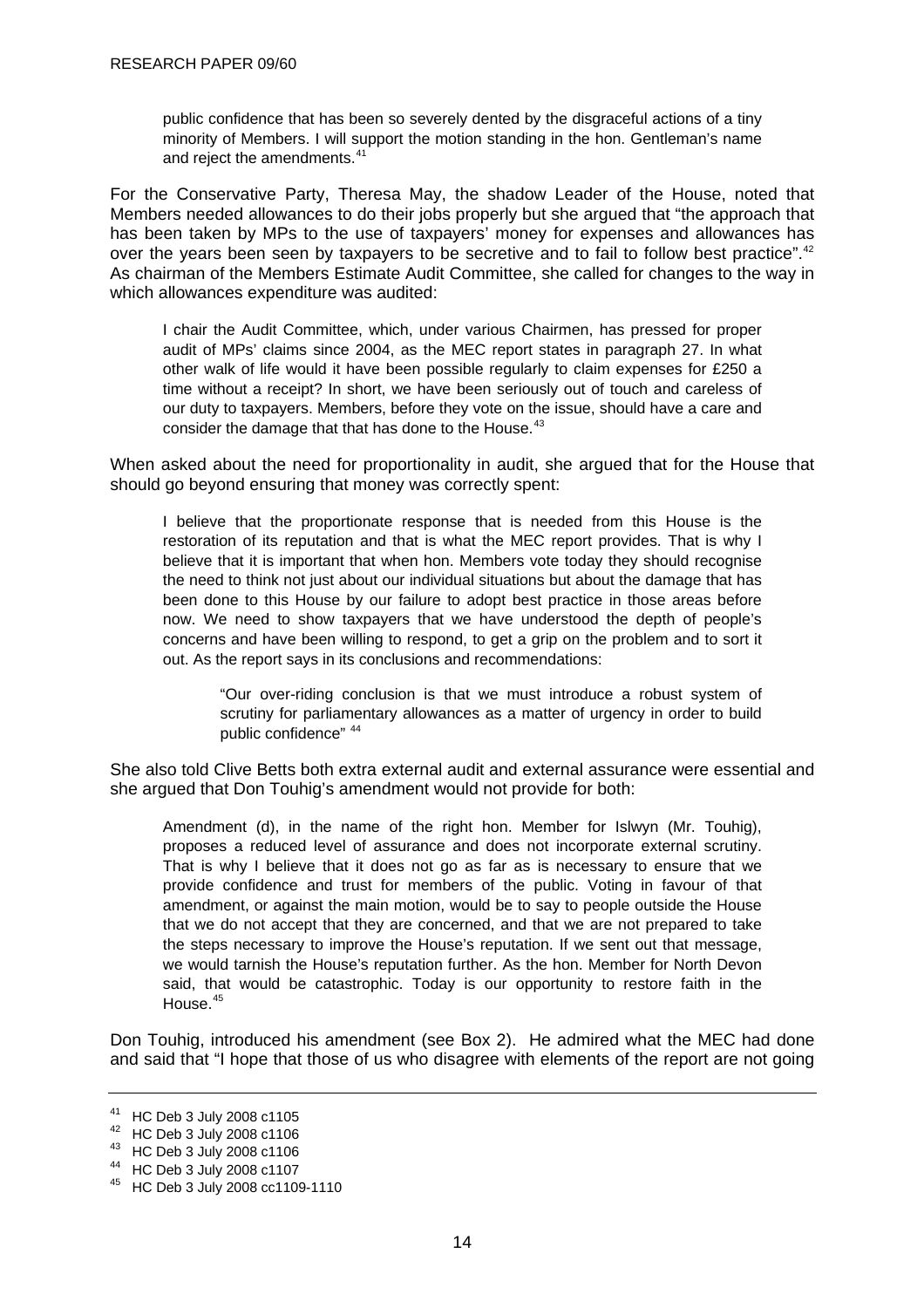public confidence that has been so severely dented by the disgraceful actions of a tiny minority of Members. I will support the motion standing in the hon. Gentleman's name and reject the amendments.[41]

For the Conservative Party, Theresa May, the shadow Leader of the House, noted that Members needed allowances to do their jobs properly but she argued that "the approach that has been taken by MPs to the use of taxpayers' money for expenses and allowances has over the years been seen by taxpayers to be secretive and to fail to follow best practice".[42] As chairman of the Members Estimate Audit Committee, she called for changes to the way in which allowances expenditure was audited:

> I chair the Audit Committee, which, under various Chairmen, has pressed for proper audit of MPs' claims since 2004, as the MEC report states in paragraph 27. In what other walk of life would it have been possible regularly to claim expenses for £250 a time without a receipt? In short, we have been seriously out of touch and careless of our duty to taxpayers. Members, before they vote on the issue, should have a care and consider the damage that that has done to the House.[43]

When asked about the need for proportionality in audit, she argued that for the House that should go beyond ensuring that money was correctly spent:

> I believe that the proportionate response that is needed from this House is the restoration of its reputation and that is what the MEC report provides. That is why I believe that it is important that when hon. Members vote today they should recognise the need to think not just about our individual situations but about the damage that has been done to this House by our failure to adopt best practice in those areas before now. We need to show taxpayers that we have understood the depth of people's concerns and have been willing to respond, to get a grip on the problem and to sort it out. As the report says in its conclusions and recommendations:
>
> > "Our over-riding conclusion is that we must introduce a robust system of scrutiny for parliamentary allowances as a matter of urgency in order to build public confidence" [44]

She also told Clive Betts both extra external audit and external assurance were essential and she argued that Don Touhig's amendment would not provide for both:

> Amendment (d), in the name of the right hon. Member for Islwyn (Mr. Touhig), proposes a reduced level of assurance and does not incorporate external scrutiny. That is why I believe that it does not go as far as is necessary to ensure that we provide confidence and trust for members of the public. Voting in favour of that amendment, or against the main motion, would be to say to people outside the House that we do not accept that they are concerned, and that we are not prepared to take the steps necessary to improve the House's reputation. If we sent out that message, we would tarnish the House's reputation further. As the hon. Member for North Devon said, that would be catastrophic. Today is our opportunity to restore faith in the House.[45]

Don Touhig, introduced his amendment (see Box 2). He admired what the MEC had done and said that "I hope that those of us who disagree with elements of the report are not going

---

[41] HC Deb 3 July 2008 c1105

[42] HC Deb 3 July 2008 c1106

[43] HC Deb 3 July 2008 c1106

[44] HC Deb 3 July 2008 c1107

[45] HC Deb 3 July 2008 cc1109-1110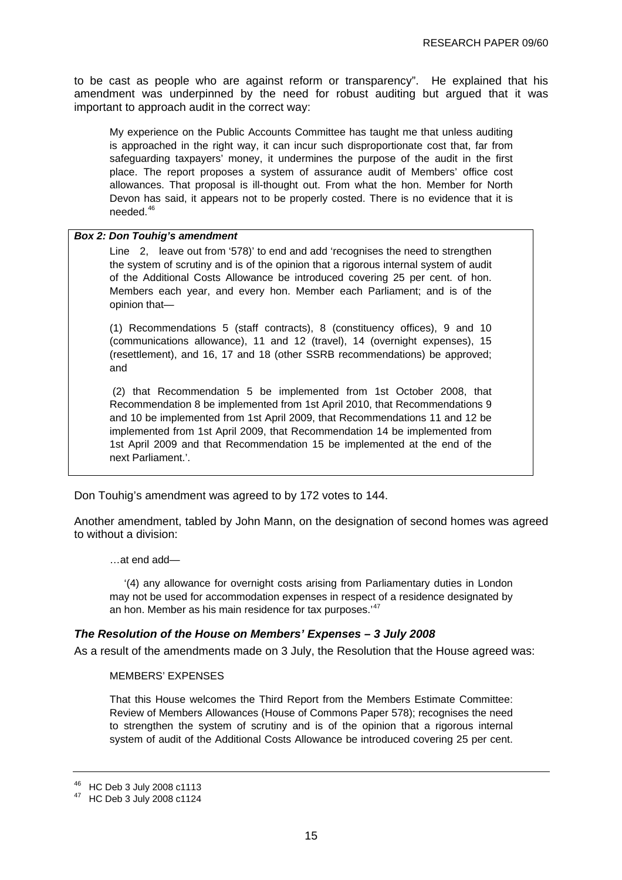to be cast as people who are against reform or transparency". He explained that his amendment was underpinned by the need for robust auditing but argued that it was important to approach audit in the correct way:

> My experience on the Public Accounts Committee has taught me that unless auditing is approached in the right way, it can incur such disproportionate cost that, far from safeguarding taxpayers' money, it undermines the purpose of the audit in the first place. The report proposes a system of assurance audit of Members' office cost allowances. That proposal is ill-thought out. From what the hon. Member for North Devon has said, it appears not to be properly costed. There is no evidence that it is needed.[46]

***Box 2: Don Touhig's amendment***

> Line 2, leave out from '578)' to end and add 'recognises the need to strengthen the system of scrutiny and is of the opinion that a rigorous internal system of audit of the Additional Costs Allowance be introduced covering 25 per cent. of hon. Members each year, and every hon. Member each Parliament; and is of the opinion that—
>
> (1) Recommendations 5 (staff contracts), 8 (constituency offices), 9 and 10 (communications allowance), 11 and 12 (travel), 14 (overnight expenses), 15 (resettlement), and 16, 17 and 18 (other SSRB recommendations) be approved; and
>
> (2) that Recommendation 5 be implemented from 1st October 2008, that Recommendation 8 be implemented from 1st April 2010, that Recommendations 9 and 10 be implemented from 1st April 2009, that Recommendations 11 and 12 be implemented from 1st April 2009, that Recommendation 14 be implemented from 1st April 2009 and that Recommendation 15 be implemented at the end of the next Parliament.'.

Don Touhig's amendment was agreed to by 172 votes to 144.

Another amendment, tabled by John Mann, on the designation of second homes was agreed to without a division:

> …at end add—
>
> '(4) any allowance for overnight costs arising from Parliamentary duties in London may not be used for accommodation expenses in respect of a residence designated by an hon. Member as his main residence for tax purposes.'[47]

### *The Resolution of the House on Members' Expenses – 3 July 2008*

As a result of the amendments made on 3 July, the Resolution that the House agreed was:

> MEMBERS' EXPENSES
>
> That this House welcomes the Third Report from the Members Estimate Committee: Review of Members Allowances (House of Commons Paper 578); recognises the need to strengthen the system of scrutiny and is of the opinion that a rigorous internal system of audit of the Additional Costs Allowance be introduced covering 25 per cent.

[46] HC Deb 3 July 2008 c1113

[47] HC Deb 3 July 2008 c1124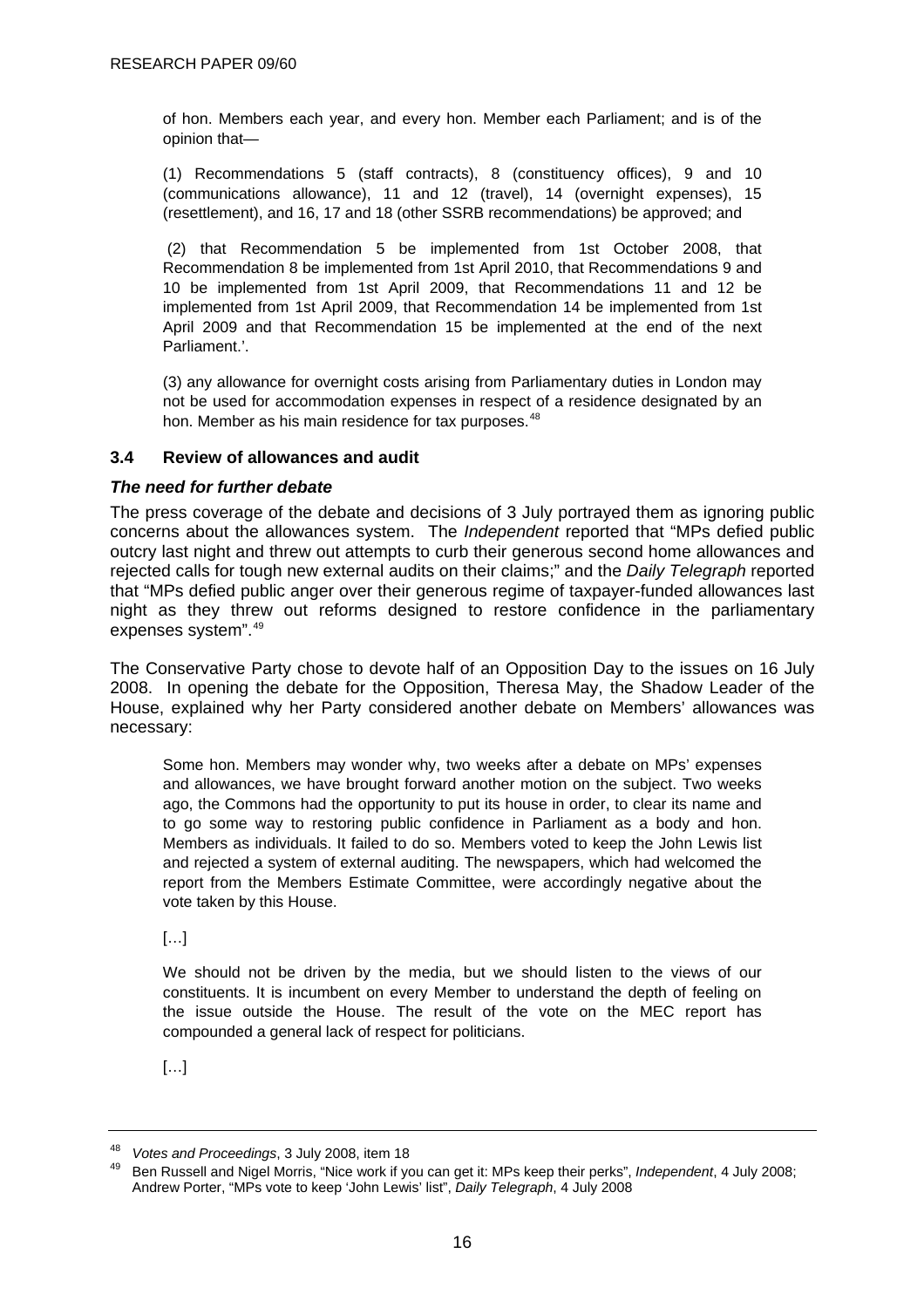of hon. Members each year, and every hon. Member each Parliament; and is of the opinion that—

(1) Recommendations 5 (staff contracts), 8 (constituency offices), 9 and 10 (communications allowance), 11 and 12 (travel), 14 (overnight expenses), 15 (resettlement), and 16, 17 and 18 (other SSRB recommendations) be approved; and

(2) that Recommendation 5 be implemented from 1st October 2008, that Recommendation 8 be implemented from 1st April 2010, that Recommendations 9 and 10 be implemented from 1st April 2009, that Recommendations 11 and 12 be implemented from 1st April 2009, that Recommendation 14 be implemented from 1st April 2009 and that Recommendation 15 be implemented at the end of the next Parliament.'.

(3) any allowance for overnight costs arising from Parliamentary duties in London may not be used for accommodation expenses in respect of a residence designated by an hon. Member as his main residence for tax purposes.[48]

### 3.4 Review of allowances and audit

#### *The need for further debate*

The press coverage of the debate and decisions of 3 July portrayed them as ignoring public concerns about the allowances system. The *Independent* reported that "MPs defied public outcry last night and threw out attempts to curb their generous second home allowances and rejected calls for tough new external audits on their claims;" and the *Daily Telegraph* reported that "MPs defied public anger over their generous regime of taxpayer-funded allowances last night as they threw out reforms designed to restore confidence in the parliamentary expenses system".[49]

The Conservative Party chose to devote half of an Opposition Day to the issues on 16 July 2008. In opening the debate for the Opposition, Theresa May, the Shadow Leader of the House, explained why her Party considered another debate on Members' allowances was necessary:

> Some hon. Members may wonder why, two weeks after a debate on MPs' expenses and allowances, we have brought forward another motion on the subject. Two weeks ago, the Commons had the opportunity to put its house in order, to clear its name and to go some way to restoring public confidence in Parliament as a body and hon. Members as individuals. It failed to do so. Members voted to keep the John Lewis list and rejected a system of external auditing. The newspapers, which had welcomed the report from the Members Estimate Committee, were accordingly negative about the vote taken by this House.
>
> […]
>
> We should not be driven by the media, but we should listen to the views of our constituents. It is incumbent on every Member to understand the depth of feeling on the issue outside the House. The result of the vote on the MEC report has compounded a general lack of respect for politicians.
>
> […]

---

[48] *Votes and Proceedings*, 3 July 2008, item 18

[49] Ben Russell and Nigel Morris, "Nice work if you can get it: MPs keep their perks", *Independent*, 4 July 2008; Andrew Porter, "MPs vote to keep 'John Lewis' list", *Daily Telegraph*, 4 July 2008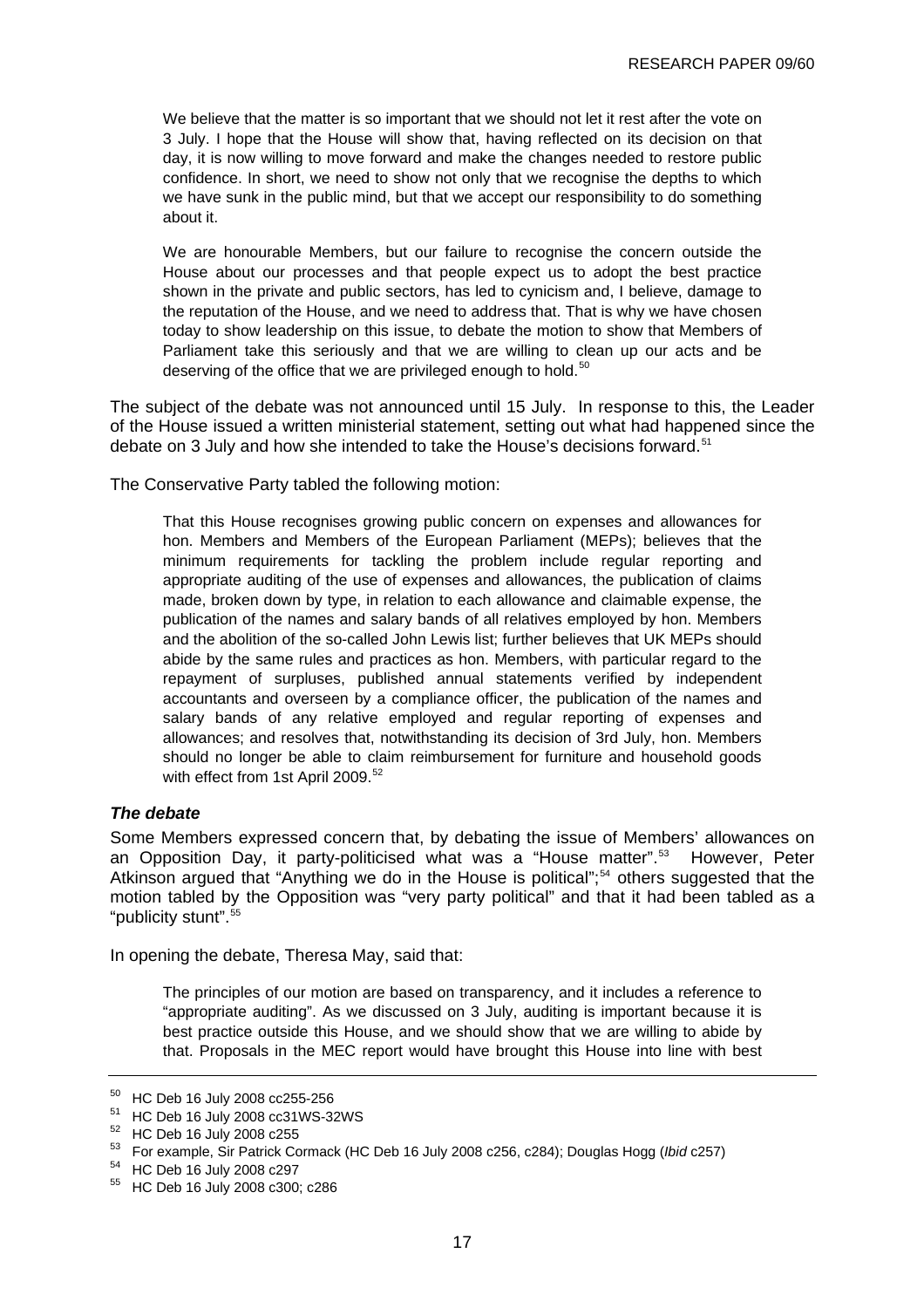> We believe that the matter is so important that we should not let it rest after the vote on 3 July. I hope that the House will show that, having reflected on its decision on that day, it is now willing to move forward and make the changes needed to restore public confidence. In short, we need to show not only that we recognise the depths to which we have sunk in the public mind, but that we accept our responsibility to do something about it.
>
> We are honourable Members, but our failure to recognise the concern outside the House about our processes and that people expect us to adopt the best practice shown in the private and public sectors, has led to cynicism and, I believe, damage to the reputation of the House, and we need to address that. That is why we have chosen today to show leadership on this issue, to debate the motion to show that Members of Parliament take this seriously and that we are willing to clean up our acts and be deserving of the office that we are privileged enough to hold.[50]

The subject of the debate was not announced until 15 July. In response to this, the Leader of the House issued a written ministerial statement, setting out what had happened since the debate on 3 July and how she intended to take the House's decisions forward.[51]

The Conservative Party tabled the following motion:

> That this House recognises growing public concern on expenses and allowances for hon. Members and Members of the European Parliament (MEPs); believes that the minimum requirements for tackling the problem include regular reporting and appropriate auditing of the use of expenses and allowances, the publication of claims made, broken down by type, in relation to each allowance and claimable expense, the publication of the names and salary bands of all relatives employed by hon. Members and the abolition of the so-called John Lewis list; further believes that UK MEPs should abide by the same rules and practices as hon. Members, with particular regard to the repayment of surpluses, published annual statements verified by independent accountants and overseen by a compliance officer, the publication of the names and salary bands of any relative employed and regular reporting of expenses and allowances; and resolves that, notwithstanding its decision of 3rd July, hon. Members should no longer be able to claim reimbursement for furniture and household goods with effect from 1st April 2009.[52]

### *The debate*

Some Members expressed concern that, by debating the issue of Members' allowances on an Opposition Day, it party-politicised what was a "House matter".[53] However, Peter Atkinson argued that "Anything we do in the House is political";[54] others suggested that the motion tabled by the Opposition was "very party political" and that it had been tabled as a "publicity stunt".[55]

In opening the debate, Theresa May, said that:

> The principles of our motion are based on transparency, and it includes a reference to "appropriate auditing". As we discussed on 3 July, auditing is important because it is best practice outside this House, and we should show that we are willing to abide by that. Proposals in the MEC report would have brought this House into line with best

---

[50] HC Deb 16 July 2008 cc255-256

[51] HC Deb 16 July 2008 cc31WS-32WS

[52] HC Deb 16 July 2008 c255

[53] For example, Sir Patrick Cormack (HC Deb 16 July 2008 c256, c284); Douglas Hogg (*Ibid* c257)

[54] HC Deb 16 July 2008 c297

[55] HC Deb 16 July 2008 c300; c286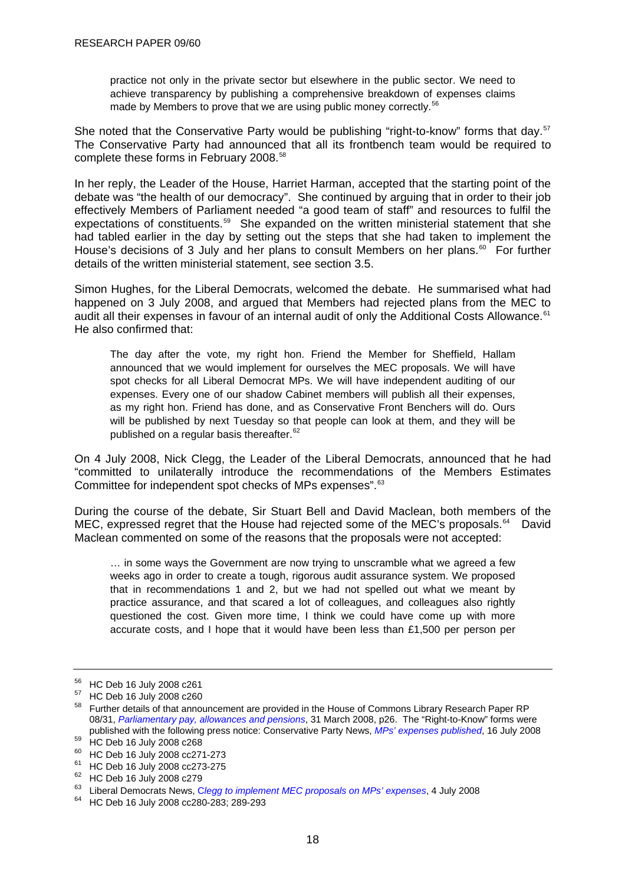> practice not only in the private sector but elsewhere in the public sector. We need to achieve transparency by publishing a comprehensive breakdown of expenses claims made by Members to prove that we are using public money correctly.[56]

She noted that the Conservative Party would be publishing "right-to-know" forms that day.[57] The Conservative Party had announced that all its frontbench team would be required to complete these forms in February 2008.[58]

In her reply, the Leader of the House, Harriet Harman, accepted that the starting point of the debate was "the health of our democracy". She continued by arguing that in order to their job effectively Members of Parliament needed "a good team of staff" and resources to fulfil the expectations of constituents.[59] She expanded on the written ministerial statement that she had tabled earlier in the day by setting out the steps that she had taken to implement the House's decisions of 3 July and her plans to consult Members on her plans.[60] For further details of the written ministerial statement, see section 3.5.

Simon Hughes, for the Liberal Democrats, welcomed the debate. He summarised what had happened on 3 July 2008, and argued that Members had rejected plans from the MEC to audit all their expenses in favour of an internal audit of only the Additional Costs Allowance.[61] He also confirmed that:

> The day after the vote, my right hon. Friend the Member for Sheffield, Hallam announced that we would implement for ourselves the MEC proposals. We will have spot checks for all Liberal Democrat MPs. We will have independent auditing of our expenses. Every one of our shadow Cabinet members will publish all their expenses, as my right hon. Friend has done, and as Conservative Front Benchers will do. Ours will be published by next Tuesday so that people can look at them, and they will be published on a regular basis thereafter.[62]

On 4 July 2008, Nick Clegg, the Leader of the Liberal Democrats, announced that he had "committed to unilaterally introduce the recommendations of the Members Estimates Committee for independent spot checks of MPs expenses".[63]

During the course of the debate, Sir Stuart Bell and David Maclean, both members of the MEC, expressed regret that the House had rejected some of the MEC's proposals.[64] David Maclean commented on some of the reasons that the proposals were not accepted:

> … in some ways the Government are now trying to unscramble what we agreed a few weeks ago in order to create a tough, rigorous audit assurance system. We proposed that in recommendations 1 and 2, but we had not spelled out what we meant by practice assurance, and that scared a lot of colleagues, and colleagues also rightly questioned the cost. Given more time, I think we could have come up with more accurate costs, and I hope that it would have been less than £1,500 per person per

---

[56] HC Deb 16 July 2008 c261

[57] HC Deb 16 July 2008 c260

[58] Further details of that announcement are provided in the House of Commons Library Research Paper RP 08/31, *Parliamentary pay, allowances and pensions*, 31 March 2008, p26. The "Right-to-Know" forms were published with the following press notice: Conservative Party News, *MPs' expenses published*, 16 July 2008

[59] HC Deb 16 July 2008 c268

[60] HC Deb 16 July 2008 cc271-273

[61] HC Deb 16 July 2008 cc273-275

[62] HC Deb 16 July 2008 c279

[63] Liberal Democrats News, *Clegg to implement MEC proposals on MPs' expenses*, 4 July 2008

[64] HC Deb 16 July 2008 cc280-283; 289-293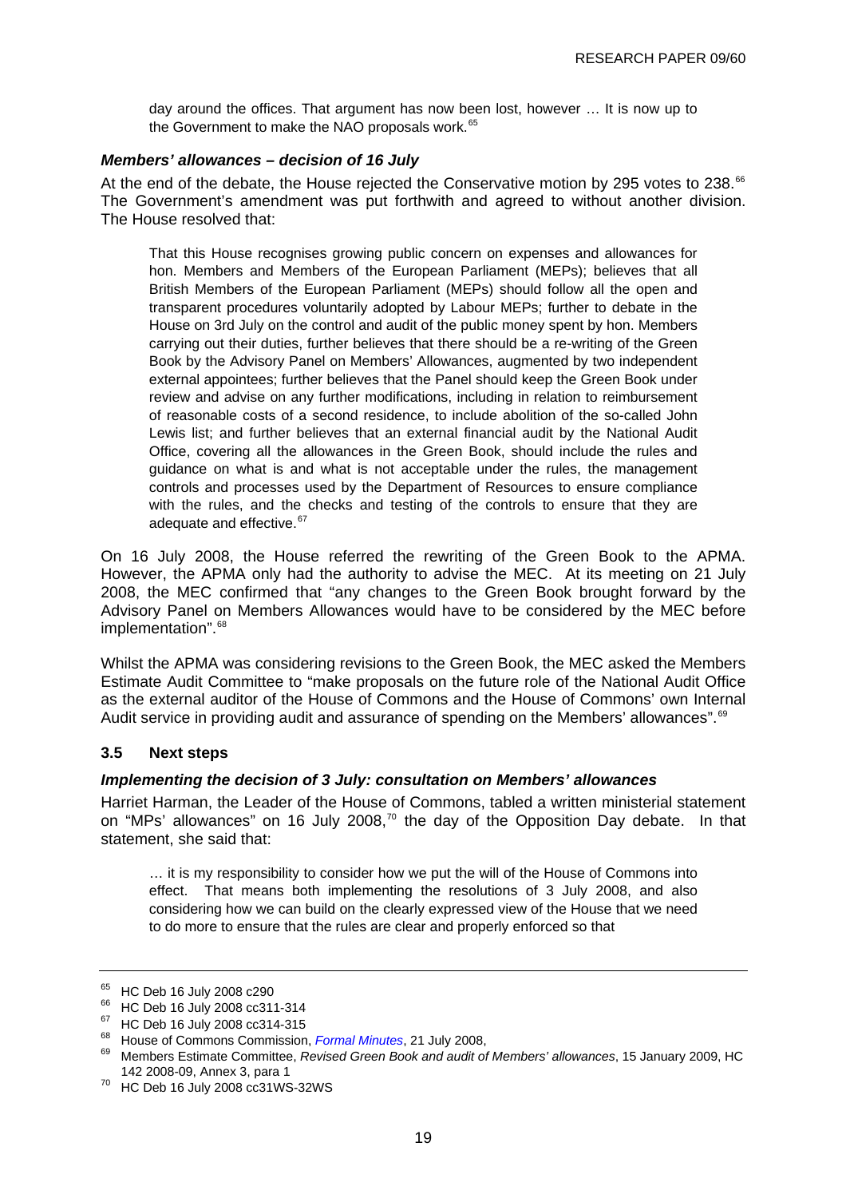day around the offices. That argument has now been lost, however … It is now up to the Government to make the NAO proposals work.[65]

### *Members' allowances – decision of 16 July*

At the end of the debate, the House rejected the Conservative motion by 295 votes to 238.[66] The Government's amendment was put forthwith and agreed to without another division. The House resolved that:

> That this House recognises growing public concern on expenses and allowances for hon. Members and Members of the European Parliament (MEPs); believes that all British Members of the European Parliament (MEPs) should follow all the open and transparent procedures voluntarily adopted by Labour MEPs; further to debate in the House on 3rd July on the control and audit of the public money spent by hon. Members carrying out their duties, further believes that there should be a re-writing of the Green Book by the Advisory Panel on Members' Allowances, augmented by two independent external appointees; further believes that the Panel should keep the Green Book under review and advise on any further modifications, including in relation to reimbursement of reasonable costs of a second residence, to include abolition of the so-called John Lewis list; and further believes that an external financial audit by the National Audit Office, covering all the allowances in the Green Book, should include the rules and guidance on what is and what is not acceptable under the rules, the management controls and processes used by the Department of Resources to ensure compliance with the rules, and the checks and testing of the controls to ensure that they are adequate and effective.[67]

On 16 July 2008, the House referred the rewriting of the Green Book to the APMA. However, the APMA only had the authority to advise the MEC. At its meeting on 21 July 2008, the MEC confirmed that "any changes to the Green Book brought forward by the Advisory Panel on Members Allowances would have to be considered by the MEC before implementation".[68]

Whilst the APMA was considering revisions to the Green Book, the MEC asked the Members Estimate Audit Committee to "make proposals on the future role of the National Audit Office as the external auditor of the House of Commons and the House of Commons' own Internal Audit service in providing audit and assurance of spending on the Members' allowances".[69]

## 3.5 Next steps

### *Implementing the decision of 3 July: consultation on Members' allowances*

Harriet Harman, the Leader of the House of Commons, tabled a written ministerial statement on "MPs' allowances" on 16 July 2008,[70] the day of the Opposition Day debate. In that statement, she said that:

> … it is my responsibility to consider how we put the will of the House of Commons into effect. That means both implementing the resolutions of 3 July 2008, and also considering how we can build on the clearly expressed view of the House that we need to do more to ensure that the rules are clear and properly enforced so that

---

[65] HC Deb 16 July 2008 c290

[66] HC Deb 16 July 2008 cc311-314

[67] HC Deb 16 July 2008 cc314-315

[68] House of Commons Commission, *Formal Minutes*, 21 July 2008,

[69] Members Estimate Committee, *Revised Green Book and audit of Members' allowances*, 15 January 2009, HC 142 2008-09, Annex 3, para 1

[70] HC Deb 16 July 2008 cc31WS-32WS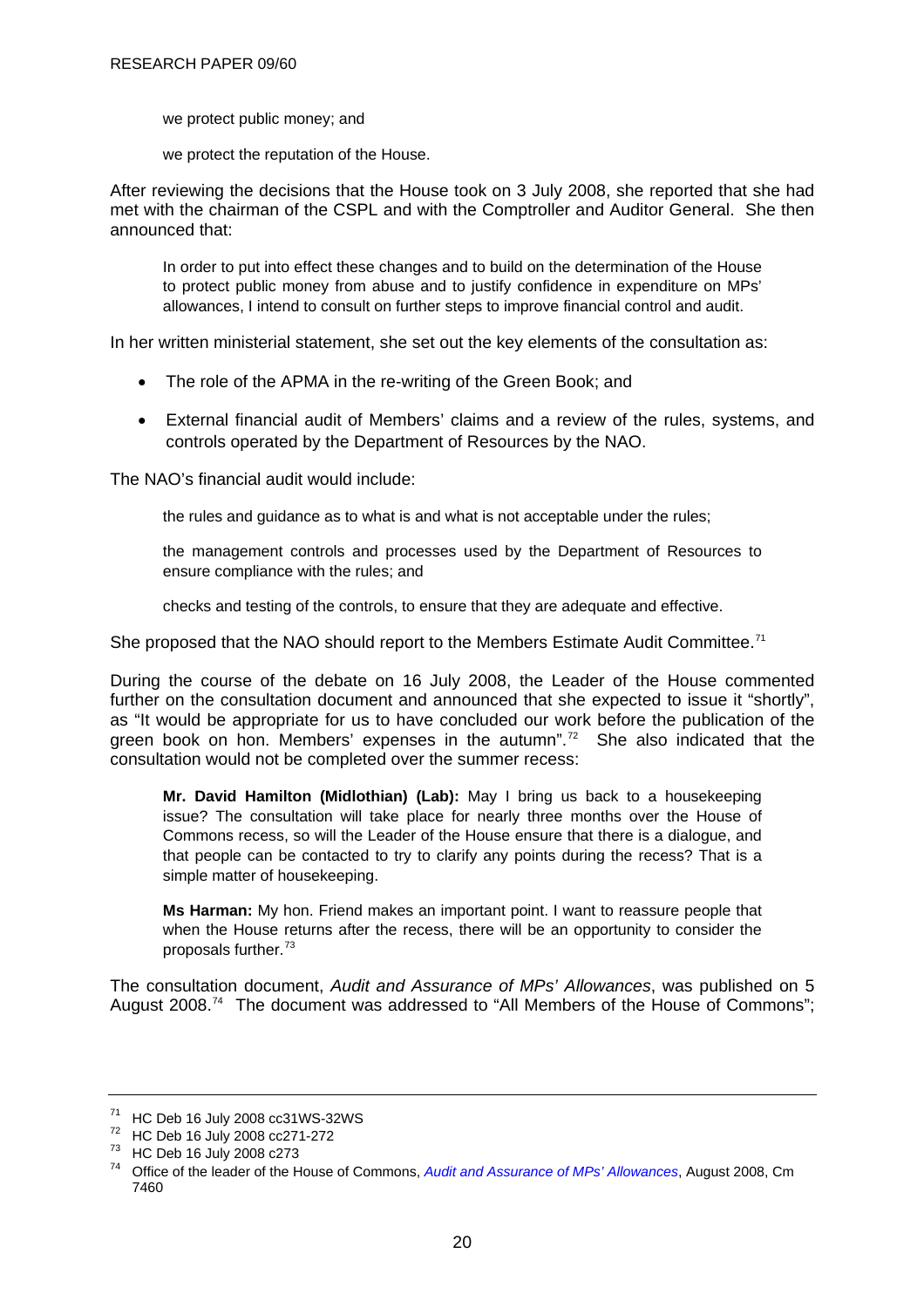> we protect public money; and
>
> we protect the reputation of the House.

After reviewing the decisions that the House took on 3 July 2008, she reported that she had met with the chairman of the CSPL and with the Comptroller and Auditor General. She then announced that:

> In order to put into effect these changes and to build on the determination of the House to protect public money from abuse and to justify confidence in expenditure on MPs' allowances, I intend to consult on further steps to improve financial control and audit.

In her written ministerial statement, she set out the key elements of the consultation as:

- The role of the APMA in the re-writing of the Green Book; and
- External financial audit of Members' claims and a review of the rules, systems, and controls operated by the Department of Resources by the NAO.

The NAO's financial audit would include:

> the rules and guidance as to what is and what is not acceptable under the rules;
>
> the management controls and processes used by the Department of Resources to ensure compliance with the rules; and
>
> checks and testing of the controls, to ensure that they are adequate and effective.

She proposed that the NAO should report to the Members Estimate Audit Committee.[71]

During the course of the debate on 16 July 2008, the Leader of the House commented further on the consultation document and announced that she expected to issue it "shortly", as "It would be appropriate for us to have concluded our work before the publication of the green book on hon. Members' expenses in the autumn".[72] She also indicated that the consultation would not be completed over the summer recess:

> **Mr. David Hamilton (Midlothian) (Lab):** May I bring us back to a housekeeping issue? The consultation will take place for nearly three months over the House of Commons recess, so will the Leader of the House ensure that there is a dialogue, and that people can be contacted to try to clarify any points during the recess? That is a simple matter of housekeeping.
>
> **Ms Harman:** My hon. Friend makes an important point. I want to reassure people that when the House returns after the recess, there will be an opportunity to consider the proposals further.[73]

The consultation document, *Audit and Assurance of MPs' Allowances*, was published on 5 August 2008.[74] The document was addressed to "All Members of the House of Commons";

---

[71] HC Deb 16 July 2008 cc31WS-32WS

[72] HC Deb 16 July 2008 cc271-272

[73] HC Deb 16 July 2008 c273

[74] Office of the leader of the House of Commons, *Audit and Assurance of MPs' Allowances*, August 2008, Cm 7460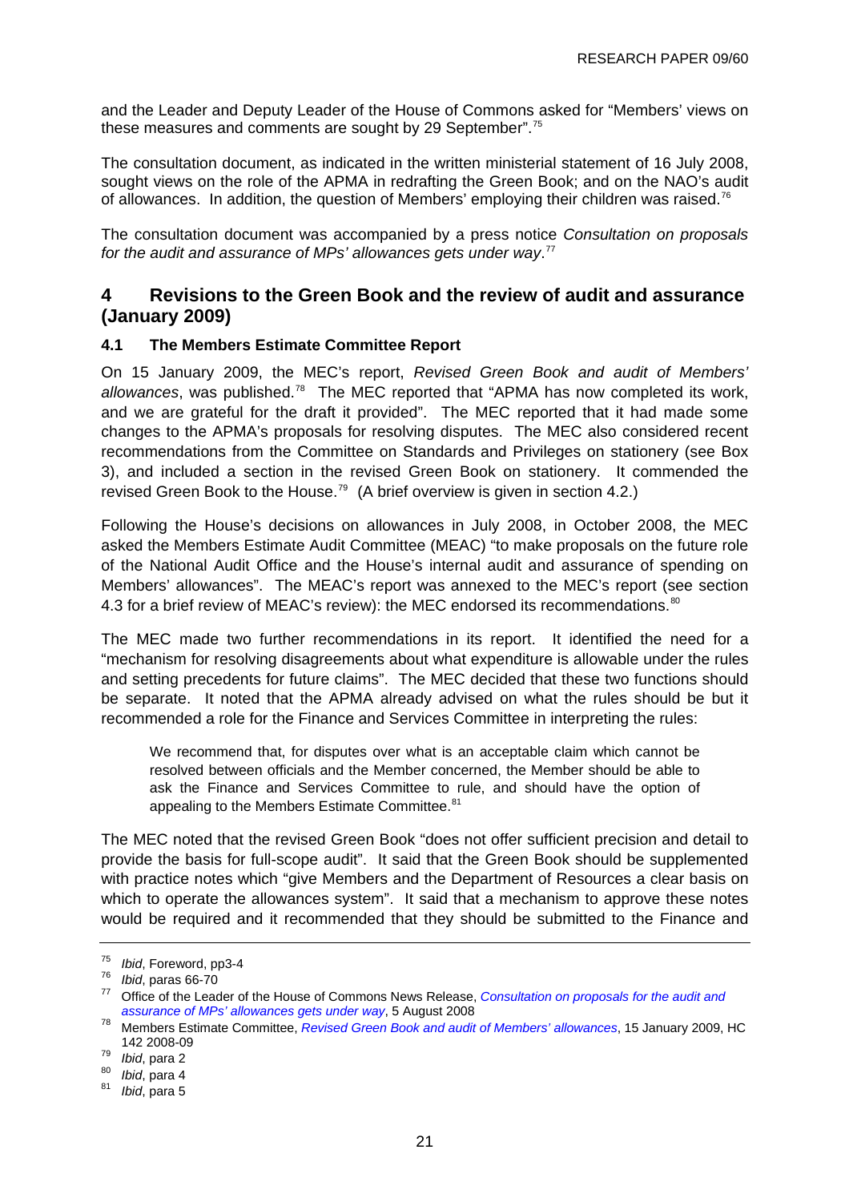and the Leader and Deputy Leader of the House of Commons asked for "Members' views on these measures and comments are sought by 29 September".[75]

The consultation document, as indicated in the written ministerial statement of 16 July 2008, sought views on the role of the APMA in redrafting the Green Book; and on the NAO's audit of allowances. In addition, the question of Members' employing their children was raised.[76]

The consultation document was accompanied by a press notice *Consultation on proposals for the audit and assurance of MPs' allowances gets under way*.[77]

## 4 Revisions to the Green Book and the review of audit and assurance (January 2009)

### 4.1 The Members Estimate Committee Report

On 15 January 2009, the MEC's report, *Revised Green Book and audit of Members' allowances*, was published.[78] The MEC reported that "APMA has now completed its work, and we are grateful for the draft it provided". The MEC reported that it had made some changes to the APMA's proposals for resolving disputes. The MEC also considered recent recommendations from the Committee on Standards and Privileges on stationery (see Box 3), and included a section in the revised Green Book on stationery. It commended the revised Green Book to the House.[79] (A brief overview is given in section 4.2.)

Following the House's decisions on allowances in July 2008, in October 2008, the MEC asked the Members Estimate Audit Committee (MEAC) "to make proposals on the future role of the National Audit Office and the House's internal audit and assurance of spending on Members' allowances". The MEAC's report was annexed to the MEC's report (see section 4.3 for a brief review of MEAC's review): the MEC endorsed its recommendations.[80]

The MEC made two further recommendations in its report. It identified the need for a "mechanism for resolving disagreements about what expenditure is allowable under the rules and setting precedents for future claims". The MEC decided that these two functions should be separate. It noted that the APMA already advised on what the rules should be but it recommended a role for the Finance and Services Committee in interpreting the rules:

> We recommend that, for disputes over what is an acceptable claim which cannot be resolved between officials and the Member concerned, the Member should be able to ask the Finance and Services Committee to rule, and should have the option of appealing to the Members Estimate Committee.[81]

The MEC noted that the revised Green Book "does not offer sufficient precision and detail to provide the basis for full-scope audit". It said that the Green Book should be supplemented with practice notes which "give Members and the Department of Resources a clear basis on which to operate the allowances system". It said that a mechanism to approve these notes would be required and it recommended that they should be submitted to the Finance and

---

75. *Ibid*, Foreword, pp3-4
76. *Ibid*, paras 66-70
77. Office of the Leader of the House of Commons News Release, *Consultation on proposals for the audit and assurance of MPs' allowances gets under way*, 5 August 2008
78. Members Estimate Committee, *Revised Green Book and audit of Members' allowances*, 15 January 2009, HC 142 2008-09
79. *Ibid*, para 2
80. *Ibid*, para 4
81. *Ibid*, para 5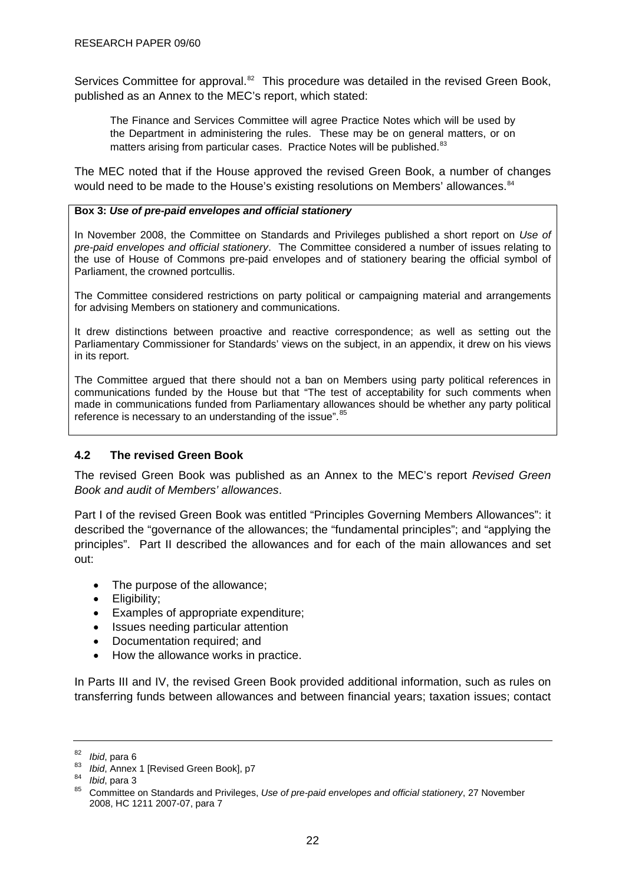Services Committee for approval.[82] This procedure was detailed in the revised Green Book, published as an Annex to the MEC's report, which stated:

> The Finance and Services Committee will agree Practice Notes which will be used by the Department in administering the rules. These may be on general matters, or on matters arising from particular cases. Practice Notes will be published.[83]

The MEC noted that if the House approved the revised Green Book, a number of changes would need to be made to the House's existing resolutions on Members' allowances.[84]

**Box 3: *Use of pre-paid envelopes and official stationery***

In November 2008, the Committee on Standards and Privileges published a short report on *Use of pre-paid envelopes and official stationery*. The Committee considered a number of issues relating to the use of House of Commons pre-paid envelopes and of stationery bearing the official symbol of Parliament, the crowned portcullis.

The Committee considered restrictions on party political or campaigning material and arrangements for advising Members on stationery and communications.

It drew distinctions between proactive and reactive correspondence; as well as setting out the Parliamentary Commissioner for Standards' views on the subject, in an appendix, it drew on his views in its report.

The Committee argued that there should not a ban on Members using party political references in communications funded by the House but that "The test of acceptability for such comments when made in communications funded from Parliamentary allowances should be whether any party political reference is necessary to an understanding of the issue".[85]

## 4.2 The revised Green Book

The revised Green Book was published as an Annex to the MEC's report *Revised Green Book and audit of Members' allowances*.

Part I of the revised Green Book was entitled "Principles Governing Members Allowances": it described the "governance of the allowances; the "fundamental principles"; and "applying the principles". Part II described the allowances and for each of the main allowances and set out:

- The purpose of the allowance;
- Eligibility;
- Examples of appropriate expenditure;
- Issues needing particular attention
- Documentation required; and
- How the allowance works in practice.

In Parts III and IV, the revised Green Book provided additional information, such as rules on transferring funds between allowances and between financial years; taxation issues; contact

---

[82] *Ibid*, para 6

[83] *Ibid*, Annex 1 [Revised Green Book], p7

[84] *Ibid*, para 3

[85] Committee on Standards and Privileges, *Use of pre-paid envelopes and official stationery*, 27 November 2008, HC 1211 2007-07, para 7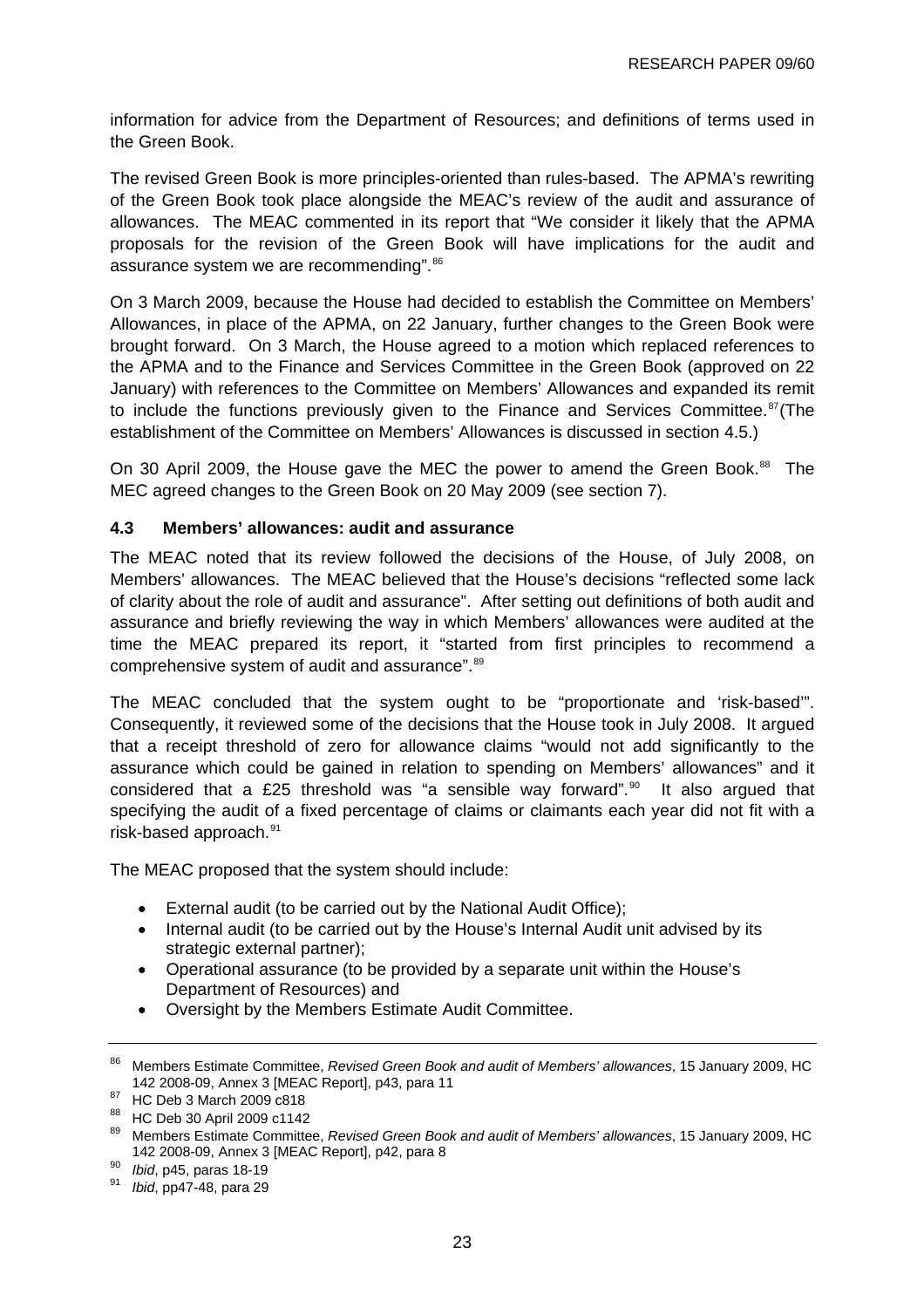information for advice from the Department of Resources; and definitions of terms used in the Green Book.

The revised Green Book is more principles-oriented than rules-based. The APMA's rewriting of the Green Book took place alongside the MEAC's review of the audit and assurance of allowances. The MEAC commented in its report that "We consider it likely that the APMA proposals for the revision of the Green Book will have implications for the audit and assurance system we are recommending".[86]

On 3 March 2009, because the House had decided to establish the Committee on Members' Allowances, in place of the APMA, on 22 January, further changes to the Green Book were brought forward. On 3 March, the House agreed to a motion which replaced references to the APMA and to the Finance and Services Committee in the Green Book (approved on 22 January) with references to the Committee on Members' Allowances and expanded its remit to include the functions previously given to the Finance and Services Committee.[87] (The establishment of the Committee on Members' Allowances is discussed in section 4.5.)

On 30 April 2009, the House gave the MEC the power to amend the Green Book.[88] The MEC agreed changes to the Green Book on 20 May 2009 (see section 7).

### 4.3 Members' allowances: audit and assurance

The MEAC noted that its review followed the decisions of the House, of July 2008, on Members' allowances. The MEAC believed that the House's decisions "reflected some lack of clarity about the role of audit and assurance". After setting out definitions of both audit and assurance and briefly reviewing the way in which Members' allowances were audited at the time the MEAC prepared its report, it "started from first principles to recommend a comprehensive system of audit and assurance".[89]

The MEAC concluded that the system ought to be "proportionate and 'risk-based'". Consequently, it reviewed some of the decisions that the House took in July 2008. It argued that a receipt threshold of zero for allowance claims "would not add significantly to the assurance which could be gained in relation to spending on Members' allowances" and it considered that a £25 threshold was "a sensible way forward".[90] It also argued that specifying the audit of a fixed percentage of claims or claimants each year did not fit with a risk-based approach.[91]

The MEAC proposed that the system should include:

- External audit (to be carried out by the National Audit Office);
- Internal audit (to be carried out by the House's Internal Audit unit advised by its strategic external partner);
- Operational assurance (to be provided by a separate unit within the House's Department of Resources) and
- Oversight by the Members Estimate Audit Committee.

---

[86] Members Estimate Committee, *Revised Green Book and audit of Members' allowances*, 15 January 2009, HC 142 2008-09, Annex 3 [MEAC Report], p43, para 11

[87] HC Deb 3 March 2009 c818

[88] HC Deb 30 April 2009 c1142

[89] Members Estimate Committee, *Revised Green Book and audit of Members' allowances*, 15 January 2009, HC 142 2008-09, Annex 3 [MEAC Report], p42, para 8

[90] *Ibid*, p45, paras 18-19

[91] *Ibid*, pp47-48, para 29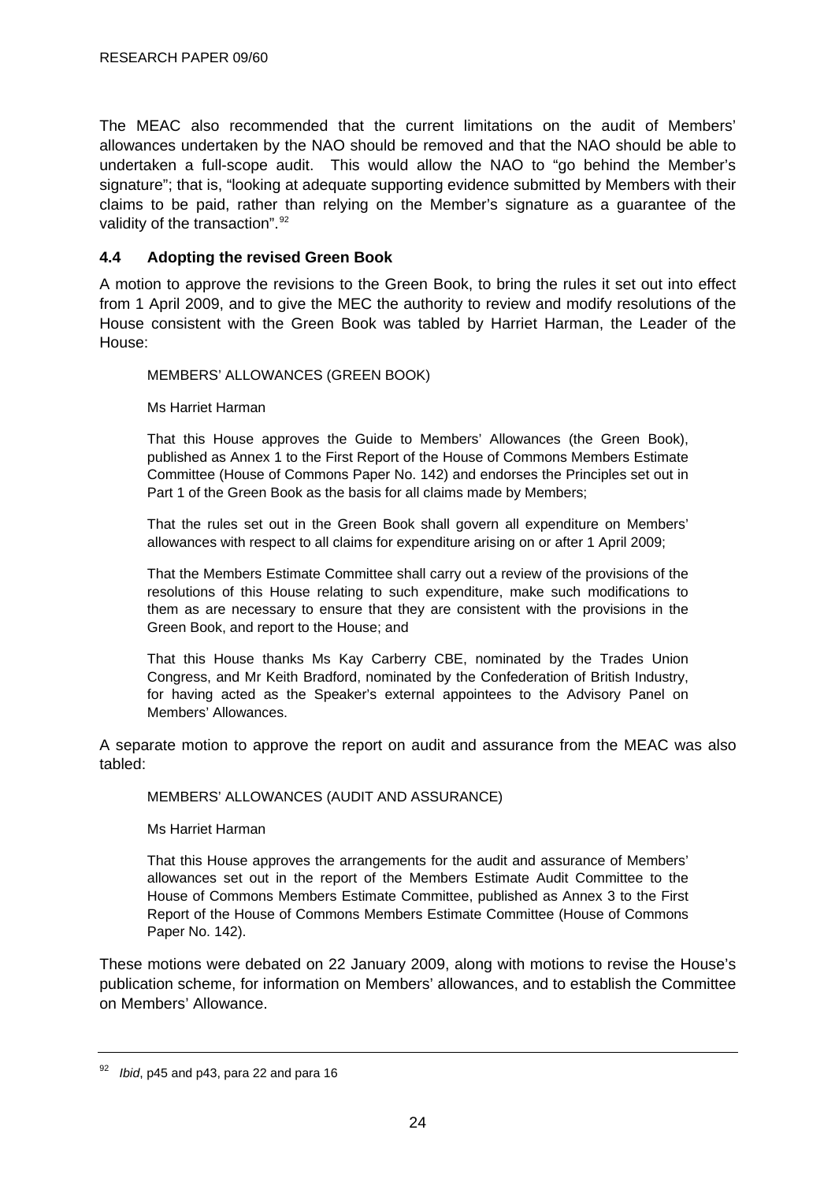The MEAC also recommended that the current limitations on the audit of Members' allowances undertaken by the NAO should be removed and that the NAO should be able to undertaken a full-scope audit. This would allow the NAO to "go behind the Member's signature"; that is, "looking at adequate supporting evidence submitted by Members with their claims to be paid, rather than relying on the Member's signature as a guarantee of the validity of the transaction".[92]

### 4.4 Adopting the revised Green Book

A motion to approve the revisions to the Green Book, to bring the rules it set out into effect from 1 April 2009, and to give the MEC the authority to review and modify resolutions of the House consistent with the Green Book was tabled by Harriet Harman, the Leader of the House:

> MEMBERS' ALLOWANCES (GREEN BOOK)
>
> Ms Harriet Harman
>
> That this House approves the Guide to Members' Allowances (the Green Book), published as Annex 1 to the First Report of the House of Commons Members Estimate Committee (House of Commons Paper No. 142) and endorses the Principles set out in Part 1 of the Green Book as the basis for all claims made by Members;
>
> That the rules set out in the Green Book shall govern all expenditure on Members' allowances with respect to all claims for expenditure arising on or after 1 April 2009;
>
> That the Members Estimate Committee shall carry out a review of the provisions of the resolutions of this House relating to such expenditure, make such modifications to them as are necessary to ensure that they are consistent with the provisions in the Green Book, and report to the House; and
>
> That this House thanks Ms Kay Carberry CBE, nominated by the Trades Union Congress, and Mr Keith Bradford, nominated by the Confederation of British Industry, for having acted as the Speaker's external appointees to the Advisory Panel on Members' Allowances.

A separate motion to approve the report on audit and assurance from the MEAC was also tabled:

> MEMBERS' ALLOWANCES (AUDIT AND ASSURANCE)
>
> Ms Harriet Harman
>
> That this House approves the arrangements for the audit and assurance of Members' allowances set out in the report of the Members Estimate Audit Committee to the House of Commons Members Estimate Committee, published as Annex 3 to the First Report of the House of Commons Members Estimate Committee (House of Commons Paper No. 142).

These motions were debated on 22 January 2009, along with motions to revise the House's publication scheme, for information on Members' allowances, and to establish the Committee on Members' Allowance.

---

[92] *Ibid*, p45 and p43, para 22 and para 16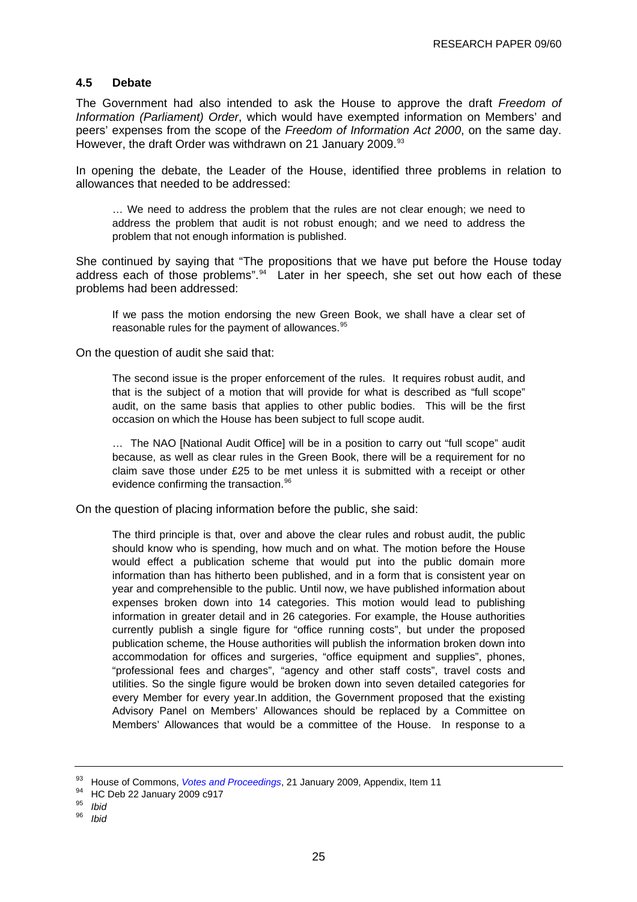### 4.5 Debate

The Government had also intended to ask the House to approve the draft *Freedom of Information (Parliament) Order*, which would have exempted information on Members' and peers' expenses from the scope of the *Freedom of Information Act 2000*, on the same day. However, the draft Order was withdrawn on 21 January 2009.[93]

In opening the debate, the Leader of the House, identified three problems in relation to allowances that needed to be addressed:

> … We need to address the problem that the rules are not clear enough; we need to address the problem that audit is not robust enough; and we need to address the problem that not enough information is published.

She continued by saying that "The propositions that we have put before the House today address each of those problems".[94] Later in her speech, she set out how each of these problems had been addressed:

> If we pass the motion endorsing the new Green Book, we shall have a clear set of reasonable rules for the payment of allowances.[95]

On the question of audit she said that:

> The second issue is the proper enforcement of the rules. It requires robust audit, and that is the subject of a motion that will provide for what is described as "full scope" audit, on the same basis that applies to other public bodies. This will be the first occasion on which the House has been subject to full scope audit.
>
> … The NAO [National Audit Office] will be in a position to carry out "full scope" audit because, as well as clear rules in the Green Book, there will be a requirement for no claim save those under £25 to be met unless it is submitted with a receipt or other evidence confirming the transaction.[96]

On the question of placing information before the public, she said:

> The third principle is that, over and above the clear rules and robust audit, the public should know who is spending, how much and on what. The motion before the House would effect a publication scheme that would put into the public domain more information than has hitherto been published, and in a form that is consistent year on year and comprehensible to the public. Until now, we have published information about expenses broken down into 14 categories. This motion would lead to publishing information in greater detail and in 26 categories. For example, the House authorities currently publish a single figure for "office running costs", but under the proposed publication scheme, the House authorities will publish the information broken down into accommodation for offices and surgeries, "office equipment and supplies", phones, "professional fees and charges", "agency and other staff costs", travel costs and utilities. So the single figure would be broken down into seven detailed categories for every Member for every year.In addition, the Government proposed that the existing Advisory Panel on Members' Allowances should be replaced by a Committee on Members' Allowances that would be a committee of the House. In response to a

---

[93] House of Commons, *Votes and Proceedings*, 21 January 2009, Appendix, Item 11

[94] HC Deb 22 January 2009 c917

[95] *Ibid*

[96] *Ibid*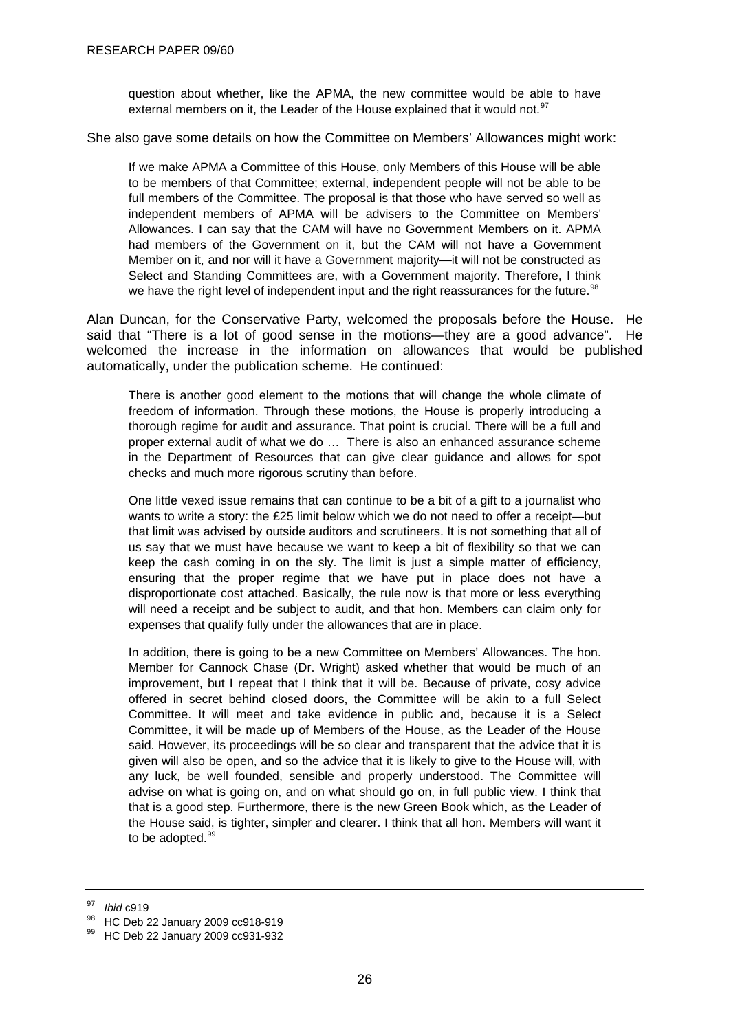question about whether, like the APMA, the new committee would be able to have external members on it, the Leader of the House explained that it would not.[97]

She also gave some details on how the Committee on Members' Allowances might work:

> If we make APMA a Committee of this House, only Members of this House will be able to be members of that Committee; external, independent people will not be able to be full members of the Committee. The proposal is that those who have served so well as independent members of APMA will be advisers to the Committee on Members' Allowances. I can say that the CAM will have no Government Members on it. APMA had members of the Government on it, but the CAM will not have a Government Member on it, and nor will it have a Government majority—it will not be constructed as Select and Standing Committees are, with a Government majority. Therefore, I think we have the right level of independent input and the right reassurances for the future.[98]

Alan Duncan, for the Conservative Party, welcomed the proposals before the House. He said that "There is a lot of good sense in the motions—they are a good advance". He welcomed the increase in the information on allowances that would be published automatically, under the publication scheme. He continued:

> There is another good element to the motions that will change the whole climate of freedom of information. Through these motions, the House is properly introducing a thorough regime for audit and assurance. That point is crucial. There will be a full and proper external audit of what we do … There is also an enhanced assurance scheme in the Department of Resources that can give clear guidance and allows for spot checks and much more rigorous scrutiny than before.
>
> One little vexed issue remains that can continue to be a bit of a gift to a journalist who wants to write a story: the £25 limit below which we do not need to offer a receipt—but that limit was advised by outside auditors and scrutineers. It is not something that all of us say that we must have because we want to keep a bit of flexibility so that we can keep the cash coming in on the sly. The limit is just a simple matter of efficiency, ensuring that the proper regime that we have put in place does not have a disproportionate cost attached. Basically, the rule now is that more or less everything will need a receipt and be subject to audit, and that hon. Members can claim only for expenses that qualify fully under the allowances that are in place.
>
> In addition, there is going to be a new Committee on Members' Allowances. The hon. Member for Cannock Chase (Dr. Wright) asked whether that would be much of an improvement, but I repeat that I think that it will be. Because of private, cosy advice offered in secret behind closed doors, the Committee will be akin to a full Select Committee. It will meet and take evidence in public and, because it is a Select Committee, it will be made up of Members of the House, as the Leader of the House said. However, its proceedings will be so clear and transparent that the advice that it is given will also be open, and so the advice that it is likely to give to the House will, with any luck, be well founded, sensible and properly understood. The Committee will advise on what is going on, and on what should go on, in full public view. I think that that is a good step. Furthermore, there is the new Green Book which, as the Leader of the House said, is tighter, simpler and clearer. I think that all hon. Members will want it to be adopted.[99]

---

[97] *Ibid* c919

[98] HC Deb 22 January 2009 cc918-919

[99] HC Deb 22 January 2009 cc931-932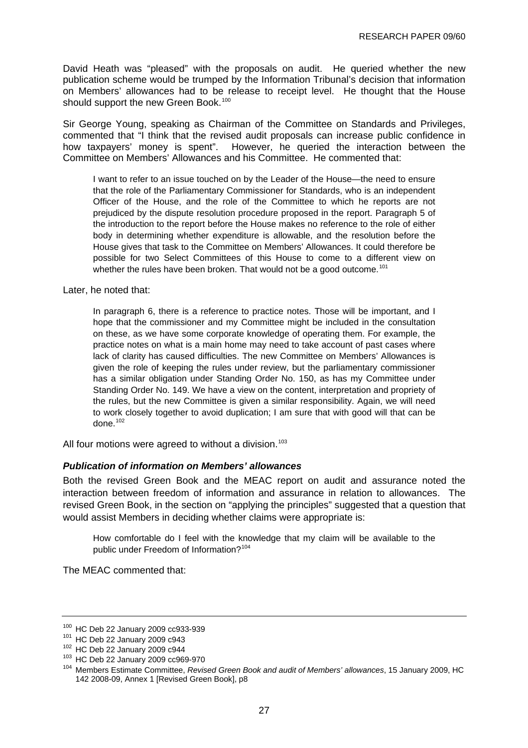David Heath was "pleased" with the proposals on audit. He queried whether the new publication scheme would be trumped by the Information Tribunal's decision that information on Members' allowances had to be release to receipt level. He thought that the House should support the new Green Book.[100]

Sir George Young, speaking as Chairman of the Committee on Standards and Privileges, commented that "I think that the revised audit proposals can increase public confidence in how taxpayers' money is spent". However, he queried the interaction between the Committee on Members' Allowances and his Committee. He commented that:

> I want to refer to an issue touched on by the Leader of the House—the need to ensure that the role of the Parliamentary Commissioner for Standards, who is an independent Officer of the House, and the role of the Committee to which he reports are not prejudiced by the dispute resolution procedure proposed in the report. Paragraph 5 of the introduction to the report before the House makes no reference to the role of either body in determining whether expenditure is allowable, and the resolution before the House gives that task to the Committee on Members' Allowances. It could therefore be possible for two Select Committees of this House to come to a different view on whether the rules have been broken. That would not be a good outcome.[101]

Later, he noted that:

> In paragraph 6, there is a reference to practice notes. Those will be important, and I hope that the commissioner and my Committee might be included in the consultation on these, as we have some corporate knowledge of operating them. For example, the practice notes on what is a main home may need to take account of past cases where lack of clarity has caused difficulties. The new Committee on Members' Allowances is given the role of keeping the rules under review, but the parliamentary commissioner has a similar obligation under Standing Order No. 150, as has my Committee under Standing Order No. 149. We have a view on the content, interpretation and propriety of the rules, but the new Committee is given a similar responsibility. Again, we will need to work closely together to avoid duplication; I am sure that with good will that can be done.[102]

All four motions were agreed to without a division.[103]

### *Publication of information on Members' allowances*

Both the revised Green Book and the MEAC report on audit and assurance noted the interaction between freedom of information and assurance in relation to allowances. The revised Green Book, in the section on "applying the principles" suggested that a question that would assist Members in deciding whether claims were appropriate is:

> How comfortable do I feel with the knowledge that my claim will be available to the public under Freedom of Information?[104]

The MEAC commented that:

---

[100] HC Deb 22 January 2009 cc933-939

[101] HC Deb 22 January 2009 c943

[102] HC Deb 22 January 2009 c944

[103] HC Deb 22 January 2009 cc969-970

[104] Members Estimate Committee, *Revised Green Book and audit of Members' allowances*, 15 January 2009, HC 142 2008-09, Annex 1 [Revised Green Book], p8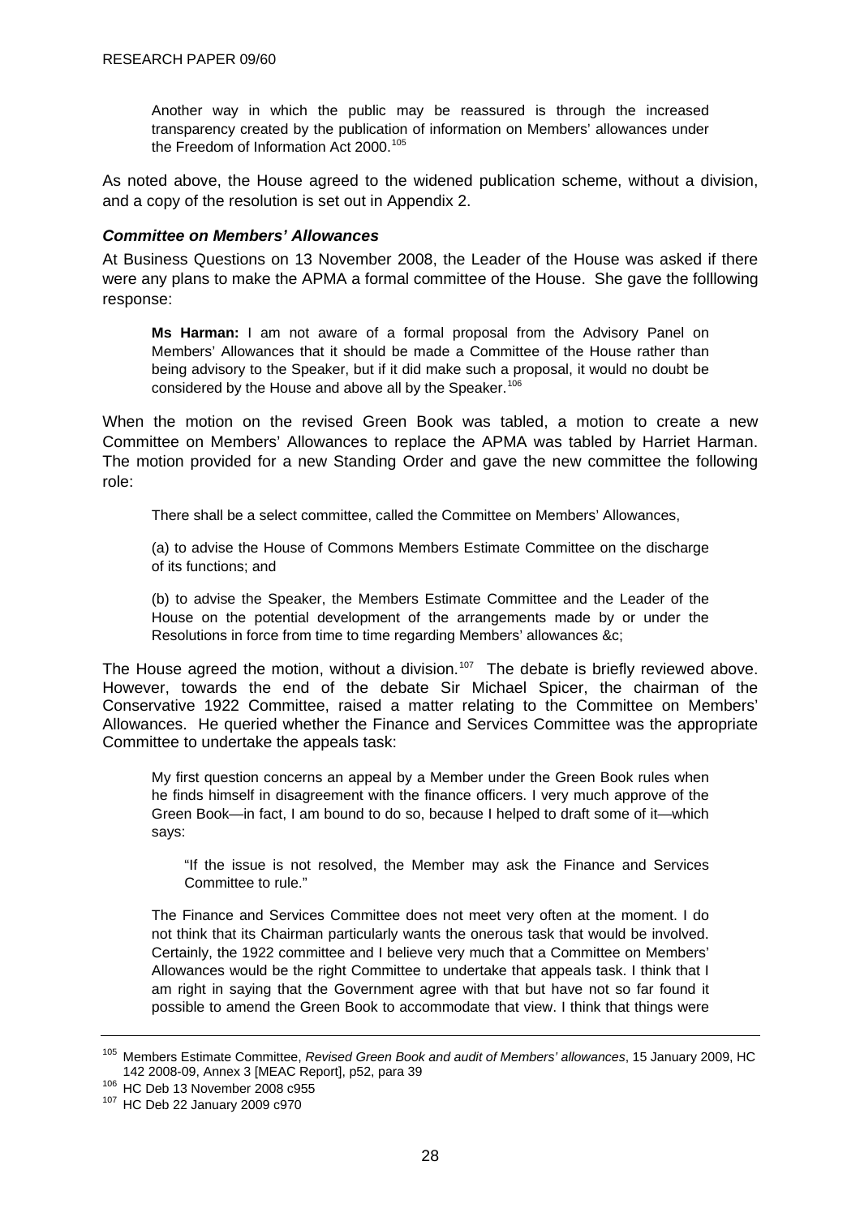> Another way in which the public may be reassured is through the increased transparency created by the publication of information on Members' allowances under the Freedom of Information Act 2000.[105]

As noted above, the House agreed to the widened publication scheme, without a division, and a copy of the resolution is set out in Appendix 2.

### *Committee on Members' Allowances*

At Business Questions on 13 November 2008, the Leader of the House was asked if there were any plans to make the APMA a formal committee of the House. She gave the folllowing response:

> **Ms Harman:** I am not aware of a formal proposal from the Advisory Panel on Members' Allowances that it should be made a Committee of the House rather than being advisory to the Speaker, but if it did make such a proposal, it would no doubt be considered by the House and above all by the Speaker.[106]

When the motion on the revised Green Book was tabled, a motion to create a new Committee on Members' Allowances to replace the APMA was tabled by Harriet Harman. The motion provided for a new Standing Order and gave the new committee the following role:

> There shall be a select committee, called the Committee on Members' Allowances,
>
> (a) to advise the House of Commons Members Estimate Committee on the discharge of its functions; and
>
> (b) to advise the Speaker, the Members Estimate Committee and the Leader of the House on the potential development of the arrangements made by or under the Resolutions in force from time to time regarding Members' allowances &c;

The House agreed the motion, without a division.[107] The debate is briefly reviewed above. However, towards the end of the debate Sir Michael Spicer, the chairman of the Conservative 1922 Committee, raised a matter relating to the Committee on Members' Allowances. He queried whether the Finance and Services Committee was the appropriate Committee to undertake the appeals task:

> My first question concerns an appeal by a Member under the Green Book rules when he finds himself in disagreement with the finance officers. I very much approve of the Green Book—in fact, I am bound to do so, because I helped to draft some of it—which says:
>
>> "If the issue is not resolved, the Member may ask the Finance and Services Committee to rule."
>
> The Finance and Services Committee does not meet very often at the moment. I do not think that its Chairman particularly wants the onerous task that would be involved. Certainly, the 1922 committee and I believe very much that a Committee on Members' Allowances would be the right Committee to undertake that appeals task. I think that I am right in saying that the Government agree with that but have not so far found it possible to amend the Green Book to accommodate that view. I think that things were

---

[105] Members Estimate Committee, *Revised Green Book and audit of Members' allowances*, 15 January 2009, HC 142 2008-09, Annex 3 [MEAC Report], p52, para 39

[106] HC Deb 13 November 2008 c955

[107] HC Deb 22 January 2009 c970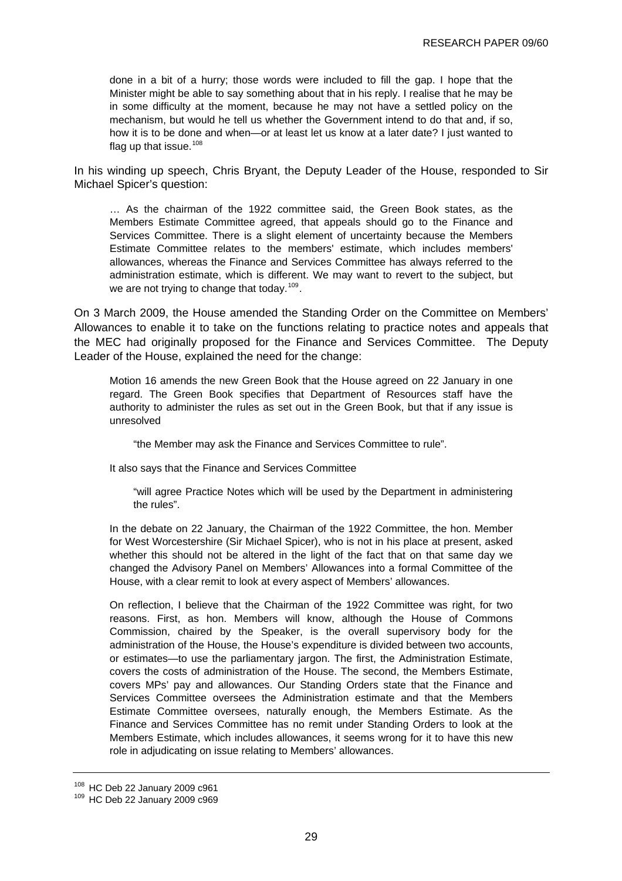> done in a bit of a hurry; those words were included to fill the gap. I hope that the Minister might be able to say something about that in his reply. I realise that he may be in some difficulty at the moment, because he may not have a settled policy on the mechanism, but would he tell us whether the Government intend to do that and, if so, how it is to be done and when—or at least let us know at a later date? I just wanted to flag up that issue.[108]

In his winding up speech, Chris Bryant, the Deputy Leader of the House, responded to Sir Michael Spicer's question:

> … As the chairman of the 1922 committee said, the Green Book states, as the Members Estimate Committee agreed, that appeals should go to the Finance and Services Committee. There is a slight element of uncertainty because the Members Estimate Committee relates to the members' estimate, which includes members' allowances, whereas the Finance and Services Committee has always referred to the administration estimate, which is different. We may want to revert to the subject, but we are not trying to change that today.[109].

On 3 March 2009, the House amended the Standing Order on the Committee on Members' Allowances to enable it to take on the functions relating to practice notes and appeals that the MEC had originally proposed for the Finance and Services Committee. The Deputy Leader of the House, explained the need for the change:

> Motion 16 amends the new Green Book that the House agreed on 22 January in one regard. The Green Book specifies that Department of Resources staff have the authority to administer the rules as set out in the Green Book, but that if any issue is unresolved
>
> > "the Member may ask the Finance and Services Committee to rule".
>
> It also says that the Finance and Services Committee
>
> > "will agree Practice Notes which will be used by the Department in administering the rules".
>
> In the debate on 22 January, the Chairman of the 1922 Committee, the hon. Member for West Worcestershire (Sir Michael Spicer), who is not in his place at present, asked whether this should not be altered in the light of the fact that on that same day we changed the Advisory Panel on Members' Allowances into a formal Committee of the House, with a clear remit to look at every aspect of Members' allowances.
>
> On reflection, I believe that the Chairman of the 1922 Committee was right, for two reasons. First, as hon. Members will know, although the House of Commons Commission, chaired by the Speaker, is the overall supervisory body for the administration of the House, the House's expenditure is divided between two accounts, or estimates—to use the parliamentary jargon. The first, the Administration Estimate, covers the costs of administration of the House. The second, the Members Estimate, covers MPs' pay and allowances. Our Standing Orders state that the Finance and Services Committee oversees the Administration estimate and that the Members Estimate Committee oversees, naturally enough, the Members Estimate. As the Finance and Services Committee has no remit under Standing Orders to look at the Members Estimate, which includes allowances, it seems wrong for it to have this new role in adjudicating on issue relating to Members' allowances.

---

[108] HC Deb 22 January 2009 c961

[109] HC Deb 22 January 2009 c969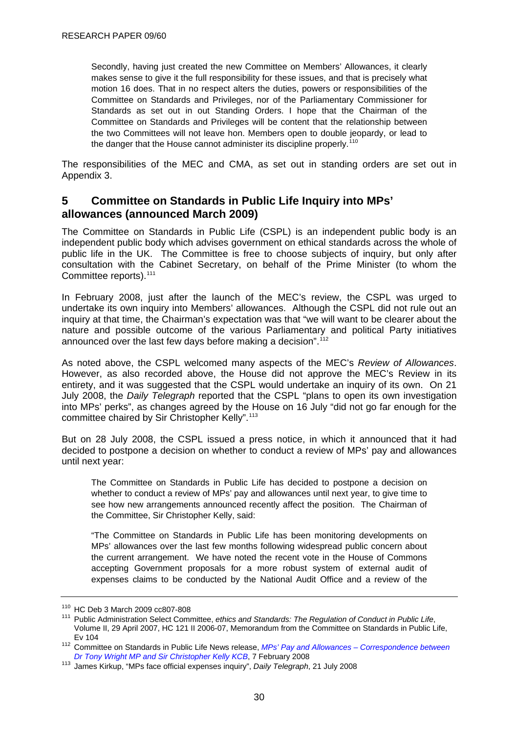> Secondly, having just created the new Committee on Members' Allowances, it clearly makes sense to give it the full responsibility for these issues, and that is precisely what motion 16 does. That in no respect alters the duties, powers or responsibilities of the Committee on Standards and Privileges, nor of the Parliamentary Commissioner for Standards as set out in out Standing Orders. I hope that the Chairman of the Committee on Standards and Privileges will be content that the relationship between the two Committees will not leave hon. Members open to double jeopardy, or lead to the danger that the House cannot administer its discipline properly.[110]

The responsibilities of the MEC and CMA, as set out in standing orders are set out in Appendix 3.

## 5 Committee on Standards in Public Life Inquiry into MPs' allowances (announced March 2009)

The Committee on Standards in Public Life (CSPL) is an independent public body is an independent public body which advises government on ethical standards across the whole of public life in the UK. The Committee is free to choose subjects of inquiry, but only after consultation with the Cabinet Secretary, on behalf of the Prime Minister (to whom the Committee reports).[111]

In February 2008, just after the launch of the MEC's review, the CSPL was urged to undertake its own inquiry into Members' allowances. Although the CSPL did not rule out an inquiry at that time, the Chairman's expectation was that "we will want to be clearer about the nature and possible outcome of the various Parliamentary and political Party initiatives announced over the last few days before making a decision".[112]

As noted above, the CSPL welcomed many aspects of the MEC's *Review of Allowances*. However, as also recorded above, the House did not approve the MEC's Review in its entirety, and it was suggested that the CSPL would undertake an inquiry of its own. On 21 July 2008, the *Daily Telegraph* reported that the CSPL "plans to open its own investigation into MPs' perks", as changes agreed by the House on 16 July "did not go far enough for the committee chaired by Sir Christopher Kelly".[113]

But on 28 July 2008, the CSPL issued a press notice, in which it announced that it had decided to postpone a decision on whether to conduct a review of MPs' pay and allowances until next year:

> The Committee on Standards in Public Life has decided to postpone a decision on whether to conduct a review of MPs' pay and allowances until next year, to give time to see how new arrangements announced recently affect the position. The Chairman of the Committee, Sir Christopher Kelly, said:
>
> "The Committee on Standards in Public Life has been monitoring developments on MPs' allowances over the last few months following widespread public concern about the current arrangement. We have noted the recent vote in the House of Commons accepting Government proposals for a more robust system of external audit of expenses claims to be conducted by the National Audit Office and a review of the

---

[110] HC Deb 3 March 2009 cc807-808

[111] Public Administration Select Committee, *ethics and Standards: The Regulation of Conduct in Public Life*, Volume II, 29 April 2007, HC 121 II 2006-07, Memorandum from the Committee on Standards in Public Life, Ev 104

[112] Committee on Standards in Public Life News release, *MPs' Pay and Allowances – Correspondence between Dr Tony Wright MP and Sir Christopher Kelly KCB*, 7 February 2008

[113] James Kirkup, "MPs face official expenses inquiry", *Daily Telegraph*, 21 July 2008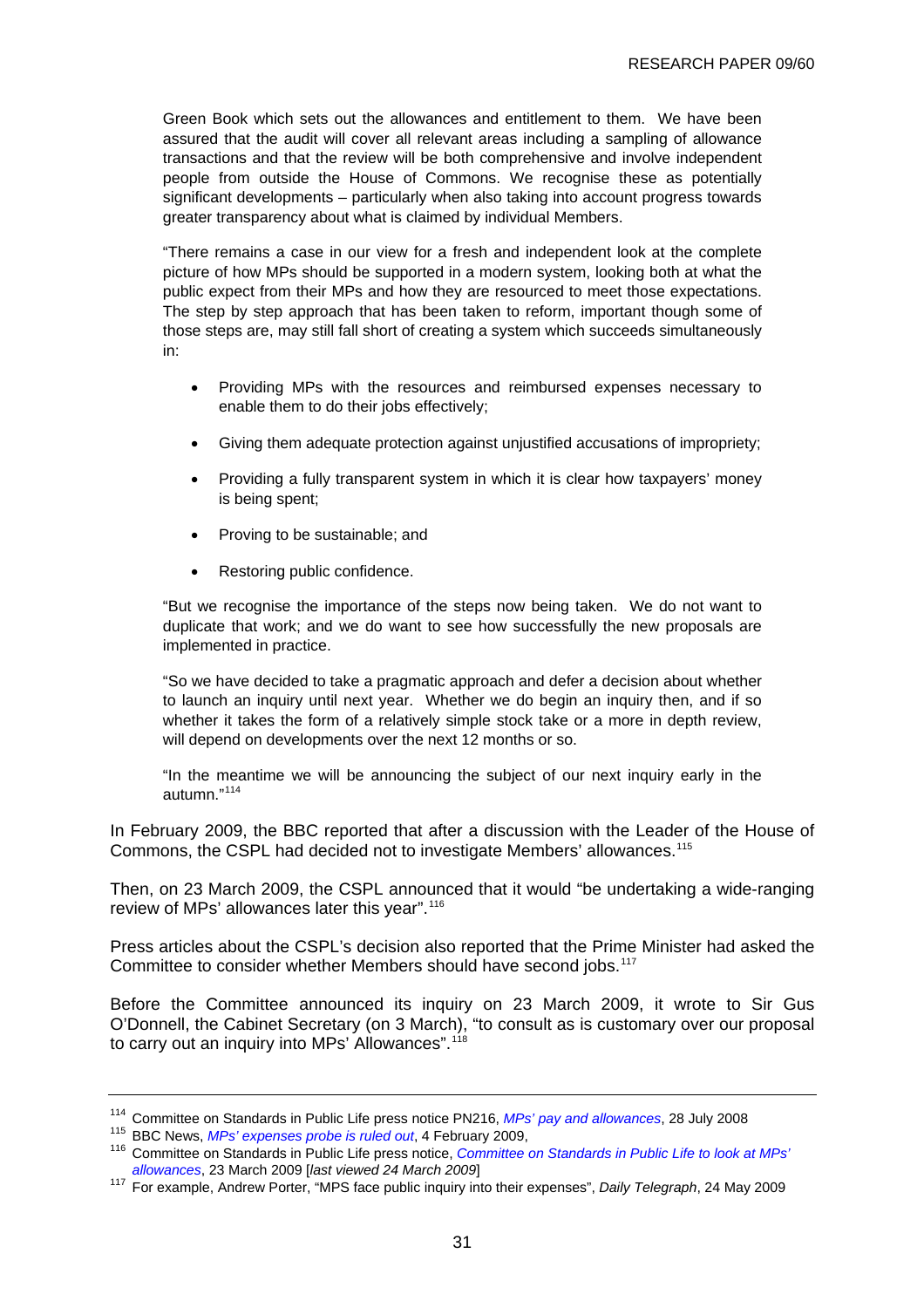Green Book which sets out the allowances and entitlement to them. We have been assured that the audit will cover all relevant areas including a sampling of allowance transactions and that the review will be both comprehensive and involve independent people from outside the House of Commons. We recognise these as potentially significant developments – particularly when also taking into account progress towards greater transparency about what is claimed by individual Members.

"There remains a case in our view for a fresh and independent look at the complete picture of how MPs should be supported in a modern system, looking both at what the public expect from their MPs and how they are resourced to meet those expectations. The step by step approach that has been taken to reform, important though some of those steps are, may still fall short of creating a system which succeeds simultaneously in:

- Providing MPs with the resources and reimbursed expenses necessary to enable them to do their jobs effectively;
- Giving them adequate protection against unjustified accusations of impropriety;
- Providing a fully transparent system in which it is clear how taxpayers' money is being spent;
- Proving to be sustainable; and
- Restoring public confidence.

"But we recognise the importance of the steps now being taken. We do not want to duplicate that work; and we do want to see how successfully the new proposals are implemented in practice.

"So we have decided to take a pragmatic approach and defer a decision about whether to launch an inquiry until next year. Whether we do begin an inquiry then, and if so whether it takes the form of a relatively simple stock take or a more in depth review, will depend on developments over the next 12 months or so.

"In the meantime we will be announcing the subject of our next inquiry early in the autumn."[114]

In February 2009, the BBC reported that after a discussion with the Leader of the House of Commons, the CSPL had decided not to investigate Members' allowances.[115]

Then, on 23 March 2009, the CSPL announced that it would "be undertaking a wide-ranging review of MPs' allowances later this year".[116]

Press articles about the CSPL's decision also reported that the Prime Minister had asked the Committee to consider whether Members should have second jobs.[117]

Before the Committee announced its inquiry on 23 March 2009, it wrote to Sir Gus O'Donnell, the Cabinet Secretary (on 3 March), "to consult as is customary over our proposal to carry out an inquiry into MPs' Allowances".[118]

---

[114] Committee on Standards in Public Life press notice PN216, *MPs' pay and allowances*, 28 July 2008

[115] BBC News, *MPs' expenses probe is ruled out*, 4 February 2009,

[116] Committee on Standards in Public Life press notice, *Committee on Standards in Public Life to look at MPs' allowances*, 23 March 2009 [*last viewed 24 March 2009*]

[117] For example, Andrew Porter, "MPS face public inquiry into their expenses", *Daily Telegraph*, 24 May 2009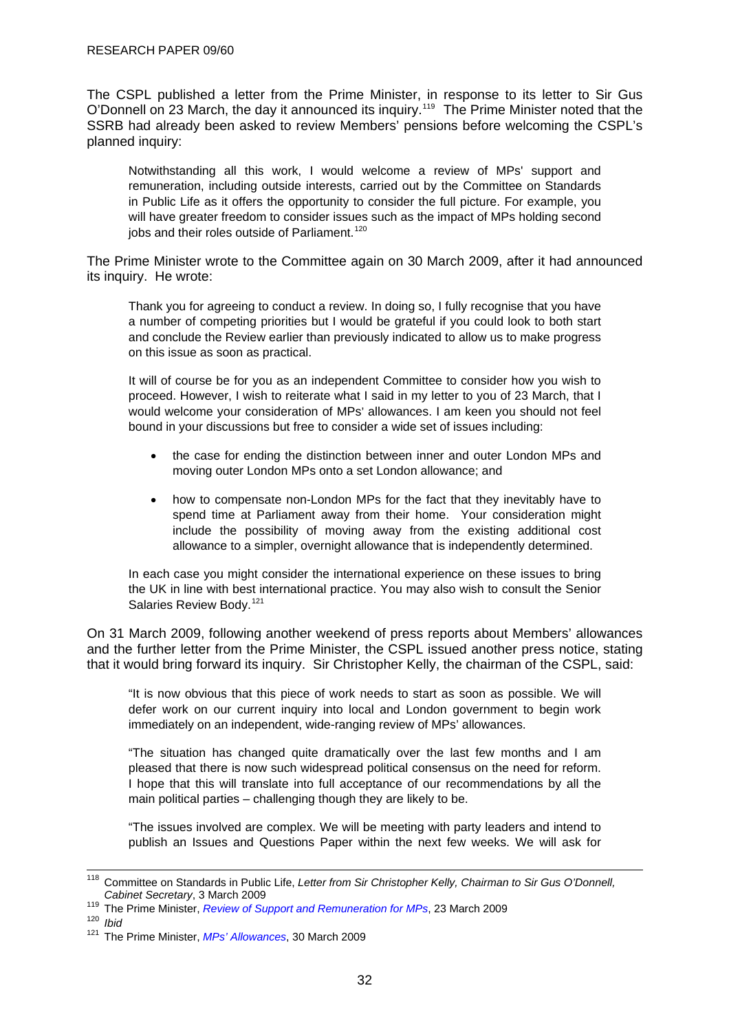The CSPL published a letter from the Prime Minister, in response to its letter to Sir Gus O'Donnell on 23 March, the day it announced its inquiry.[119] The Prime Minister noted that the SSRB had already been asked to review Members' pensions before welcoming the CSPL's planned inquiry:

> Notwithstanding all this work, I would welcome a review of MPs' support and remuneration, including outside interests, carried out by the Committee on Standards in Public Life as it offers the opportunity to consider the full picture. For example, you will have greater freedom to consider issues such as the impact of MPs holding second jobs and their roles outside of Parliament.[120]

The Prime Minister wrote to the Committee again on 30 March 2009, after it had announced its inquiry. He wrote:

> Thank you for agreeing to conduct a review. In doing so, I fully recognise that you have a number of competing priorities but I would be grateful if you could look to both start and conclude the Review earlier than previously indicated to allow us to make progress on this issue as soon as practical.
>
> It will of course be for you as an independent Committee to consider how you wish to proceed. However, I wish to reiterate what I said in my letter to you of 23 March, that I would welcome your consideration of MPs' allowances. I am keen you should not feel bound in your discussions but free to consider a wide set of issues including:
>
> - the case for ending the distinction between inner and outer London MPs and moving outer London MPs onto a set London allowance; and
> - how to compensate non-London MPs for the fact that they inevitably have to spend time at Parliament away from their home. Your consideration might include the possibility of moving away from the existing additional cost allowance to a simpler, overnight allowance that is independently determined.
>
> In each case you might consider the international experience on these issues to bring the UK in line with best international practice. You may also wish to consult the Senior Salaries Review Body.[121]

On 31 March 2009, following another weekend of press reports about Members' allowances and the further letter from the Prime Minister, the CSPL issued another press notice, stating that it would bring forward its inquiry. Sir Christopher Kelly, the chairman of the CSPL, said:

> "It is now obvious that this piece of work needs to start as soon as possible. We will defer work on our current inquiry into local and London government to begin work immediately on an independent, wide-ranging review of MPs' allowances.
>
> "The situation has changed quite dramatically over the last few months and I am pleased that there is now such widespread political consensus on the need for reform. I hope that this will translate into full acceptance of our recommendations by all the main political parties – challenging though they are likely to be.
>
> "The issues involved are complex. We will be meeting with party leaders and intend to publish an Issues and Questions Paper within the next few weeks. We will ask for

---

[118] Committee on Standards in Public Life, *Letter from Sir Christopher Kelly, Chairman to Sir Gus O'Donnell, Cabinet Secretary*, 3 March 2009

[119] The Prime Minister, *Review of Support and Remuneration for MPs*, 23 March 2009

[120] *Ibid*

[121] The Prime Minister, *MPs' Allowances*, 30 March 2009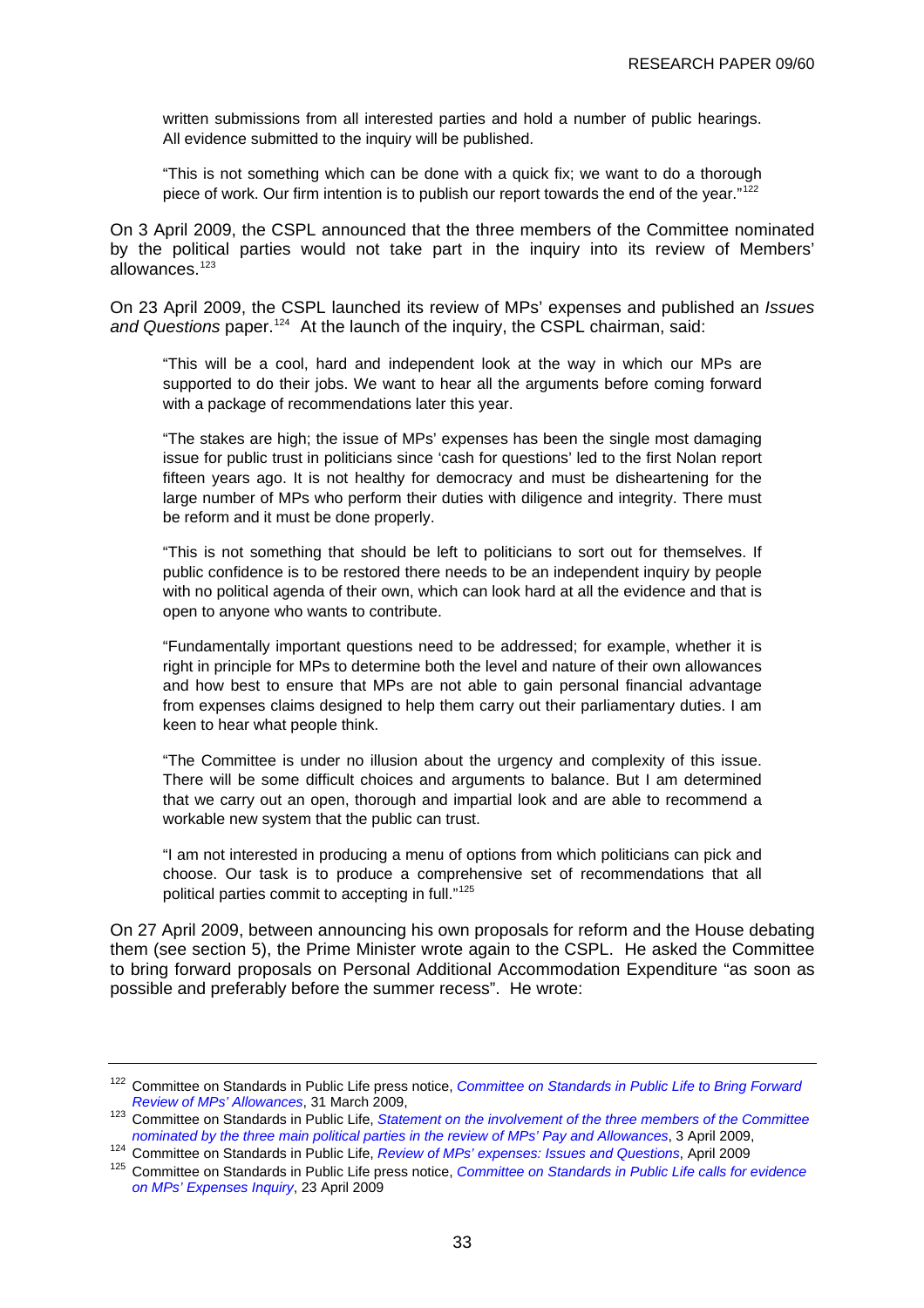> written submissions from all interested parties and hold a number of public hearings. All evidence submitted to the inquiry will be published.
>
> "This is not something which can be done with a quick fix; we want to do a thorough piece of work. Our firm intention is to publish our report towards the end of the year."[122]

On 3 April 2009, the CSPL announced that the three members of the Committee nominated by the political parties would not take part in the inquiry into its review of Members' allowances.[123]

On 23 April 2009, the CSPL launched its review of MPs' expenses and published an *Issues and Questions* paper.[124] At the launch of the inquiry, the CSPL chairman, said:

> "This will be a cool, hard and independent look at the way in which our MPs are supported to do their jobs. We want to hear all the arguments before coming forward with a package of recommendations later this year.
>
> "The stakes are high; the issue of MPs' expenses has been the single most damaging issue for public trust in politicians since 'cash for questions' led to the first Nolan report fifteen years ago. It is not healthy for democracy and must be disheartening for the large number of MPs who perform their duties with diligence and integrity. There must be reform and it must be done properly.
>
> "This is not something that should be left to politicians to sort out for themselves. If public confidence is to be restored there needs to be an independent inquiry by people with no political agenda of their own, which can look hard at all the evidence and that is open to anyone who wants to contribute.
>
> "Fundamentally important questions need to be addressed; for example, whether it is right in principle for MPs to determine both the level and nature of their own allowances and how best to ensure that MPs are not able to gain personal financial advantage from expenses claims designed to help them carry out their parliamentary duties. I am keen to hear what people think.
>
> "The Committee is under no illusion about the urgency and complexity of this issue. There will be some difficult choices and arguments to balance. But I am determined that we carry out an open, thorough and impartial look and are able to recommend a workable new system that the public can trust.
>
> "I am not interested in producing a menu of options from which politicians can pick and choose. Our task is to produce a comprehensive set of recommendations that all political parties commit to accepting in full."[125]

On 27 April 2009, between announcing his own proposals for reform and the House debating them (see section 5), the Prime Minister wrote again to the CSPL. He asked the Committee to bring forward proposals on Personal Additional Accommodation Expenditure "as soon as possible and preferably before the summer recess". He wrote:

---

[122] Committee on Standards in Public Life press notice, *Committee on Standards in Public Life to Bring Forward Review of MPs' Allowances*, 31 March 2009,

[123] Committee on Standards in Public Life, *Statement on the involvement of the three members of the Committee nominated by the three main political parties in the review of MPs' Pay and Allowances*, 3 April 2009,

[124] Committee on Standards in Public Life, *Review of MPs' expenses: Issues and Questions*, April 2009

[125] Committee on Standards in Public Life press notice, *Committee on Standards in Public Life calls for evidence on MPs' Expenses Inquiry*, 23 April 2009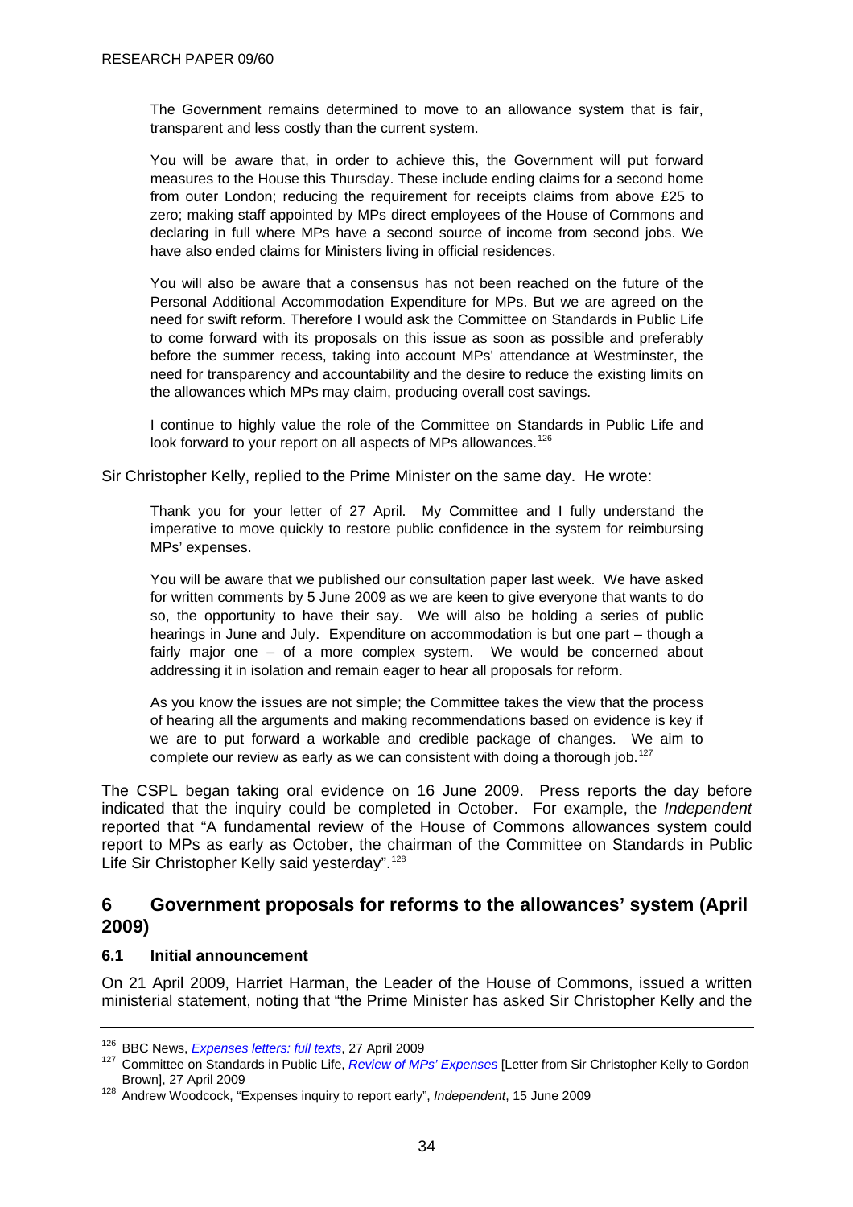The Government remains determined to move to an allowance system that is fair, transparent and less costly than the current system.

You will be aware that, in order to achieve this, the Government will put forward measures to the House this Thursday. These include ending claims for a second home from outer London; reducing the requirement for receipts claims from above £25 to zero; making staff appointed by MPs direct employees of the House of Commons and declaring in full where MPs have a second source of income from second jobs. We have also ended claims for Ministers living in official residences.

You will also be aware that a consensus has not been reached on the future of the Personal Additional Accommodation Expenditure for MPs. But we are agreed on the need for swift reform. Therefore I would ask the Committee on Standards in Public Life to come forward with its proposals on this issue as soon as possible and preferably before the summer recess, taking into account MPs' attendance at Westminster, the need for transparency and accountability and the desire to reduce the existing limits on the allowances which MPs may claim, producing overall cost savings.

I continue to highly value the role of the Committee on Standards in Public Life and look forward to your report on all aspects of MPs allowances.[126]

Sir Christopher Kelly, replied to the Prime Minister on the same day. He wrote:

Thank you for your letter of 27 April. My Committee and I fully understand the imperative to move quickly to restore public confidence in the system for reimbursing MPs' expenses.

You will be aware that we published our consultation paper last week. We have asked for written comments by 5 June 2009 as we are keen to give everyone that wants to do so, the opportunity to have their say. We will also be holding a series of public hearings in June and July. Expenditure on accommodation is but one part – though a fairly major one – of a more complex system. We would be concerned about addressing it in isolation and remain eager to hear all proposals for reform.

As you know the issues are not simple; the Committee takes the view that the process of hearing all the arguments and making recommendations based on evidence is key if we are to put forward a workable and credible package of changes. We aim to complete our review as early as we can consistent with doing a thorough job.[127]

The CSPL began taking oral evidence on 16 June 2009. Press reports the day before indicated that the inquiry could be completed in October. For example, the *Independent* reported that "A fundamental review of the House of Commons allowances system could report to MPs as early as October, the chairman of the Committee on Standards in Public Life Sir Christopher Kelly said yesterday".[128]

## 6 Government proposals for reforms to the allowances' system (April 2009)

### 6.1 Initial announcement

On 21 April 2009, Harriet Harman, the Leader of the House of Commons, issued a written ministerial statement, noting that "the Prime Minister has asked Sir Christopher Kelly and the

---

[126] BBC News, *Expenses letters: full texts*, 27 April 2009

[127] Committee on Standards in Public Life, *Review of MPs' Expenses* [Letter from Sir Christopher Kelly to Gordon Brown], 27 April 2009

[128] Andrew Woodcock, "Expenses inquiry to report early", *Independent*, 15 June 2009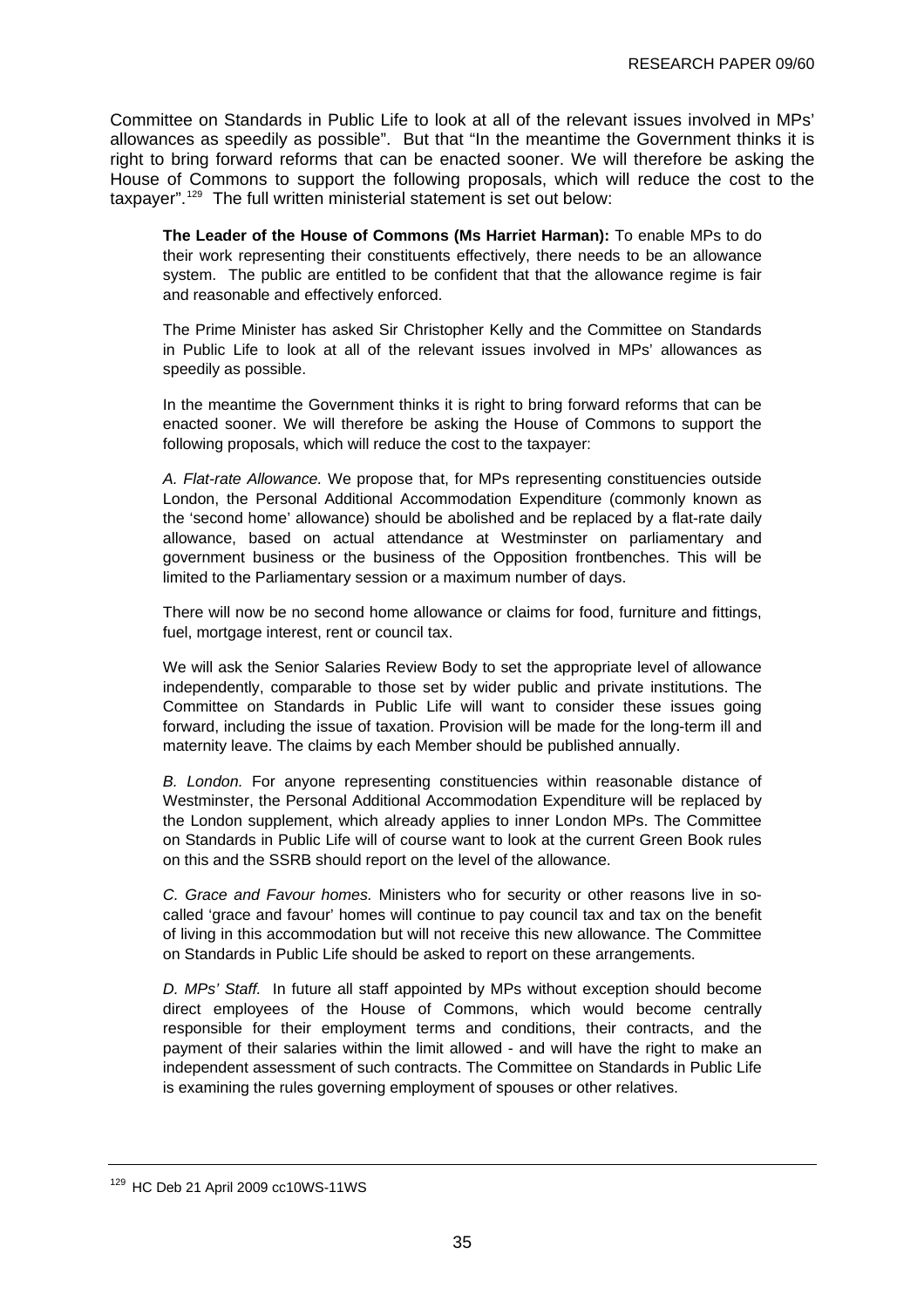Committee on Standards in Public Life to look at all of the relevant issues involved in MPs' allowances as speedily as possible". But that "In the meantime the Government thinks it is right to bring forward reforms that can be enacted sooner. We will therefore be asking the House of Commons to support the following proposals, which will reduce the cost to the taxpayer".[129] The full written ministerial statement is set out below:

> **The Leader of the House of Commons (Ms Harriet Harman):** To enable MPs to do their work representing their constituents effectively, there needs to be an allowance system. The public are entitled to be confident that that the allowance regime is fair and reasonable and effectively enforced.
>
> The Prime Minister has asked Sir Christopher Kelly and the Committee on Standards in Public Life to look at all of the relevant issues involved in MPs' allowances as speedily as possible.
>
> In the meantime the Government thinks it is right to bring forward reforms that can be enacted sooner. We will therefore be asking the House of Commons to support the following proposals, which will reduce the cost to the taxpayer:
>
> *A. Flat-rate Allowance.* We propose that, for MPs representing constituencies outside London, the Personal Additional Accommodation Expenditure (commonly known as the 'second home' allowance) should be abolished and be replaced by a flat-rate daily allowance, based on actual attendance at Westminster on parliamentary and government business or the business of the Opposition frontbenches. This will be limited to the Parliamentary session or a maximum number of days.
>
> There will now be no second home allowance or claims for food, furniture and fittings, fuel, mortgage interest, rent or council tax.
>
> We will ask the Senior Salaries Review Body to set the appropriate level of allowance independently, comparable to those set by wider public and private institutions. The Committee on Standards in Public Life will want to consider these issues going forward, including the issue of taxation. Provision will be made for the long-term ill and maternity leave. The claims by each Member should be published annually.
>
> *B. London.* For anyone representing constituencies within reasonable distance of Westminster, the Personal Additional Accommodation Expenditure will be replaced by the London supplement, which already applies to inner London MPs. The Committee on Standards in Public Life will of course want to look at the current Green Book rules on this and the SSRB should report on the level of the allowance.
>
> *C. Grace and Favour homes.* Ministers who for security or other reasons live in so-called 'grace and favour' homes will continue to pay council tax and tax on the benefit of living in this accommodation but will not receive this new allowance. The Committee on Standards in Public Life should be asked to report on these arrangements.
>
> *D. MPs' Staff.* In future all staff appointed by MPs without exception should become direct employees of the House of Commons, which would become centrally responsible for their employment terms and conditions, their contracts, and the payment of their salaries within the limit allowed - and will have the right to make an independent assessment of such contracts. The Committee on Standards in Public Life is examining the rules governing employment of spouses or other relatives.

---

[129] HC Deb 21 April 2009 cc10WS-11WS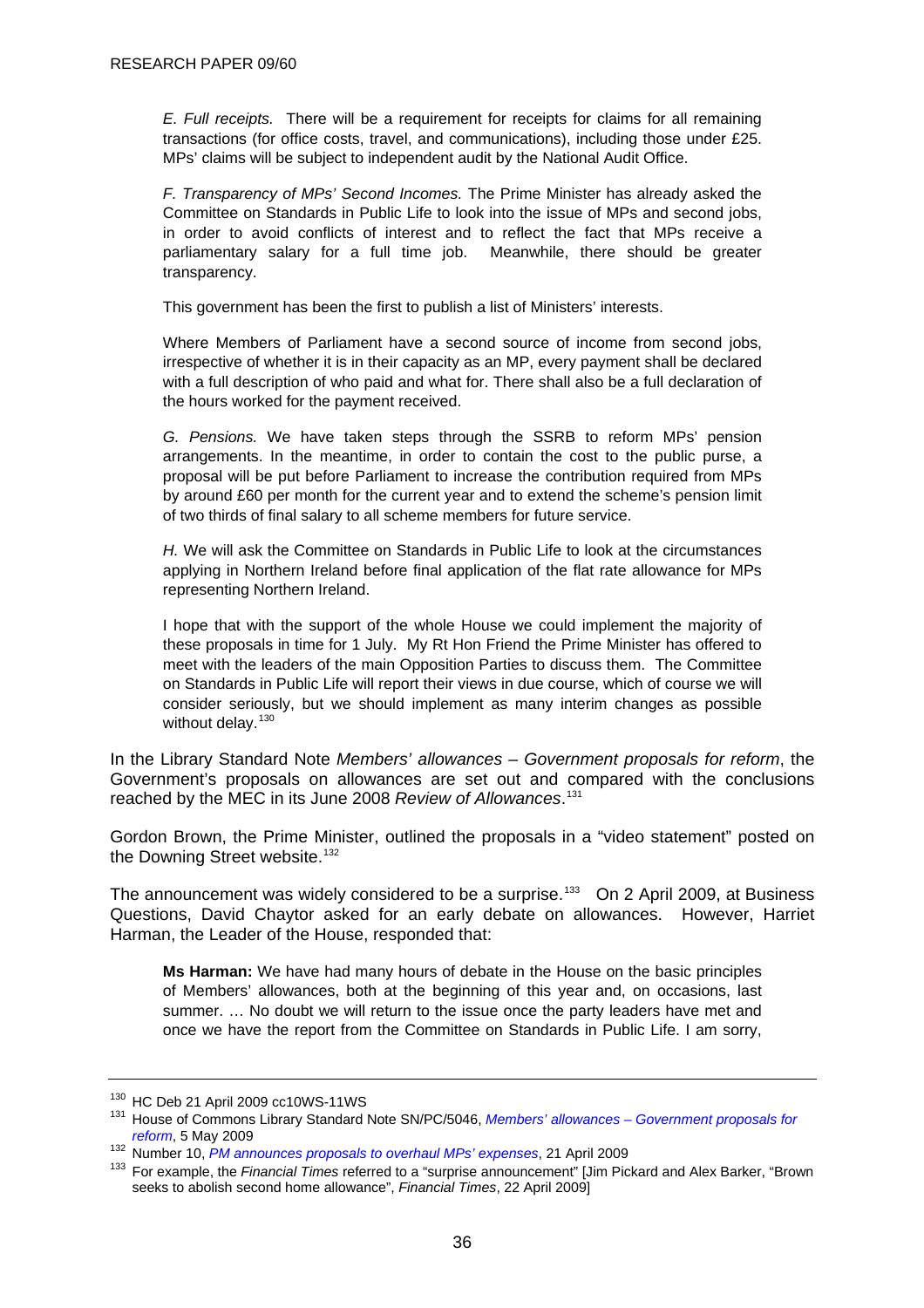> *E. Full receipts.* There will be a requirement for receipts for claims for all remaining transactions (for office costs, travel, and communications), including those under £25. MPs' claims will be subject to independent audit by the National Audit Office.
>
> *F. Transparency of MPs' Second Incomes.* The Prime Minister has already asked the Committee on Standards in Public Life to look into the issue of MPs and second jobs, in order to avoid conflicts of interest and to reflect the fact that MPs receive a parliamentary salary for a full time job. Meanwhile, there should be greater transparency.
>
> This government has been the first to publish a list of Ministers' interests.
>
> Where Members of Parliament have a second source of income from second jobs, irrespective of whether it is in their capacity as an MP, every payment shall be declared with a full description of who paid and what for. There shall also be a full declaration of the hours worked for the payment received.
>
> *G. Pensions.* We have taken steps through the SSRB to reform MPs' pension arrangements. In the meantime, in order to contain the cost to the public purse, a proposal will be put before Parliament to increase the contribution required from MPs by around £60 per month for the current year and to extend the scheme's pension limit of two thirds of final salary to all scheme members for future service.
>
> *H.* We will ask the Committee on Standards in Public Life to look at the circumstances applying in Northern Ireland before final application of the flat rate allowance for MPs representing Northern Ireland.
>
> I hope that with the support of the whole House we could implement the majority of these proposals in time for 1 July. My Rt Hon Friend the Prime Minister has offered to meet with the leaders of the main Opposition Parties to discuss them. The Committee on Standards in Public Life will report their views in due course, which of course we will consider seriously, but we should implement as many interim changes as possible without delay.[130]

In the Library Standard Note *Members' allowances – Government proposals for reform*, the Government's proposals on allowances are set out and compared with the conclusions reached by the MEC in its June 2008 *Review of Allowances*.[131]

Gordon Brown, the Prime Minister, outlined the proposals in a "video statement" posted on the Downing Street website.[132]

The announcement was widely considered to be a surprise.[133] On 2 April 2009, at Business Questions, David Chaytor asked for an early debate on allowances. However, Harriet Harman, the Leader of the House, responded that:

> **Ms Harman:** We have had many hours of debate in the House on the basic principles of Members' allowances, both at the beginning of this year and, on occasions, last summer. … No doubt we will return to the issue once the party leaders have met and once we have the report from the Committee on Standards in Public Life. I am sorry,

---

[130] HC Deb 21 April 2009 cc10WS-11WS

[131] House of Commons Library Standard Note SN/PC/5046, *Members' allowances – Government proposals for reform*, 5 May 2009

[132] Number 10, *PM announces proposals to overhaul MPs' expenses*, 21 April 2009

[133] For example, the *Financial Times* referred to a "surprise announcement" [Jim Pickard and Alex Barker, "Brown seeks to abolish second home allowance", *Financial Times*, 22 April 2009]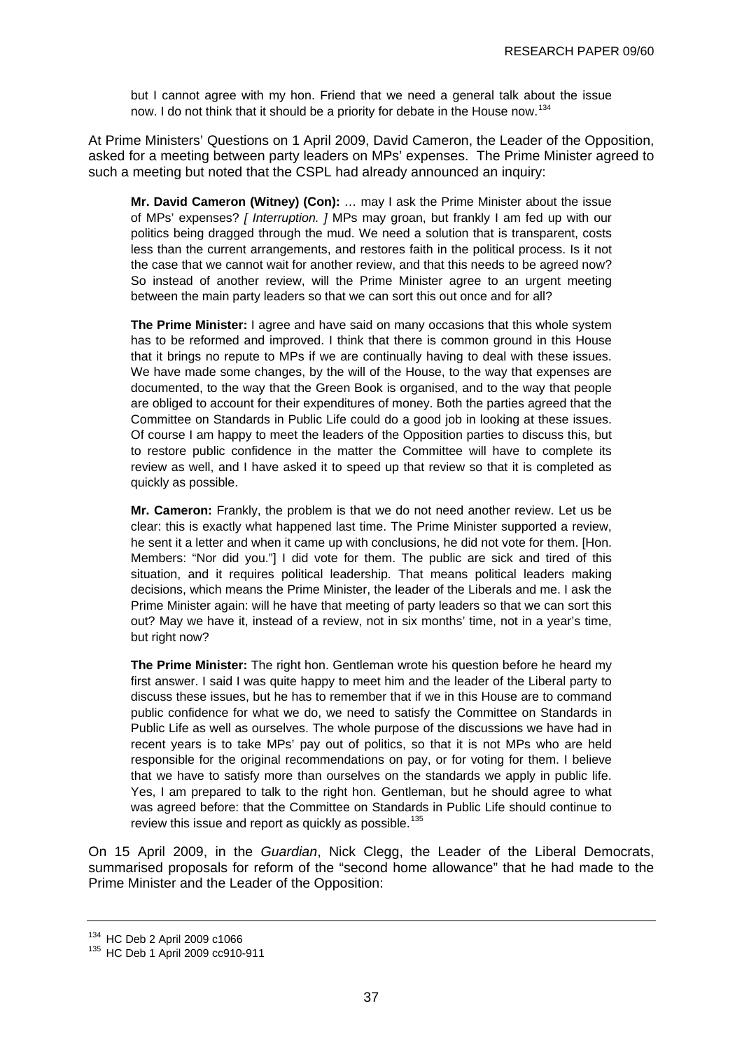> but I cannot agree with my hon. Friend that we need a general talk about the issue now. I do not think that it should be a priority for debate in the House now.[134]

At Prime Ministers' Questions on 1 April 2009, David Cameron, the Leader of the Opposition, asked for a meeting between party leaders on MPs' expenses. The Prime Minister agreed to such a meeting but noted that the CSPL had already announced an inquiry:

> **Mr. David Cameron (Witney) (Con):** … may I ask the Prime Minister about the issue of MPs' expenses? *[ Interruption. ]* MPs may groan, but frankly I am fed up with our politics being dragged through the mud. We need a solution that is transparent, costs less than the current arrangements, and restores faith in the political process. Is it not the case that we cannot wait for another review, and that this needs to be agreed now? So instead of another review, will the Prime Minister agree to an urgent meeting between the main party leaders so that we can sort this out once and for all?
>
> **The Prime Minister:** I agree and have said on many occasions that this whole system has to be reformed and improved. I think that there is common ground in this House that it brings no repute to MPs if we are continually having to deal with these issues. We have made some changes, by the will of the House, to the way that expenses are documented, to the way that the Green Book is organised, and to the way that people are obliged to account for their expenditures of money. Both the parties agreed that the Committee on Standards in Public Life could do a good job in looking at these issues. Of course I am happy to meet the leaders of the Opposition parties to discuss this, but to restore public confidence in the matter the Committee will have to complete its review as well, and I have asked it to speed up that review so that it is completed as quickly as possible.
>
> **Mr. Cameron:** Frankly, the problem is that we do not need another review. Let us be clear: this is exactly what happened last time. The Prime Minister supported a review, he sent it a letter and when it came up with conclusions, he did not vote for them. [Hon. Members: "Nor did you."] I did vote for them. The public are sick and tired of this situation, and it requires political leadership. That means political leaders making decisions, which means the Prime Minister, the leader of the Liberals and me. I ask the Prime Minister again: will he have that meeting of party leaders so that we can sort this out? May we have it, instead of a review, not in six months' time, not in a year's time, but right now?
>
> **The Prime Minister:** The right hon. Gentleman wrote his question before he heard my first answer. I said I was quite happy to meet him and the leader of the Liberal party to discuss these issues, but he has to remember that if we in this House are to command public confidence for what we do, we need to satisfy the Committee on Standards in Public Life as well as ourselves. The whole purpose of the discussions we have had in recent years is to take MPs' pay out of politics, so that it is not MPs who are held responsible for the original recommendations on pay, or for voting for them. I believe that we have to satisfy more than ourselves on the standards we apply in public life. Yes, I am prepared to talk to the right hon. Gentleman, but he should agree to what was agreed before: that the Committee on Standards in Public Life should continue to review this issue and report as quickly as possible.[135]

On 15 April 2009, in the *Guardian*, Nick Clegg, the Leader of the Liberal Democrats, summarised proposals for reform of the "second home allowance" that he had made to the Prime Minister and the Leader of the Opposition:

---

[134] HC Deb 2 April 2009 c1066

[135] HC Deb 1 April 2009 cc910-911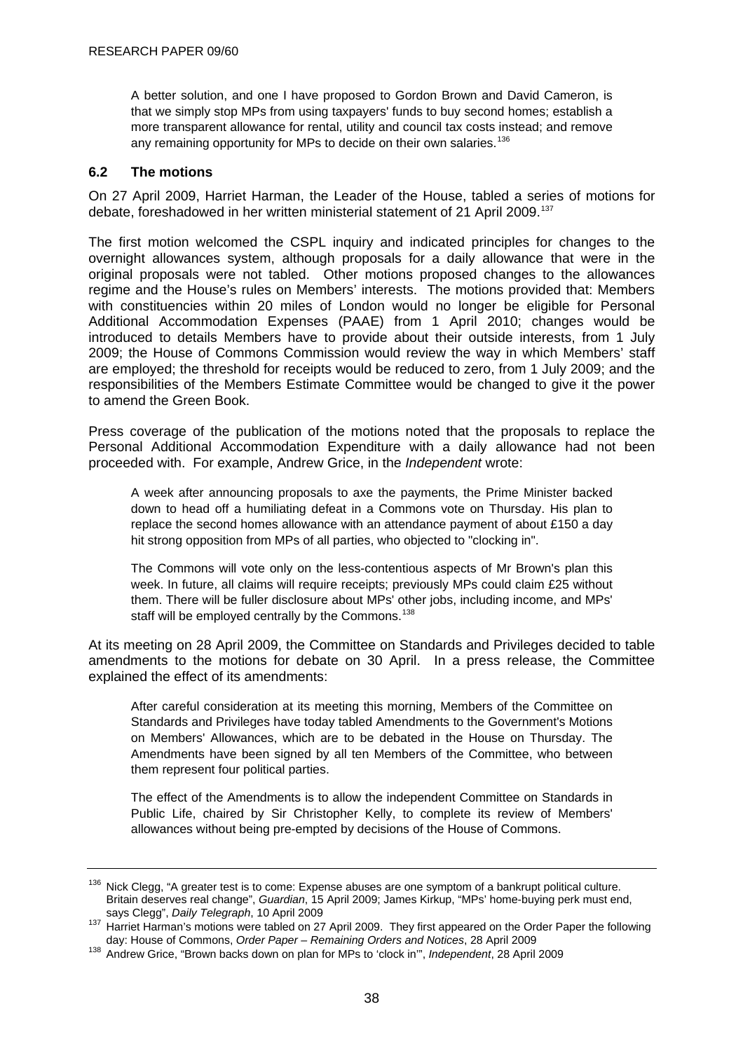> A better solution, and one I have proposed to Gordon Brown and David Cameron, is that we simply stop MPs from using taxpayers' funds to buy second homes; establish a more transparent allowance for rental, utility and council tax costs instead; and remove any remaining opportunity for MPs to decide on their own salaries.[136]

### 6.2 The motions

On 27 April 2009, Harriet Harman, the Leader of the House, tabled a series of motions for debate, foreshadowed in her written ministerial statement of 21 April 2009.[137]

The first motion welcomed the CSPL inquiry and indicated principles for changes to the overnight allowances system, although proposals for a daily allowance that were in the original proposals were not tabled. Other motions proposed changes to the allowances regime and the House's rules on Members' interests. The motions provided that: Members with constituencies within 20 miles of London would no longer be eligible for Personal Additional Accommodation Expenses (PAAE) from 1 April 2010; changes would be introduced to details Members have to provide about their outside interests, from 1 July 2009; the House of Commons Commission would review the way in which Members' staff are employed; the threshold for receipts would be reduced to zero, from 1 July 2009; and the responsibilities of the Members Estimate Committee would be changed to give it the power to amend the Green Book.

Press coverage of the publication of the motions noted that the proposals to replace the Personal Additional Accommodation Expenditure with a daily allowance had not been proceeded with. For example, Andrew Grice, in the *Independent* wrote:

> A week after announcing proposals to axe the payments, the Prime Minister backed down to head off a humiliating defeat in a Commons vote on Thursday. His plan to replace the second homes allowance with an attendance payment of about £150 a day hit strong opposition from MPs of all parties, who objected to "clocking in".
>
> The Commons will vote only on the less-contentious aspects of Mr Brown's plan this week. In future, all claims will require receipts; previously MPs could claim £25 without them. There will be fuller disclosure about MPs' other jobs, including income, and MPs' staff will be employed centrally by the Commons.[138]

At its meeting on 28 April 2009, the Committee on Standards and Privileges decided to table amendments to the motions for debate on 30 April. In a press release, the Committee explained the effect of its amendments:

> After careful consideration at its meeting this morning, Members of the Committee on Standards and Privileges have today tabled Amendments to the Government's Motions on Members' Allowances, which are to be debated in the House on Thursday. The Amendments have been signed by all ten Members of the Committee, who between them represent four political parties.
>
> The effect of the Amendments is to allow the independent Committee on Standards in Public Life, chaired by Sir Christopher Kelly, to complete its review of Members' allowances without being pre-empted by decisions of the House of Commons.

---

[136] Nick Clegg, "A greater test is to come: Expense abuses are one symptom of a bankrupt political culture. Britain deserves real change", *Guardian*, 15 April 2009; James Kirkup, "MPs' home-buying perk must end, says Clegg", *Daily Telegraph*, 10 April 2009

[137] Harriet Harman's motions were tabled on 27 April 2009. They first appeared on the Order Paper the following day: House of Commons, *Order Paper – Remaining Orders and Notices*, 28 April 2009

[138] Andrew Grice, "Brown backs down on plan for MPs to 'clock in'", *Independent*, 28 April 2009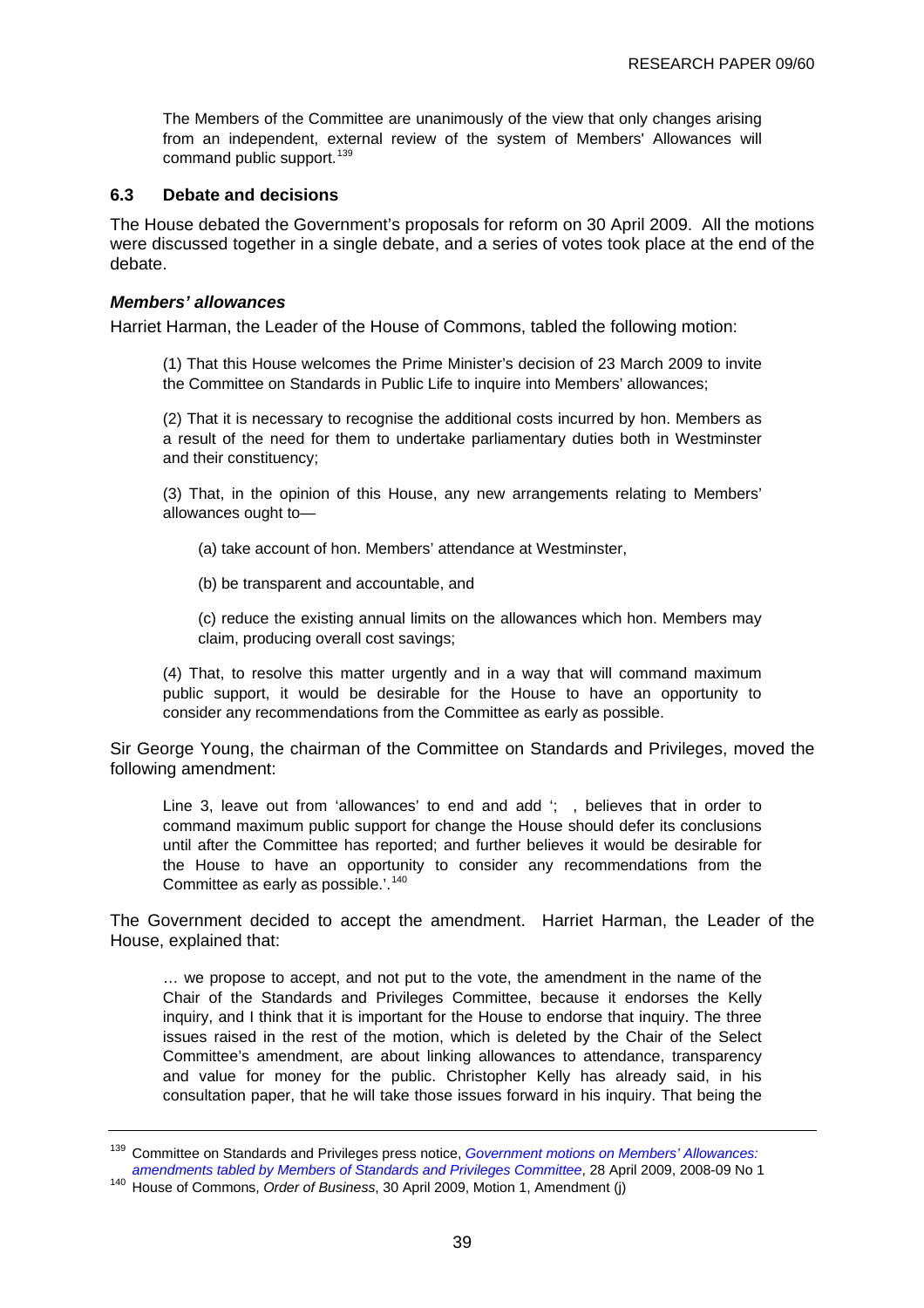The Members of the Committee are unanimously of the view that only changes arising from an independent, external review of the system of Members' Allowances will command public support.[139]

### 6.3 Debate and decisions

The House debated the Government's proposals for reform on 30 April 2009. All the motions were discussed together in a single debate, and a series of votes took place at the end of the debate.

#### *Members' allowances*

Harriet Harman, the Leader of the House of Commons, tabled the following motion:

> (1) That this House welcomes the Prime Minister's decision of 23 March 2009 to invite the Committee on Standards in Public Life to inquire into Members' allowances;
>
> (2) That it is necessary to recognise the additional costs incurred by hon. Members as a result of the need for them to undertake parliamentary duties both in Westminster and their constituency;
>
> (3) That, in the opinion of this House, any new arrangements relating to Members' allowances ought to—
>
> > (a) take account of hon. Members' attendance at Westminster,
> >
> > (b) be transparent and accountable, and
> >
> > (c) reduce the existing annual limits on the allowances which hon. Members may claim, producing overall cost savings;
>
> (4) That, to resolve this matter urgently and in a way that will command maximum public support, it would be desirable for the House to have an opportunity to consider any recommendations from the Committee as early as possible.

Sir George Young, the chairman of the Committee on Standards and Privileges, moved the following amendment:

> Line 3, leave out from 'allowances' to end and add '; , believes that in order to command maximum public support for change the House should defer its conclusions until after the Committee has reported; and further believes it would be desirable for the House to have an opportunity to consider any recommendations from the Committee as early as possible.'.[140]

The Government decided to accept the amendment. Harriet Harman, the Leader of the House, explained that:

> … we propose to accept, and not put to the vote, the amendment in the name of the Chair of the Standards and Privileges Committee, because it endorses the Kelly inquiry, and I think that it is important for the House to endorse that inquiry. The three issues raised in the rest of the motion, which is deleted by the Chair of the Select Committee's amendment, are about linking allowances to attendance, transparency and value for money for the public. Christopher Kelly has already said, in his consultation paper, that he will take those issues forward in his inquiry. That being the

---

[139] Committee on Standards and Privileges press notice, *Government motions on Members' Allowances: amendments tabled by Members of Standards and Privileges Committee*, 28 April 2009, 2008-09 No 1

[140] House of Commons, *Order of Business*, 30 April 2009, Motion 1, Amendment (j)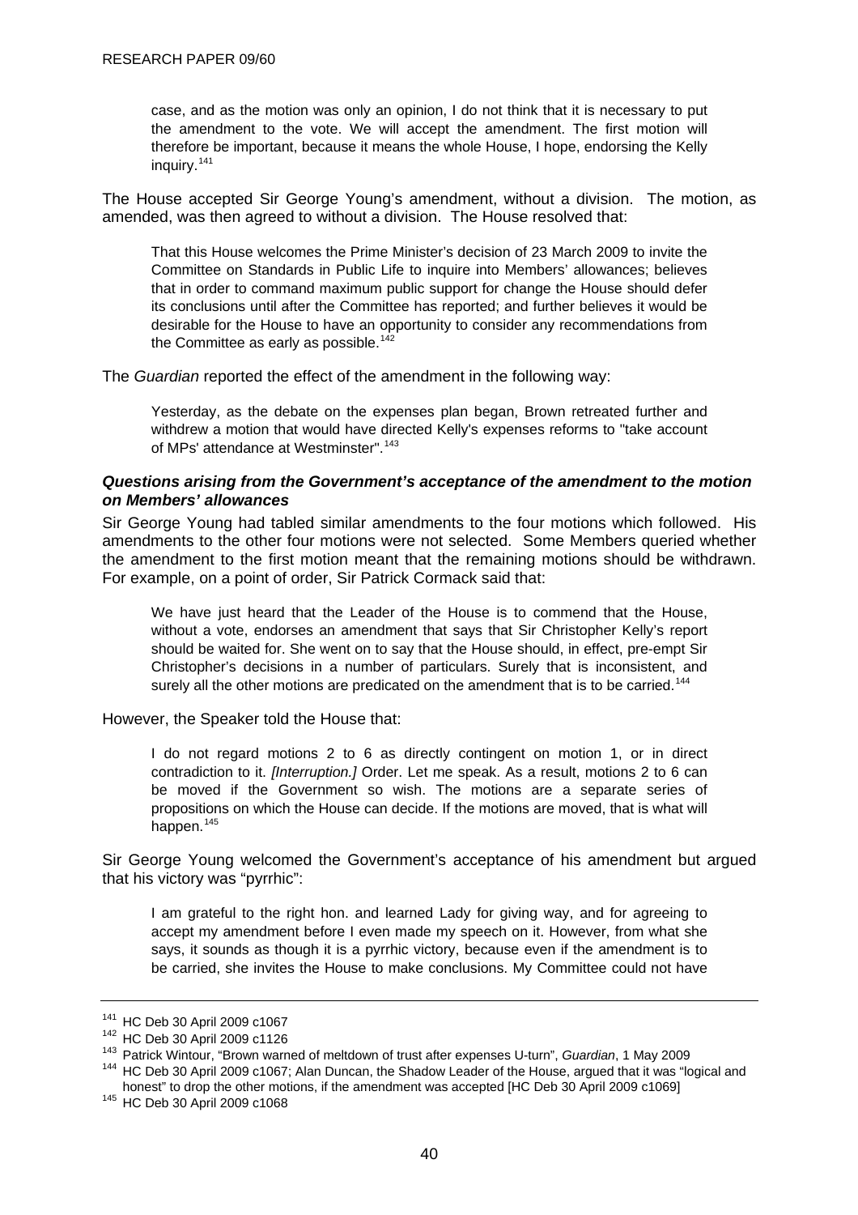case, and as the motion was only an opinion, I do not think that it is necessary to put the amendment to the vote. We will accept the amendment. The first motion will therefore be important, because it means the whole House, I hope, endorsing the Kelly inquiry.[141]

The House accepted Sir George Young's amendment, without a division. The motion, as amended, was then agreed to without a division. The House resolved that:

> That this House welcomes the Prime Minister's decision of 23 March 2009 to invite the Committee on Standards in Public Life to inquire into Members' allowances; believes that in order to command maximum public support for change the House should defer its conclusions until after the Committee has reported; and further believes it would be desirable for the House to have an opportunity to consider any recommendations from the Committee as early as possible.[142]

The *Guardian* reported the effect of the amendment in the following way:

> Yesterday, as the debate on the expenses plan began, Brown retreated further and withdrew a motion that would have directed Kelly's expenses reforms to "take account of MPs' attendance at Westminster".[143]

***Questions arising from the Government's acceptance of the amendment to the motion on Members' allowances***

Sir George Young had tabled similar amendments to the four motions which followed. His amendments to the other four motions were not selected. Some Members queried whether the amendment to the first motion meant that the remaining motions should be withdrawn. For example, on a point of order, Sir Patrick Cormack said that:

> We have just heard that the Leader of the House is to commend that the House, without a vote, endorses an amendment that says that Sir Christopher Kelly's report should be waited for. She went on to say that the House should, in effect, pre-empt Sir Christopher's decisions in a number of particulars. Surely that is inconsistent, and surely all the other motions are predicated on the amendment that is to be carried.[144]

However, the Speaker told the House that:

> I do not regard motions 2 to 6 as directly contingent on motion 1, or in direct contradiction to it. *[Interruption.]* Order. Let me speak. As a result, motions 2 to 6 can be moved if the Government so wish. The motions are a separate series of propositions on which the House can decide. If the motions are moved, that is what will happen.[145]

Sir George Young welcomed the Government's acceptance of his amendment but argued that his victory was "pyrrhic":

> I am grateful to the right hon. and learned Lady for giving way, and for agreeing to accept my amendment before I even made my speech on it. However, from what she says, it sounds as though it is a pyrrhic victory, because even if the amendment is to be carried, she invites the House to make conclusions. My Committee could not have

---

[141] HC Deb 30 April 2009 c1067

[142] HC Deb 30 April 2009 c1126

[143] Patrick Wintour, "Brown warned of meltdown of trust after expenses U-turn", *Guardian*, 1 May 2009

[144] HC Deb 30 April 2009 c1067; Alan Duncan, the Shadow Leader of the House, argued that it was "logical and honest" to drop the other motions, if the amendment was accepted [HC Deb 30 April 2009 c1069]

[145] HC Deb 30 April 2009 c1068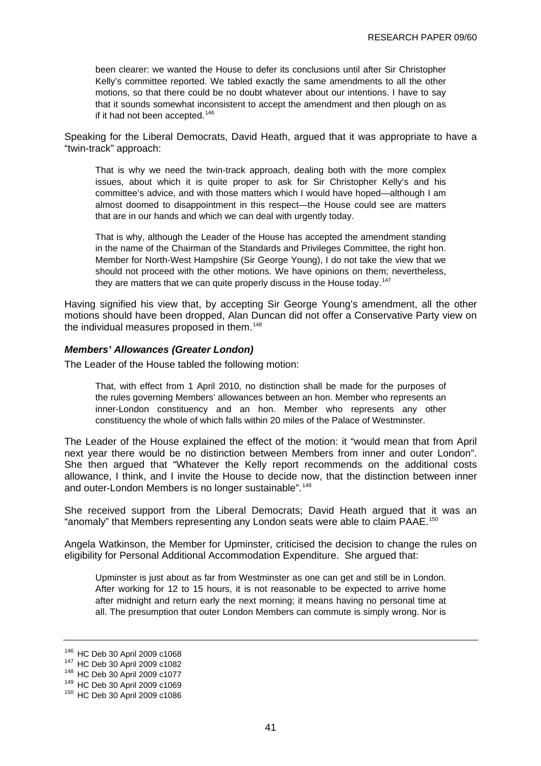> been clearer: we wanted the House to defer its conclusions until after Sir Christopher Kelly's committee reported. We tabled exactly the same amendments to all the other motions, so that there could be no doubt whatever about our intentions. I have to say that it sounds somewhat inconsistent to accept the amendment and then plough on as if it had not been accepted.[146]

Speaking for the Liberal Democrats, David Heath, argued that it was appropriate to have a "twin-track" approach:

> That is why we need the twin-track approach, dealing both with the more complex issues, about which it is quite proper to ask for Sir Christopher Kelly's and his committee's advice, and with those matters which I would have hoped—although I am almost doomed to disappointment in this respect—the House could see are matters that are in our hands and which we can deal with urgently today.
>
> That is why, although the Leader of the House has accepted the amendment standing in the name of the Chairman of the Standards and Privileges Committee, the right hon. Member for North-West Hampshire (Sir George Young), I do not take the view that we should not proceed with the other motions. We have opinions on them; nevertheless, they are matters that we can quite properly discuss in the House today.[147]

Having signified his view that, by accepting Sir George Young's amendment, all the other motions should have been dropped, Alan Duncan did not offer a Conservative Party view on the individual measures proposed in them.[148]

### *Members' Allowances (Greater London)*

The Leader of the House tabled the following motion:

> That, with effect from 1 April 2010, no distinction shall be made for the purposes of the rules governing Members' allowances between an hon. Member who represents an inner-London constituency and an hon. Member who represents any other constituency the whole of which falls within 20 miles of the Palace of Westminster.

The Leader of the House explained the effect of the motion: it "would mean that from April next year there would be no distinction between Members from inner and outer London". She then argued that "Whatever the Kelly report recommends on the additional costs allowance, I think, and I invite the House to decide now, that the distinction between inner and outer-London Members is no longer sustainable".[149]

She received support from the Liberal Democrats; David Heath argued that it was an "anomaly" that Members representing any London seats were able to claim PAAE.[150]

Angela Watkinson, the Member for Upminster, criticised the decision to change the rules on eligibility for Personal Additional Accommodation Expenditure. She argued that:

> Upminster is just about as far from Westminster as one can get and still be in London. After working for 12 to 15 hours, it is not reasonable to be expected to arrive home after midnight and return early the next morning; it means having no personal time at all. The presumption that outer London Members can commute is simply wrong. Nor is

---

[146] HC Deb 30 April 2009 c1068
[147] HC Deb 30 April 2009 c1082
[148] HC Deb 30 April 2009 c1077
[149] HC Deb 30 April 2009 c1069
[150] HC Deb 30 April 2009 c1086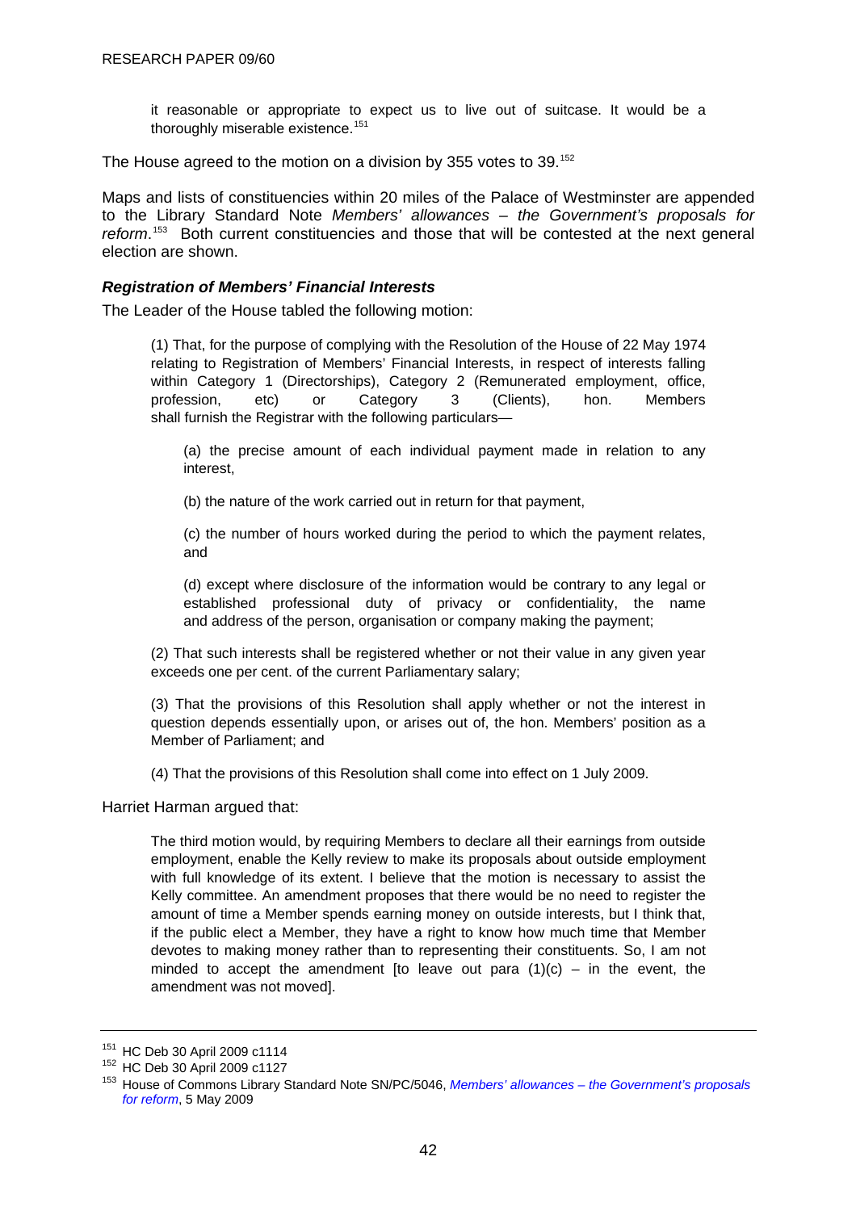> it reasonable or appropriate to expect us to live out of suitcase. It would be a thoroughly miserable existence.[151]

The House agreed to the motion on a division by 355 votes to 39.[152]

Maps and lists of constituencies within 20 miles of the Palace of Westminster are appended to the Library Standard Note *Members' allowances – the Government's proposals for reform*.[153] Both current constituencies and those that will be contested at the next general election are shown.

### *Registration of Members' Financial Interests*

The Leader of the House tabled the following motion:

> (1) That, for the purpose of complying with the Resolution of the House of 22 May 1974 relating to Registration of Members' Financial Interests, in respect of interests falling within Category 1 (Directorships), Category 2 (Remunerated employment, office, profession, etc) or Category 3 (Clients), hon. Members shall furnish the Registrar with the following particulars—
>
> (a) the precise amount of each individual payment made in relation to any interest,
>
> (b) the nature of the work carried out in return for that payment,
>
> (c) the number of hours worked during the period to which the payment relates, and
>
> (d) except where disclosure of the information would be contrary to any legal or established professional duty of privacy or confidentiality, the name and address of the person, organisation or company making the payment;
>
> (2) That such interests shall be registered whether or not their value in any given year exceeds one per cent. of the current Parliamentary salary;
>
> (3) That the provisions of this Resolution shall apply whether or not the interest in question depends essentially upon, or arises out of, the hon. Members' position as a Member of Parliament; and
>
> (4) That the provisions of this Resolution shall come into effect on 1 July 2009.

Harriet Harman argued that:

> The third motion would, by requiring Members to declare all their earnings from outside employment, enable the Kelly review to make its proposals about outside employment with full knowledge of its extent. I believe that the motion is necessary to assist the Kelly committee. An amendment proposes that there would be no need to register the amount of time a Member spends earning money on outside interests, but I think that, if the public elect a Member, they have a right to know how much time that Member devotes to making money rather than to representing their constituents. So, I am not minded to accept the amendment [to leave out para (1)(c) – in the event, the amendment was not moved].

---

[151] HC Deb 30 April 2009 c1114

[152] HC Deb 30 April 2009 c1127

[153] House of Commons Library Standard Note SN/PC/5046, *Members' allowances – the Government's proposals for reform*, 5 May 2009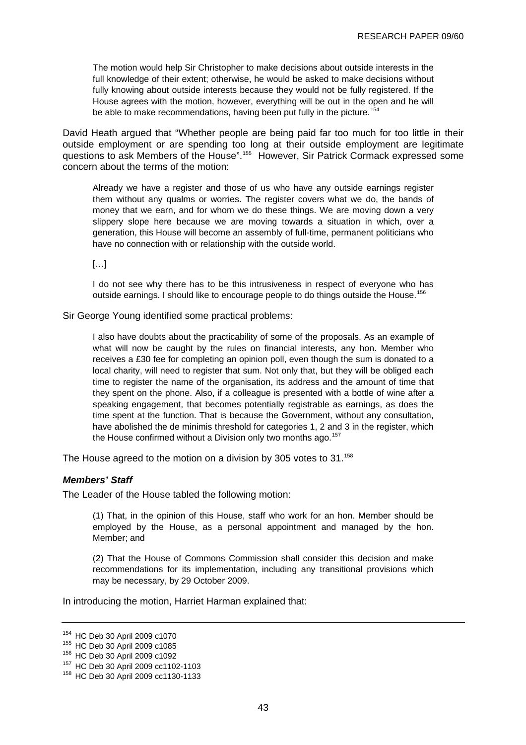> The motion would help Sir Christopher to make decisions about outside interests in the full knowledge of their extent; otherwise, he would be asked to make decisions without fully knowing about outside interests because they would not be fully registered. If the House agrees with the motion, however, everything will be out in the open and he will be able to make recommendations, having been put fully in the picture.[154]

David Heath argued that "Whether people are being paid far too much for too little in their outside employment or are spending too long at their outside employment are legitimate questions to ask Members of the House".[155] However, Sir Patrick Cormack expressed some concern about the terms of the motion:

> Already we have a register and those of us who have any outside earnings register them without any qualms or worries. The register covers what we do, the bands of money that we earn, and for whom we do these things. We are moving down a very slippery slope here because we are moving towards a situation in which, over a generation, this House will become an assembly of full-time, permanent politicians who have no connection with or relationship with the outside world.
>
> […]
>
> I do not see why there has to be this intrusiveness in respect of everyone who has outside earnings. I should like to encourage people to do things outside the House.[156]

Sir George Young identified some practical problems:

> I also have doubts about the practicability of some of the proposals. As an example of what will now be caught by the rules on financial interests, any hon. Member who receives a £30 fee for completing an opinion poll, even though the sum is donated to a local charity, will need to register that sum. Not only that, but they will be obliged each time to register the name of the organisation, its address and the amount of time that they spent on the phone. Also, if a colleague is presented with a bottle of wine after a speaking engagement, that becomes potentially registrable as earnings, as does the time spent at the function. That is because the Government, without any consultation, have abolished the de minimis threshold for categories 1, 2 and 3 in the register, which the House confirmed without a Division only two months ago.[157]

The House agreed to the motion on a division by 305 votes to 31.[158]

### *Members' Staff*

The Leader of the House tabled the following motion:

> (1) That, in the opinion of this House, staff who work for an hon. Member should be employed by the House, as a personal appointment and managed by the hon. Member; and
>
> (2) That the House of Commons Commission shall consider this decision and make recommendations for its implementation, including any transitional provisions which may be necessary, by 29 October 2009.

In introducing the motion, Harriet Harman explained that:

---

[154] HC Deb 30 April 2009 c1070
[155] HC Deb 30 April 2009 c1085
[156] HC Deb 30 April 2009 c1092
[157] HC Deb 30 April 2009 cc1102-1103
[158] HC Deb 30 April 2009 cc1130-1133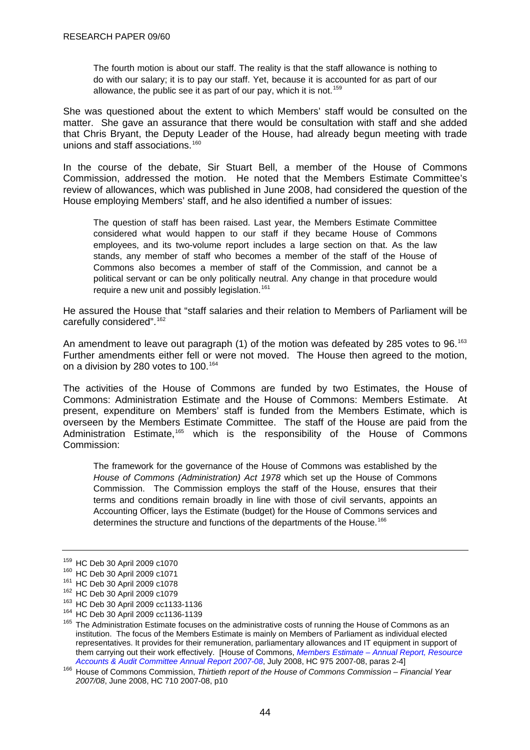> The fourth motion is about our staff. The reality is that the staff allowance is nothing to do with our salary; it is to pay our staff. Yet, because it is accounted for as part of our allowance, the public see it as part of our pay, which it is not.[159]

She was questioned about the extent to which Members' staff would be consulted on the matter. She gave an assurance that there would be consultation with staff and she added that Chris Bryant, the Deputy Leader of the House, had already begun meeting with trade unions and staff associations.[160]

In the course of the debate, Sir Stuart Bell, a member of the House of Commons Commission, addressed the motion. He noted that the Members Estimate Committee's review of allowances, which was published in June 2008, had considered the question of the House employing Members' staff, and he also identified a number of issues:

> The question of staff has been raised. Last year, the Members Estimate Committee considered what would happen to our staff if they became House of Commons employees, and its two-volume report includes a large section on that. As the law stands, any member of staff who becomes a member of the staff of the House of Commons also becomes a member of staff of the Commission, and cannot be a political servant or can be only politically neutral. Any change in that procedure would require a new unit and possibly legislation.[161]

He assured the House that "staff salaries and their relation to Members of Parliament will be carefully considered".[162]

An amendment to leave out paragraph (1) of the motion was defeated by 285 votes to 96.[163] Further amendments either fell or were not moved. The House then agreed to the motion, on a division by 280 votes to 100.[164]

The activities of the House of Commons are funded by two Estimates, the House of Commons: Administration Estimate and the House of Commons: Members Estimate. At present, expenditure on Members' staff is funded from the Members Estimate, which is overseen by the Members Estimate Committee. The staff of the House are paid from the Administration Estimate,[165] which is the responsibility of the House of Commons Commission:

> The framework for the governance of the House of Commons was established by the *House of Commons (Administration) Act 1978* which set up the House of Commons Commission. The Commission employs the staff of the House, ensures that their terms and conditions remain broadly in line with those of civil servants, appoints an Accounting Officer, lays the Estimate (budget) for the House of Commons services and determines the structure and functions of the departments of the House.[166]

---

[159] HC Deb 30 April 2009 c1070

[160] HC Deb 30 April 2009 c1071

[161] HC Deb 30 April 2009 c1078

[162] HC Deb 30 April 2009 c1079

[163] HC Deb 30 April 2009 cc1133-1136

[164] HC Deb 30 April 2009 cc1136-1139

[165] The Administration Estimate focuses on the administrative costs of running the House of Commons as an institution. The focus of the Members Estimate is mainly on Members of Parliament as individual elected representatives. It provides for their remuneration, parliamentary allowances and IT equipment in support of them carrying out their work effectively. [House of Commons, *Members Estimate – Annual Report, Resource Accounts & Audit Committee Annual Report 2007-08*, July 2008, HC 975 2007-08, paras 2-4]

[166] House of Commons Commission, *Thirtieth report of the House of Commons Commission – Financial Year 2007/08*, June 2008, HC 710 2007-08, p10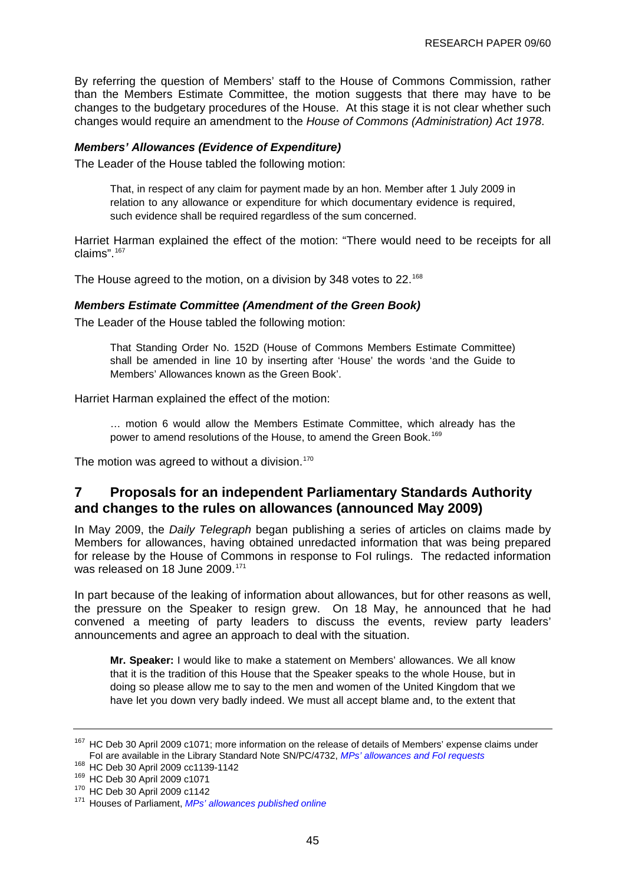By referring the question of Members' staff to the House of Commons Commission, rather than the Members Estimate Committee, the motion suggests that there may have to be changes to the budgetary procedures of the House. At this stage it is not clear whether such changes would require an amendment to the *House of Commons (Administration) Act 1978*.

### *Members' Allowances (Evidence of Expenditure)*

The Leader of the House tabled the following motion:

> That, in respect of any claim for payment made by an hon. Member after 1 July 2009 in relation to any allowance or expenditure for which documentary evidence is required, such evidence shall be required regardless of the sum concerned.

Harriet Harman explained the effect of the motion: "There would need to be receipts for all claims".[167]

The House agreed to the motion, on a division by 348 votes to 22.[168]

### *Members Estimate Committee (Amendment of the Green Book)*

The Leader of the House tabled the following motion:

> That Standing Order No. 152D (House of Commons Members Estimate Committee) shall be amended in line 10 by inserting after 'House' the words 'and the Guide to Members' Allowances known as the Green Book'.

Harriet Harman explained the effect of the motion:

> … motion 6 would allow the Members Estimate Committee, which already has the power to amend resolutions of the House, to amend the Green Book.[169]

The motion was agreed to without a division.[170]

## 7 Proposals for an independent Parliamentary Standards Authority and changes to the rules on allowances (announced May 2009)

In May 2009, the *Daily Telegraph* began publishing a series of articles on claims made by Members for allowances, having obtained unredacted information that was being prepared for release by the House of Commons in response to FoI rulings. The redacted information was released on 18 June 2009.[171]

In part because of the leaking of information about allowances, but for other reasons as well, the pressure on the Speaker to resign grew. On 18 May, he announced that he had convened a meeting of party leaders to discuss the events, review party leaders' announcements and agree an approach to deal with the situation.

> **Mr. Speaker:** I would like to make a statement on Members' allowances. We all know that it is the tradition of this House that the Speaker speaks to the whole House, but in doing so please allow me to say to the men and women of the United Kingdom that we have let you down very badly indeed. We must all accept blame and, to the extent that

---

[167] HC Deb 30 April 2009 c1071; more information on the release of details of Members' expense claims under FoI are available in the Library Standard Note SN/PC/4732, *MPs' allowances and FoI requests*

[168] HC Deb 30 April 2009 cc1139-1142

[169] HC Deb 30 April 2009 c1071

[170] HC Deb 30 April 2009 c1142

[171] Houses of Parliament, *MPs' allowances published online*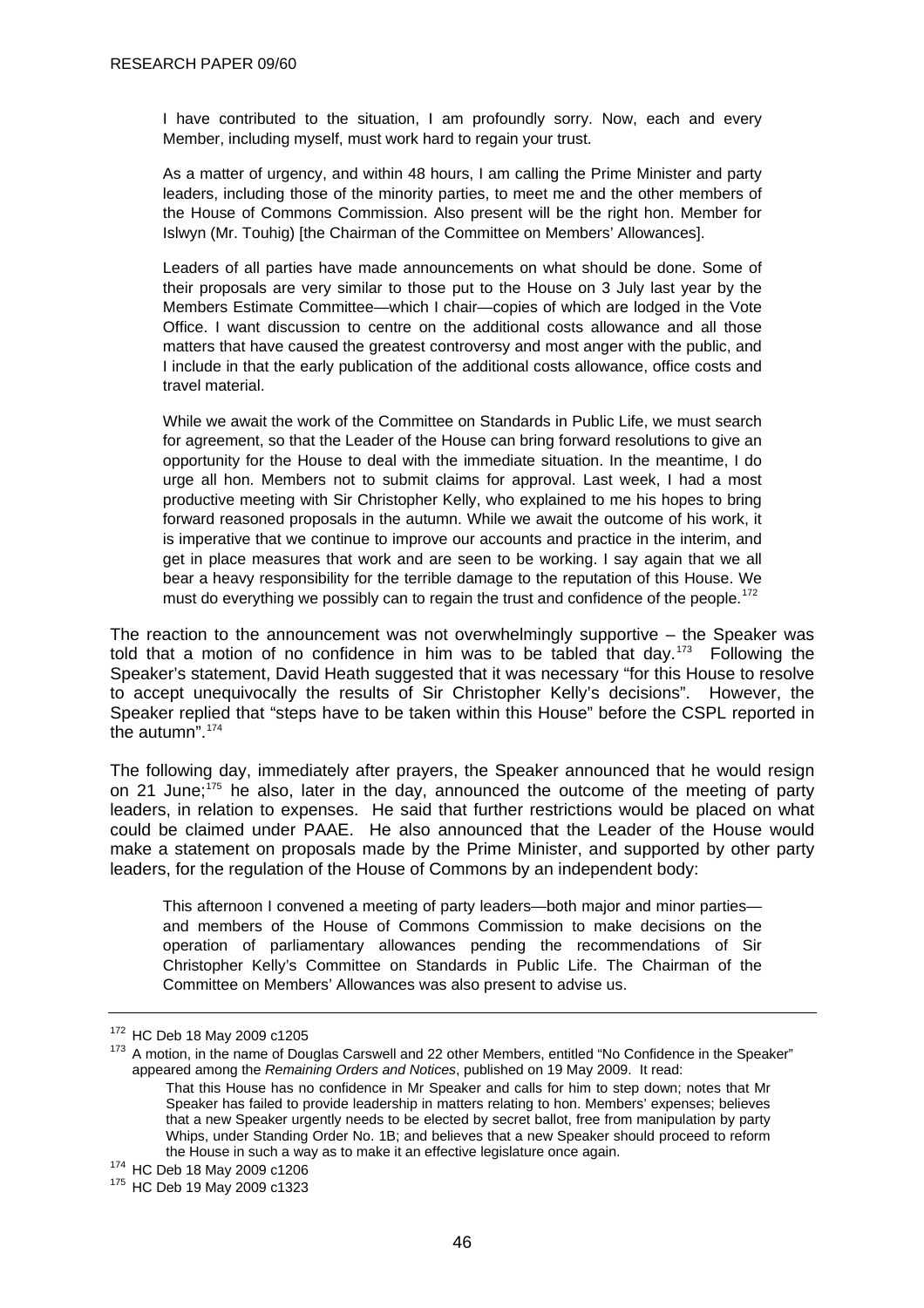> I have contributed to the situation, I am profoundly sorry. Now, each and every Member, including myself, must work hard to regain your trust.
>
> As a matter of urgency, and within 48 hours, I am calling the Prime Minister and party leaders, including those of the minority parties, to meet me and the other members of the House of Commons Commission. Also present will be the right hon. Member for Islwyn (Mr. Touhig) [the Chairman of the Committee on Members' Allowances].
>
> Leaders of all parties have made announcements on what should be done. Some of their proposals are very similar to those put to the House on 3 July last year by the Members Estimate Committee—which I chair—copies of which are lodged in the Vote Office. I want discussion to centre on the additional costs allowance and all those matters that have caused the greatest controversy and most anger with the public, and I include in that the early publication of the additional costs allowance, office costs and travel material.
>
> While we await the work of the Committee on Standards in Public Life, we must search for agreement, so that the Leader of the House can bring forward resolutions to give an opportunity for the House to deal with the immediate situation. In the meantime, I do urge all hon. Members not to submit claims for approval. Last week, I had a most productive meeting with Sir Christopher Kelly, who explained to me his hopes to bring forward reasoned proposals in the autumn. While we await the outcome of his work, it is imperative that we continue to improve our accounts and practice in the interim, and get in place measures that work and are seen to be working. I say again that we all bear a heavy responsibility for the terrible damage to the reputation of this House. We must do everything we possibly can to regain the trust and confidence of the people.[172]

The reaction to the announcement was not overwhelmingly supportive – the Speaker was told that a motion of no confidence in him was to be tabled that day.[173] Following the Speaker's statement, David Heath suggested that it was necessary "for this House to resolve to accept unequivocally the results of Sir Christopher Kelly's decisions". However, the Speaker replied that "steps have to be taken within this House" before the CSPL reported in the autumn".[174]

The following day, immediately after prayers, the Speaker announced that he would resign on 21 June;[175] he also, later in the day, announced the outcome of the meeting of party leaders, in relation to expenses. He said that further restrictions would be placed on what could be claimed under PAAE. He also announced that the Leader of the House would make a statement on proposals made by the Prime Minister, and supported by other party leaders, for the regulation of the House of Commons by an independent body:

> This afternoon I convened a meeting of party leaders—both major and minor parties—and members of the House of Commons Commission to make decisions on the operation of parliamentary allowances pending the recommendations of Sir Christopher Kelly's Committee on Standards in Public Life. The Chairman of the Committee on Members' Allowances was also present to advise us.

---

[172] HC Deb 18 May 2009 c1205

[173] A motion, in the name of Douglas Carswell and 22 other Members, entitled "No Confidence in the Speaker" appeared among the *Remaining Orders and Notices*, published on 19 May 2009. It read:

> That this House has no confidence in Mr Speaker and calls for him to step down; notes that Mr Speaker has failed to provide leadership in matters relating to hon. Members' expenses; believes that a new Speaker urgently needs to be elected by secret ballot, free from manipulation by party Whips, under Standing Order No. 1B; and believes that a new Speaker should proceed to reform the House in such a way as to make it an effective legislature once again.

[174] HC Deb 18 May 2009 c1206

[175] HC Deb 19 May 2009 c1323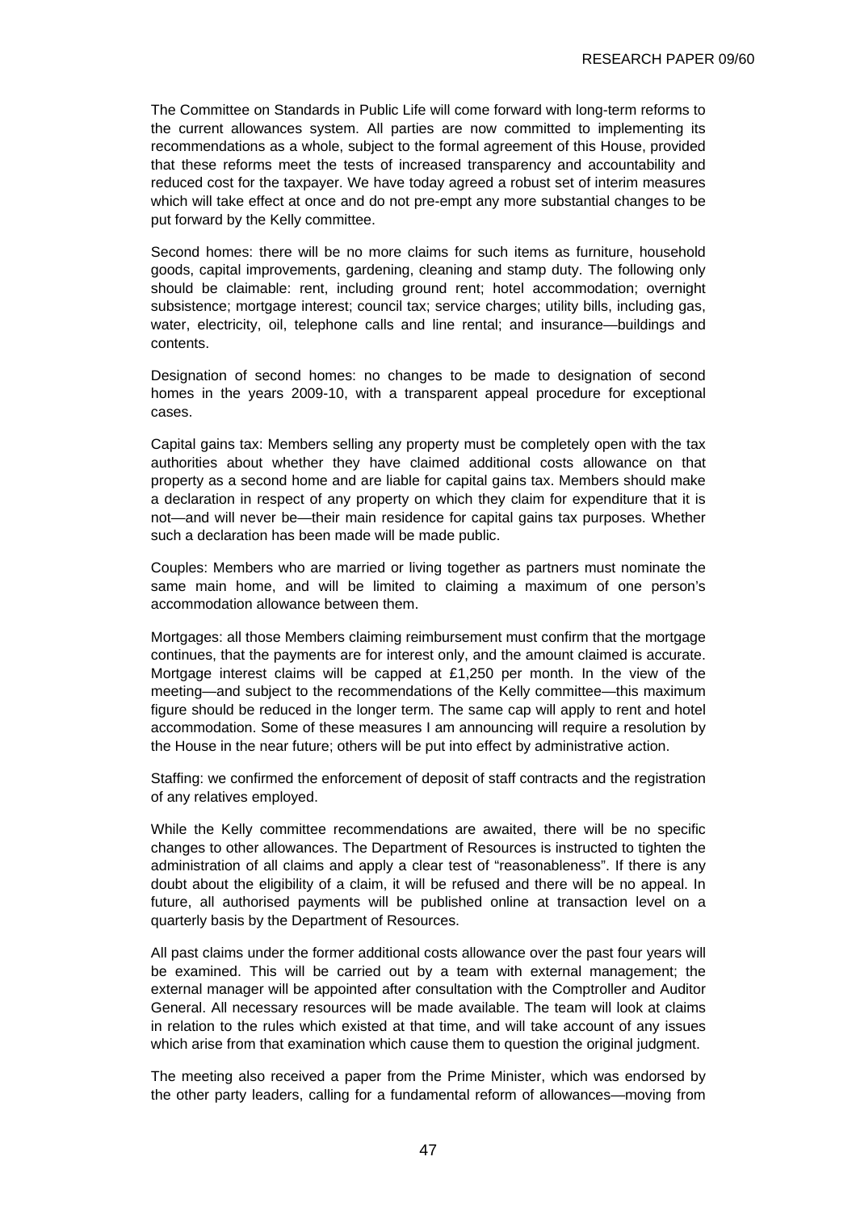The Committee on Standards in Public Life will come forward with long-term reforms to the current allowances system. All parties are now committed to implementing its recommendations as a whole, subject to the formal agreement of this House, provided that these reforms meet the tests of increased transparency and accountability and reduced cost for the taxpayer. We have today agreed a robust set of interim measures which will take effect at once and do not pre-empt any more substantial changes to be put forward by the Kelly committee.

Second homes: there will be no more claims for such items as furniture, household goods, capital improvements, gardening, cleaning and stamp duty. The following only should be claimable: rent, including ground rent; hotel accommodation; overnight subsistence; mortgage interest; council tax; service charges; utility bills, including gas, water, electricity, oil, telephone calls and line rental; and insurance—buildings and contents.

Designation of second homes: no changes to be made to designation of second homes in the years 2009-10, with a transparent appeal procedure for exceptional cases.

Capital gains tax: Members selling any property must be completely open with the tax authorities about whether they have claimed additional costs allowance on that property as a second home and are liable for capital gains tax. Members should make a declaration in respect of any property on which they claim for expenditure that it is not—and will never be—their main residence for capital gains tax purposes. Whether such a declaration has been made will be made public.

Couples: Members who are married or living together as partners must nominate the same main home, and will be limited to claiming a maximum of one person's accommodation allowance between them.

Mortgages: all those Members claiming reimbursement must confirm that the mortgage continues, that the payments are for interest only, and the amount claimed is accurate. Mortgage interest claims will be capped at £1,250 per month. In the view of the meeting—and subject to the recommendations of the Kelly committee—this maximum figure should be reduced in the longer term. The same cap will apply to rent and hotel accommodation. Some of these measures I am announcing will require a resolution by the House in the near future; others will be put into effect by administrative action.

Staffing: we confirmed the enforcement of deposit of staff contracts and the registration of any relatives employed.

While the Kelly committee recommendations are awaited, there will be no specific changes to other allowances. The Department of Resources is instructed to tighten the administration of all claims and apply a clear test of "reasonableness". If there is any doubt about the eligibility of a claim, it will be refused and there will be no appeal. In future, all authorised payments will be published online at transaction level on a quarterly basis by the Department of Resources.

All past claims under the former additional costs allowance over the past four years will be examined. This will be carried out by a team with external management; the external manager will be appointed after consultation with the Comptroller and Auditor General. All necessary resources will be made available. The team will look at claims in relation to the rules which existed at that time, and will take account of any issues which arise from that examination which cause them to question the original judgment.

The meeting also received a paper from the Prime Minister, which was endorsed by the other party leaders, calling for a fundamental reform of allowances—moving from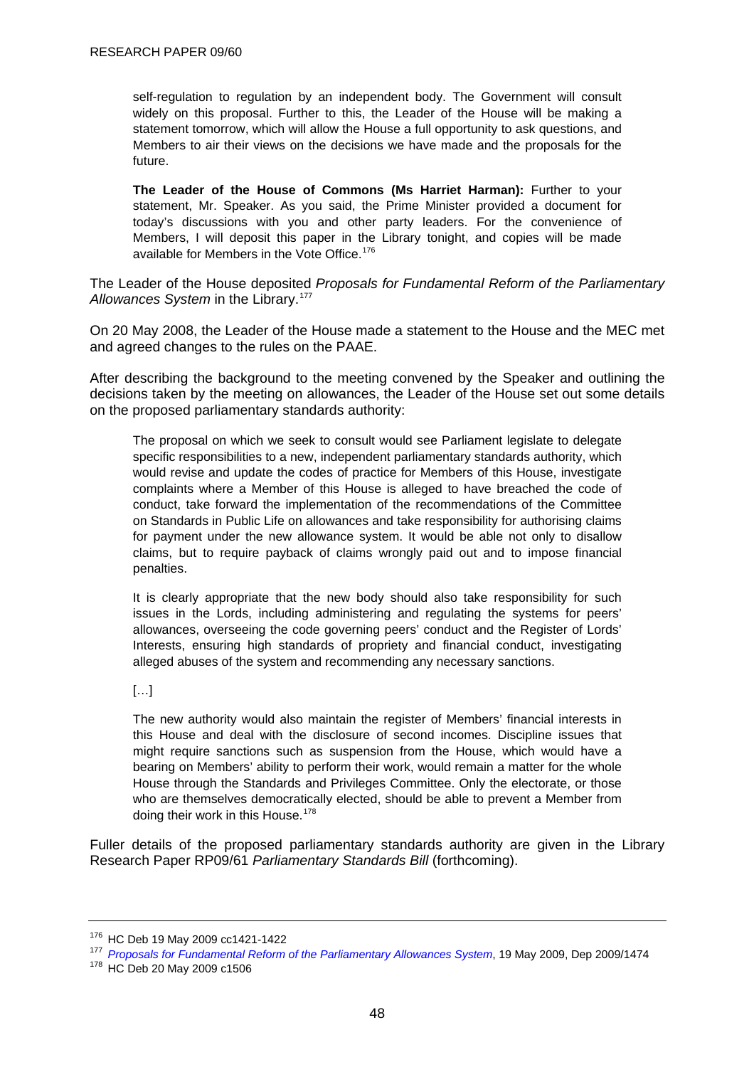self-regulation to regulation by an independent body. The Government will consult widely on this proposal. Further to this, the Leader of the House will be making a statement tomorrow, which will allow the House a full opportunity to ask questions, and Members to air their views on the decisions we have made and the proposals for the future.

> **The Leader of the House of Commons (Ms Harriet Harman):** Further to your statement, Mr. Speaker. As you said, the Prime Minister provided a document for today's discussions with you and other party leaders. For the convenience of Members, I will deposit this paper in the Library tonight, and copies will be made available for Members in the Vote Office.[176]

The Leader of the House deposited *Proposals for Fundamental Reform of the Parliamentary Allowances System* in the Library.[177]

On 20 May 2008, the Leader of the House made a statement to the House and the MEC met and agreed changes to the rules on the PAAE.

After describing the background to the meeting convened by the Speaker and outlining the decisions taken by the meeting on allowances, the Leader of the House set out some details on the proposed parliamentary standards authority:

> The proposal on which we seek to consult would see Parliament legislate to delegate specific responsibilities to a new, independent parliamentary standards authority, which would revise and update the codes of practice for Members of this House, investigate complaints where a Member of this House is alleged to have breached the code of conduct, take forward the implementation of the recommendations of the Committee on Standards in Public Life on allowances and take responsibility for authorising claims for payment under the new allowance system. It would be able not only to disallow claims, but to require payback of claims wrongly paid out and to impose financial penalties.
>
> It is clearly appropriate that the new body should also take responsibility for such issues in the Lords, including administering and regulating the systems for peers' allowances, overseeing the code governing peers' conduct and the Register of Lords' Interests, ensuring high standards of propriety and financial conduct, investigating alleged abuses of the system and recommending any necessary sanctions.
>
> […]
>
> The new authority would also maintain the register of Members' financial interests in this House and deal with the disclosure of second incomes. Discipline issues that might require sanctions such as suspension from the House, which would have a bearing on Members' ability to perform their work, would remain a matter for the whole House through the Standards and Privileges Committee. Only the electorate, or those who are themselves democratically elected, should be able to prevent a Member from doing their work in this House.[178]

Fuller details of the proposed parliamentary standards authority are given in the Library Research Paper RP09/61 *Parliamentary Standards Bill* (forthcoming).

---

[176] HC Deb 19 May 2009 cc1421-1422

[177] *Proposals for Fundamental Reform of the Parliamentary Allowances System*, 19 May 2009, Dep 2009/1474

[178] HC Deb 20 May 2009 c1506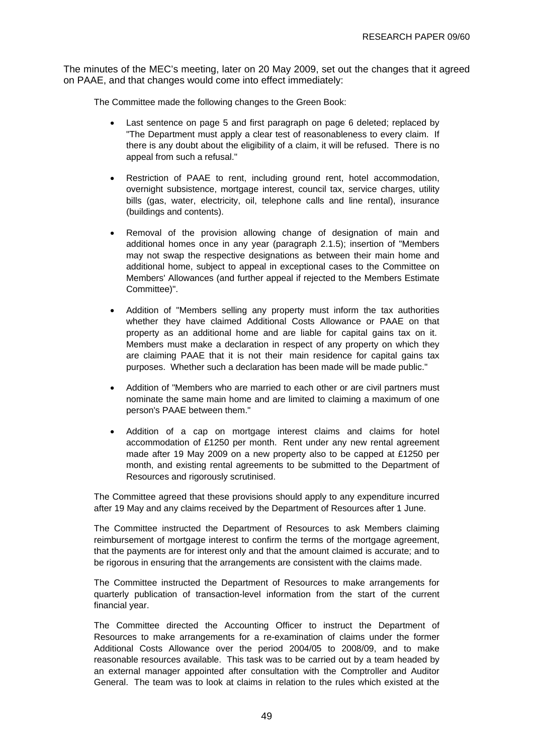The minutes of the MEC's meeting, later on 20 May 2009, set out the changes that it agreed on PAAE, and that changes would come into effect immediately:

> The Committee made the following changes to the Green Book:
>
> - Last sentence on page 5 and first paragraph on page 6 deleted; replaced by "The Department must apply a clear test of reasonableness to every claim. If there is any doubt about the eligibility of a claim, it will be refused. There is no appeal from such a refusal."
> - Restriction of PAAE to rent, including ground rent, hotel accommodation, overnight subsistence, mortgage interest, council tax, service charges, utility bills (gas, water, electricity, oil, telephone calls and line rental), insurance (buildings and contents).
> - Removal of the provision allowing change of designation of main and additional homes once in any year (paragraph 2.1.5); insertion of "Members may not swap the respective designations as between their main home and additional home, subject to appeal in exceptional cases to the Committee on Members' Allowances (and further appeal if rejected to the Members Estimate Committee)".
> - Addition of "Members selling any property must inform the tax authorities whether they have claimed Additional Costs Allowance or PAAE on that property as an additional home and are liable for capital gains tax on it. Members must make a declaration in respect of any property on which they are claiming PAAE that it is not their main residence for capital gains tax purposes. Whether such a declaration has been made will be made public."
> - Addition of "Members who are married to each other or are civil partners must nominate the same main home and are limited to claiming a maximum of one person's PAAE between them."
> - Addition of a cap on mortgage interest claims and claims for hotel accommodation of £1250 per month. Rent under any new rental agreement made after 19 May 2009 on a new property also to be capped at £1250 per month, and existing rental agreements to be submitted to the Department of Resources and rigorously scrutinised.
>
> The Committee agreed that these provisions should apply to any expenditure incurred after 19 May and any claims received by the Department of Resources after 1 June.
>
> The Committee instructed the Department of Resources to ask Members claiming reimbursement of mortgage interest to confirm the terms of the mortgage agreement, that the payments are for interest only and that the amount claimed is accurate; and to be rigorous in ensuring that the arrangements are consistent with the claims made.
>
> The Committee instructed the Department of Resources to make arrangements for quarterly publication of transaction-level information from the start of the current financial year.
>
> The Committee directed the Accounting Officer to instruct the Department of Resources to make arrangements for a re-examination of claims under the former Additional Costs Allowance over the period 2004/05 to 2008/09, and to make reasonable resources available. This task was to be carried out by a team headed by an external manager appointed after consultation with the Comptroller and Auditor General. The team was to look at claims in relation to the rules which existed at the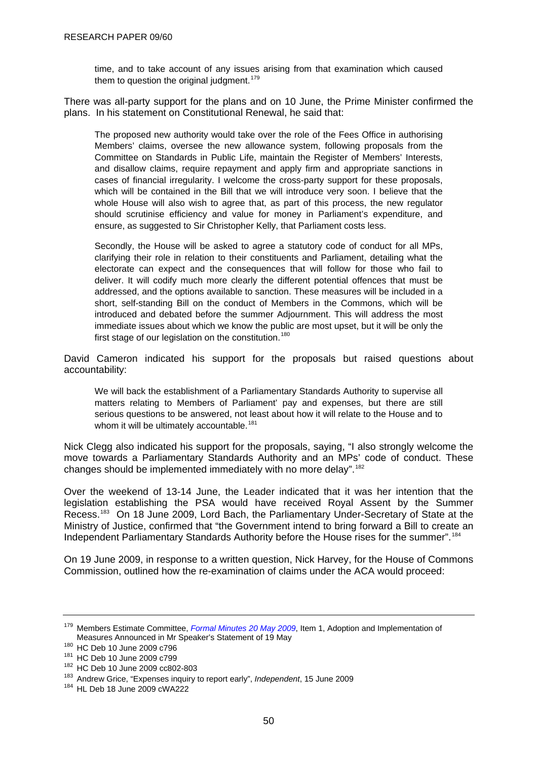time, and to take account of any issues arising from that examination which caused them to question the original judgment.[179]

There was all-party support for the plans and on 10 June, the Prime Minister confirmed the plans. In his statement on Constitutional Renewal, he said that:

> The proposed new authority would take over the role of the Fees Office in authorising Members' claims, oversee the new allowance system, following proposals from the Committee on Standards in Public Life, maintain the Register of Members' Interests, and disallow claims, require repayment and apply firm and appropriate sanctions in cases of financial irregularity. I welcome the cross-party support for these proposals, which will be contained in the Bill that we will introduce very soon. I believe that the whole House will also wish to agree that, as part of this process, the new regulator should scrutinise efficiency and value for money in Parliament's expenditure, and ensure, as suggested to Sir Christopher Kelly, that Parliament costs less.
>
> Secondly, the House will be asked to agree a statutory code of conduct for all MPs, clarifying their role in relation to their constituents and Parliament, detailing what the electorate can expect and the consequences that will follow for those who fail to deliver. It will codify much more clearly the different potential offences that must be addressed, and the options available to sanction. These measures will be included in a short, self-standing Bill on the conduct of Members in the Commons, which will be introduced and debated before the summer Adjournment. This will address the most immediate issues about which we know the public are most upset, but it will be only the first stage of our legislation on the constitution.[180]

David Cameron indicated his support for the proposals but raised questions about accountability:

> We will back the establishment of a Parliamentary Standards Authority to supervise all matters relating to Members of Parliament' pay and expenses, but there are still serious questions to be answered, not least about how it will relate to the House and to whom it will be ultimately accountable.[181]

Nick Clegg also indicated his support for the proposals, saying, "I also strongly welcome the move towards a Parliamentary Standards Authority and an MPs' code of conduct. These changes should be implemented immediately with no more delay".[182]

Over the weekend of 13-14 June, the Leader indicated that it was her intention that the legislation establishing the PSA would have received Royal Assent by the Summer Recess.[183] On 18 June 2009, Lord Bach, the Parliamentary Under-Secretary of State at the Ministry of Justice, confirmed that "the Government intend to bring forward a Bill to create an Independent Parliamentary Standards Authority before the House rises for the summer".[184]

On 19 June 2009, in response to a written question, Nick Harvey, for the House of Commons Commission, outlined how the re-examination of claims under the ACA would proceed:

---

[179] Members Estimate Committee, *Formal Minutes 20 May 2009*, Item 1, Adoption and Implementation of Measures Announced in Mr Speaker's Statement of 19 May

[180] HC Deb 10 June 2009 c796

[181] HC Deb 10 June 2009 c799

[182] HC Deb 10 June 2009 cc802-803

[183] Andrew Grice, "Expenses inquiry to report early", *Independent*, 15 June 2009

[184] HL Deb 18 June 2009 cWA222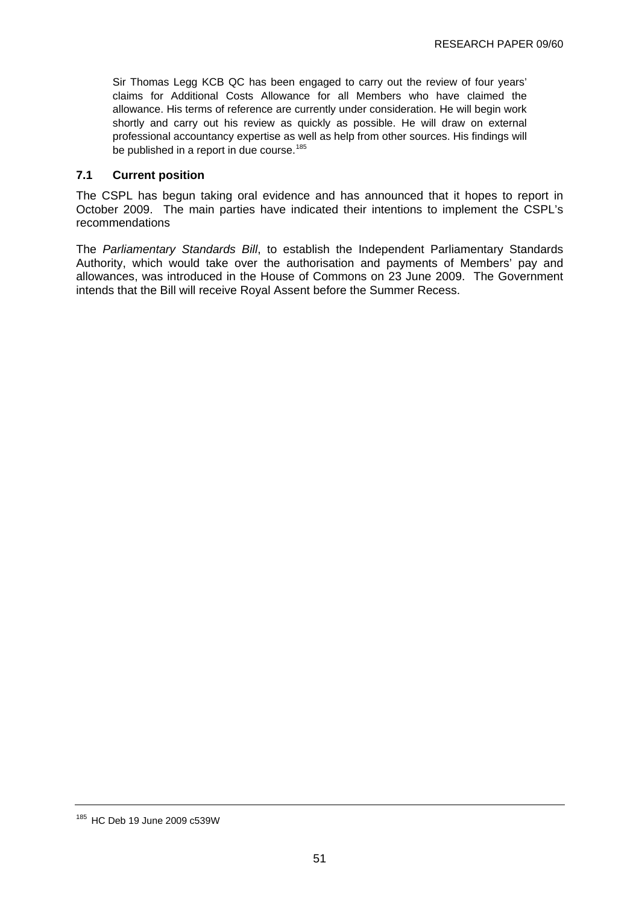Sir Thomas Legg KCB QC has been engaged to carry out the review of four years' claims for Additional Costs Allowance for all Members who have claimed the allowance. His terms of reference are currently under consideration. He will begin work shortly and carry out his review as quickly as possible. He will draw on external professional accountancy expertise as well as help from other sources. His findings will be published in a report in due course.[185]

### 7.1 Current position

The CSPL has begun taking oral evidence and has announced that it hopes to report in October 2009. The main parties have indicated their intentions to implement the CSPL's recommendations

The *Parliamentary Standards Bill*, to establish the Independent Parliamentary Standards Authority, which would take over the authorisation and payments of Members' pay and allowances, was introduced in the House of Commons on 23 June 2009. The Government intends that the Bill will receive Royal Assent before the Summer Recess.

[185] HC Deb 19 June 2009 c539W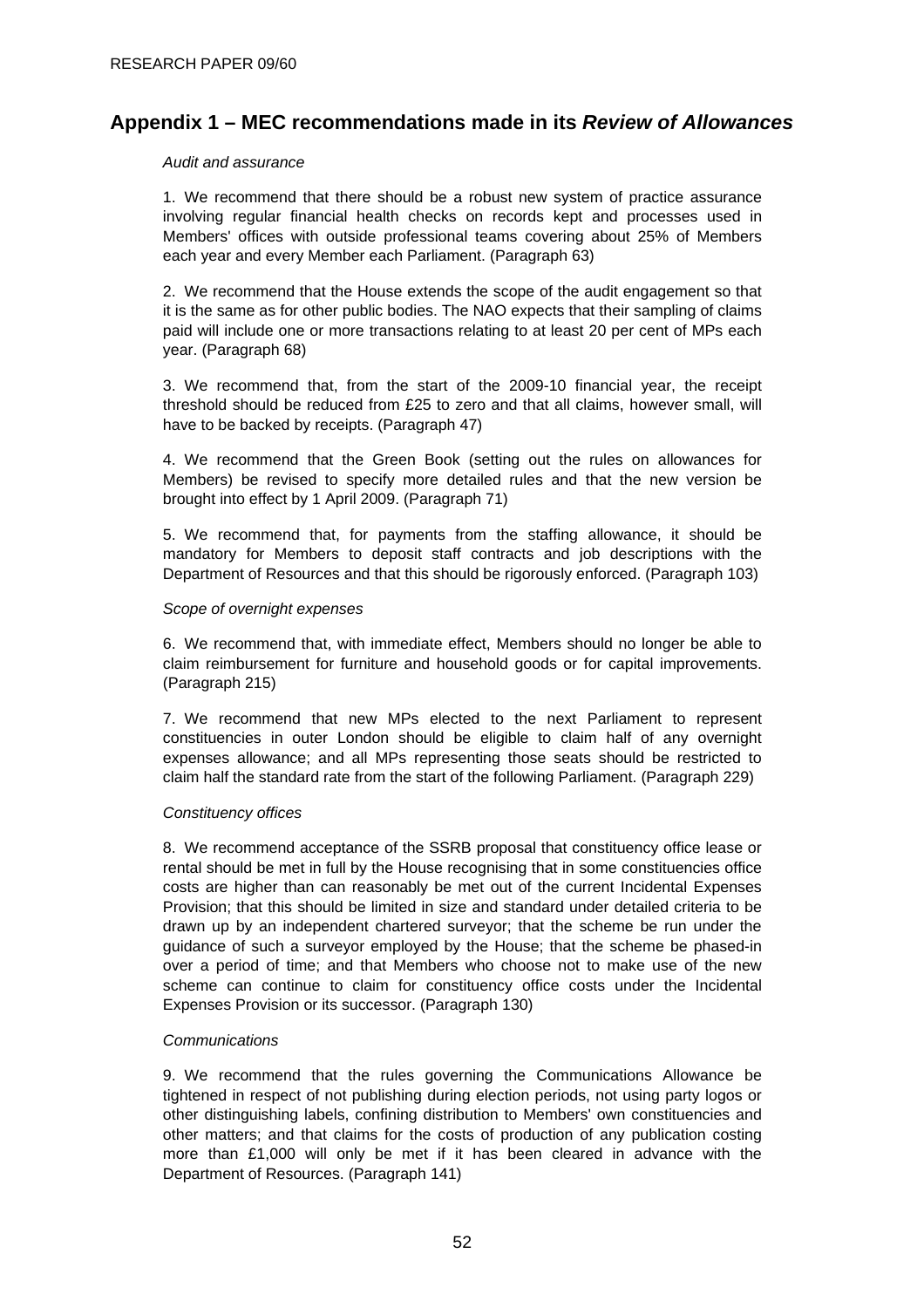## Appendix 1 – MEC recommendations made in its *Review of Allowances*

*Audit and assurance*

1. We recommend that there should be a robust new system of practice assurance involving regular financial health checks on records kept and processes used in Members' offices with outside professional teams covering about 25% of Members each year and every Member each Parliament. (Paragraph 63)

2. We recommend that the House extends the scope of the audit engagement so that it is the same as for other public bodies. The NAO expects that their sampling of claims paid will include one or more transactions relating to at least 20 per cent of MPs each year. (Paragraph 68)

3. We recommend that, from the start of the 2009-10 financial year, the receipt threshold should be reduced from £25 to zero and that all claims, however small, will have to be backed by receipts. (Paragraph 47)

4. We recommend that the Green Book (setting out the rules on allowances for Members) be revised to specify more detailed rules and that the new version be brought into effect by 1 April 2009. (Paragraph 71)

5. We recommend that, for payments from the staffing allowance, it should be mandatory for Members to deposit staff contracts and job descriptions with the Department of Resources and that this should be rigorously enforced. (Paragraph 103)

*Scope of overnight expenses*

6. We recommend that, with immediate effect, Members should no longer be able to claim reimbursement for furniture and household goods or for capital improvements. (Paragraph 215)

7. We recommend that new MPs elected to the next Parliament to represent constituencies in outer London should be eligible to claim half of any overnight expenses allowance; and all MPs representing those seats should be restricted to claim half the standard rate from the start of the following Parliament. (Paragraph 229)

*Constituency offices*

8. We recommend acceptance of the SSRB proposal that constituency office lease or rental should be met in full by the House recognising that in some constituencies office costs are higher than can reasonably be met out of the current Incidental Expenses Provision; that this should be limited in size and standard under detailed criteria to be drawn up by an independent chartered surveyor; that the scheme be run under the guidance of such a surveyor employed by the House; that the scheme be phased-in over a period of time; and that Members who choose not to make use of the new scheme can continue to claim for constituency office costs under the Incidental Expenses Provision or its successor. (Paragraph 130)

*Communications*

9. We recommend that the rules governing the Communications Allowance be tightened in respect of not publishing during election periods, not using party logos or other distinguishing labels, confining distribution to Members' own constituencies and other matters; and that claims for the costs of production of any publication costing more than £1,000 will only be met if it has been cleared in advance with the Department of Resources. (Paragraph 141)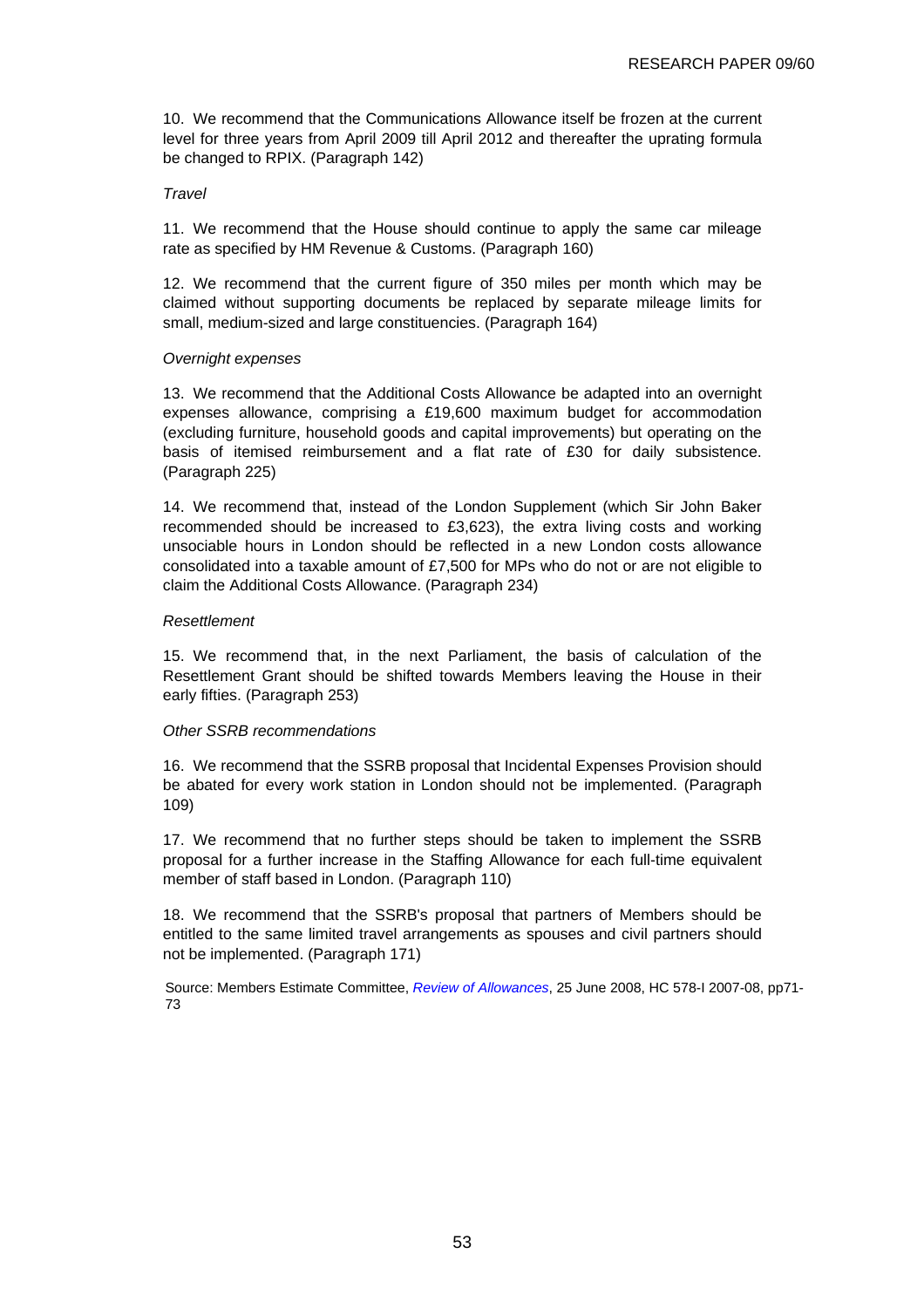10. We recommend that the Communications Allowance itself be frozen at the current level for three years from April 2009 till April 2012 and thereafter the uprating formula be changed to RPIX. (Paragraph 142)

*Travel*

11. We recommend that the House should continue to apply the same car mileage rate as specified by HM Revenue & Customs. (Paragraph 160)

12. We recommend that the current figure of 350 miles per month which may be claimed without supporting documents be replaced by separate mileage limits for small, medium-sized and large constituencies. (Paragraph 164)

*Overnight expenses*

13. We recommend that the Additional Costs Allowance be adapted into an overnight expenses allowance, comprising a £19,600 maximum budget for accommodation (excluding furniture, household goods and capital improvements) but operating on the basis of itemised reimbursement and a flat rate of £30 for daily subsistence. (Paragraph 225)

14. We recommend that, instead of the London Supplement (which Sir John Baker recommended should be increased to £3,623), the extra living costs and working unsociable hours in London should be reflected in a new London costs allowance consolidated into a taxable amount of £7,500 for MPs who do not or are not eligible to claim the Additional Costs Allowance. (Paragraph 234)

*Resettlement*

15. We recommend that, in the next Parliament, the basis of calculation of the Resettlement Grant should be shifted towards Members leaving the House in their early fifties. (Paragraph 253)

*Other SSRB recommendations*

16. We recommend that the SSRB proposal that Incidental Expenses Provision should be abated for every work station in London should not be implemented. (Paragraph 109)

17. We recommend that no further steps should be taken to implement the SSRB proposal for a further increase in the Staffing Allowance for each full-time equivalent member of staff based in London. (Paragraph 110)

18. We recommend that the SSRB's proposal that partners of Members should be entitled to the same limited travel arrangements as spouses and civil partners should not be implemented. (Paragraph 171)

Source: Members Estimate Committee, *Review of Allowances*, 25 June 2008, HC 578-I 2007-08, pp71-73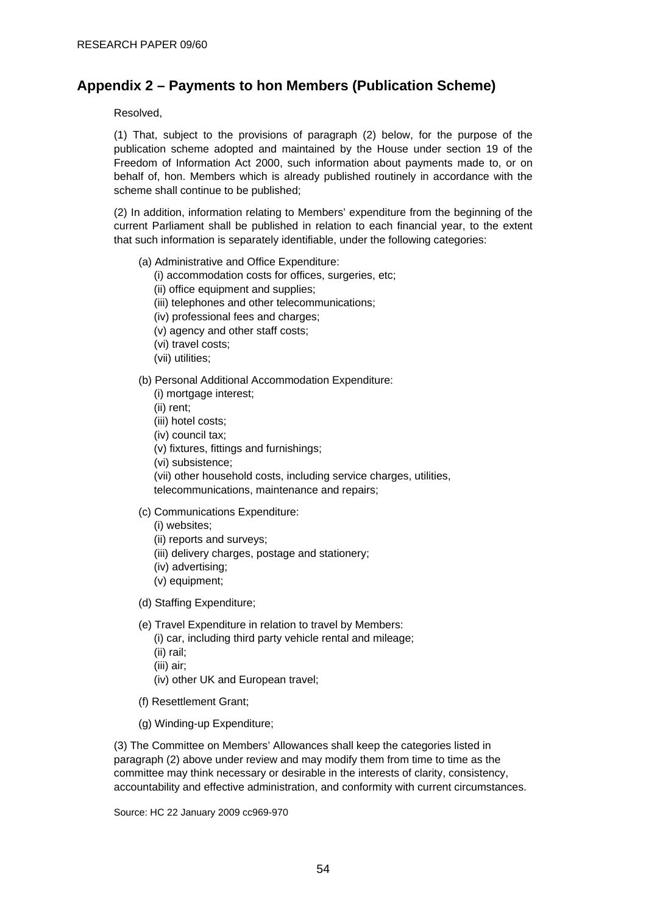## Appendix 2 – Payments to hon Members (Publication Scheme)

Resolved,

(1) That, subject to the provisions of paragraph (2) below, for the purpose of the publication scheme adopted and maintained by the House under section 19 of the Freedom of Information Act 2000, such information about payments made to, or on behalf of, hon. Members which is already published routinely in accordance with the scheme shall continue to be published;

(2) In addition, information relating to Members' expenditure from the beginning of the current Parliament shall be published in relation to each financial year, to the extent that such information is separately identifiable, under the following categories:

(a) Administrative and Office Expenditure:
- (i) accommodation costs for offices, surgeries, etc;
- (ii) office equipment and supplies;
- (iii) telephones and other telecommunications;
- (iv) professional fees and charges;
- (v) agency and other staff costs;
- (vi) travel costs;
- (vii) utilities;

(b) Personal Additional Accommodation Expenditure:
- (i) mortgage interest;
- (ii) rent;
- (iii) hotel costs;
- (iv) council tax;
- (v) fixtures, fittings and furnishings;
- (vi) subsistence;
- (vii) other household costs, including service charges, utilities, telecommunications, maintenance and repairs;

(c) Communications Expenditure:
- (i) websites;
- (ii) reports and surveys;
- (iii) delivery charges, postage and stationery;
- (iv) advertising;
- (v) equipment;

(d) Staffing Expenditure;

(e) Travel Expenditure in relation to travel by Members:
- (i) car, including third party vehicle rental and mileage;
- (ii) rail;
- (iii) air;
- (iv) other UK and European travel;

(f) Resettlement Grant;

(g) Winding-up Expenditure;

(3) The Committee on Members' Allowances shall keep the categories listed in paragraph (2) above under review and may modify them from time to time as the committee may think necessary or desirable in the interests of clarity, consistency, accountability and effective administration, and conformity with current circumstances.

Source: HC 22 January 2009 cc969-970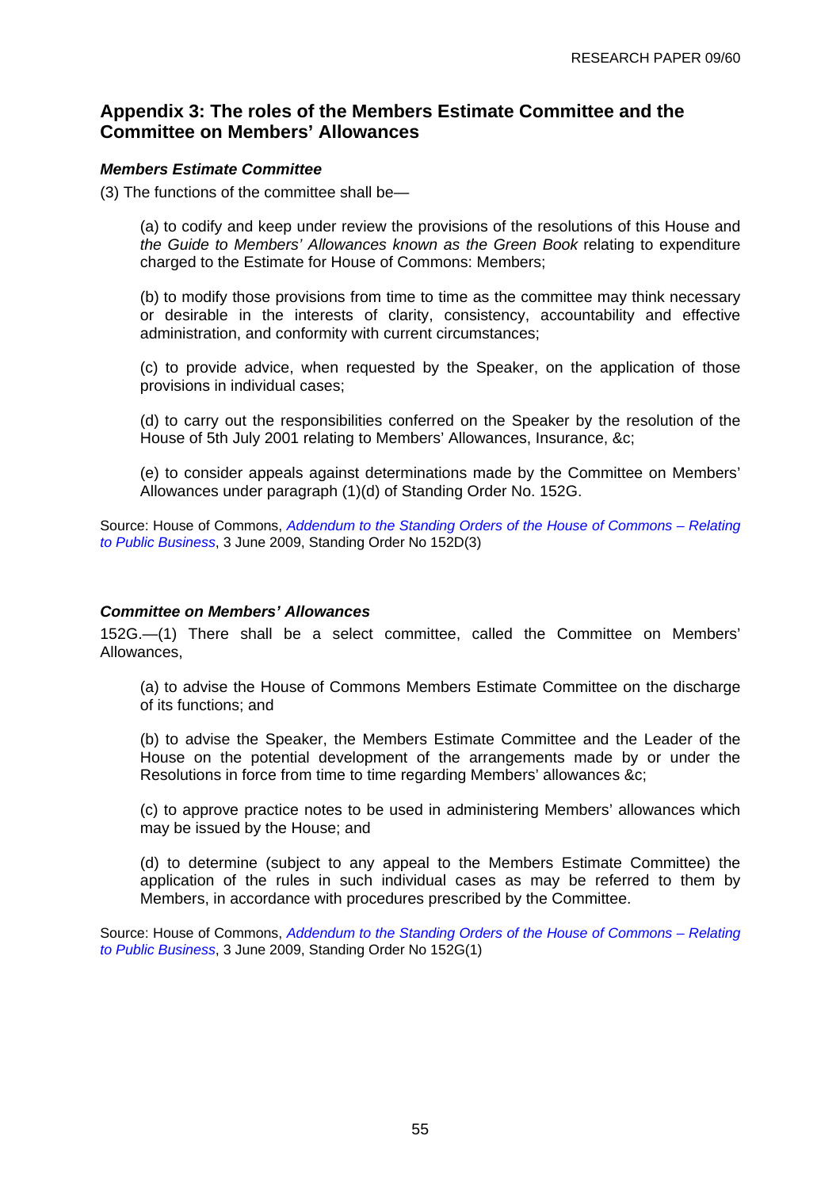## Appendix 3: The roles of the Members Estimate Committee and the Committee on Members' Allowances

### *Members Estimate Committee*

(3) The functions of the committee shall be—

(a) to codify and keep under review the provisions of the resolutions of this House and *the Guide to Members' Allowances known as the Green Book* relating to expenditure charged to the Estimate for House of Commons: Members;

(b) to modify those provisions from time to time as the committee may think necessary or desirable in the interests of clarity, consistency, accountability and effective administration, and conformity with current circumstances;

(c) to provide advice, when requested by the Speaker, on the application of those provisions in individual cases;

(d) to carry out the responsibilities conferred on the Speaker by the resolution of the House of 5th July 2001 relating to Members' Allowances, Insurance, &c;

(e) to consider appeals against determinations made by the Committee on Members' Allowances under paragraph (1)(d) of Standing Order No. 152G.

Source: House of Commons, *Addendum to the Standing Orders of the House of Commons – Relating to Public Business*, 3 June 2009, Standing Order No 152D(3)

### *Committee on Members' Allowances*

152G.—(1) There shall be a select committee, called the Committee on Members' Allowances,

(a) to advise the House of Commons Members Estimate Committee on the discharge of its functions; and

(b) to advise the Speaker, the Members Estimate Committee and the Leader of the House on the potential development of the arrangements made by or under the Resolutions in force from time to time regarding Members' allowances &c;

(c) to approve practice notes to be used in administering Members' allowances which may be issued by the House; and

(d) to determine (subject to any appeal to the Members Estimate Committee) the application of the rules in such individual cases as may be referred to them by Members, in accordance with procedures prescribed by the Committee.

Source: House of Commons, *Addendum to the Standing Orders of the House of Commons – Relating to Public Business*, 3 June 2009, Standing Order No 152G(1)